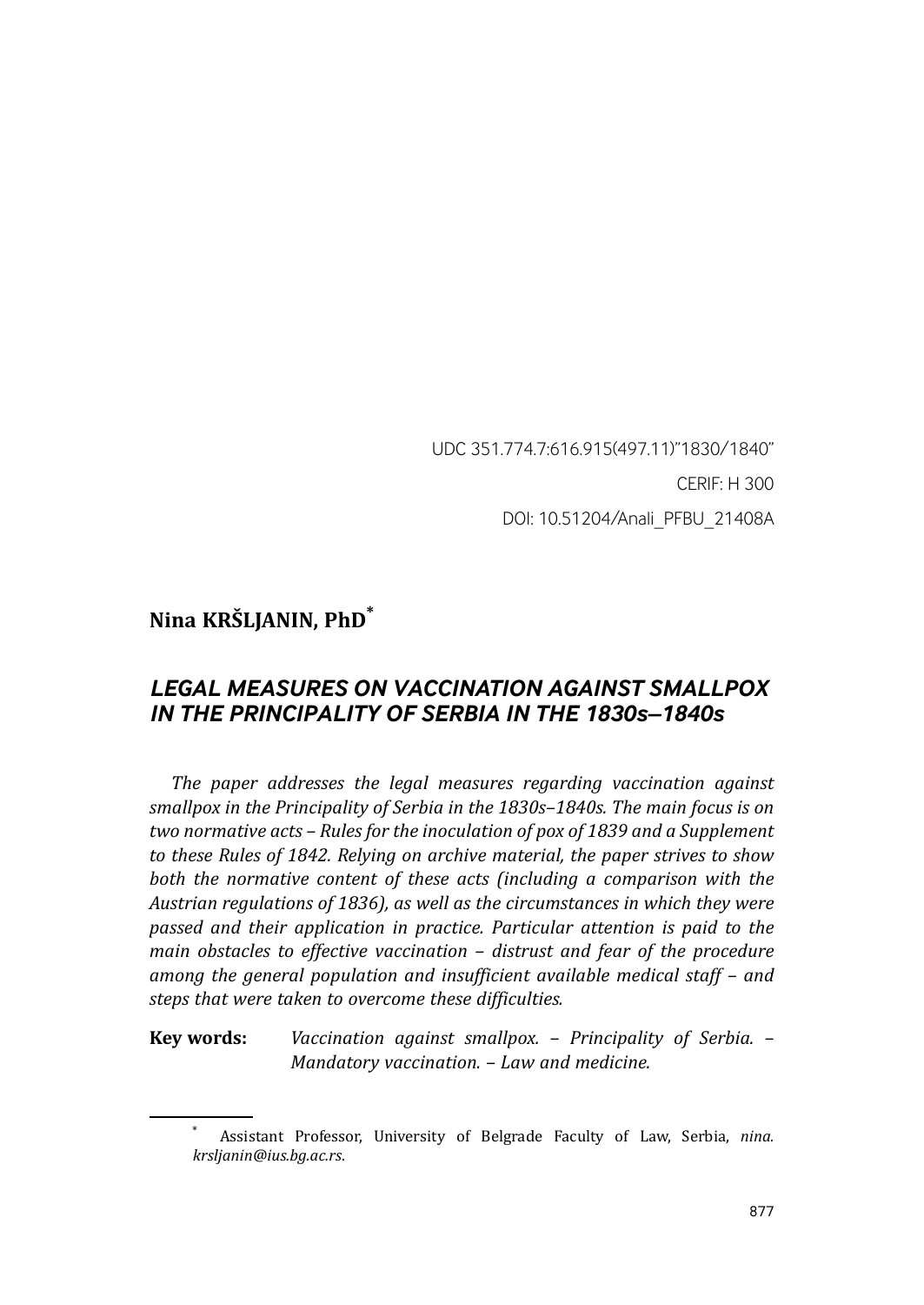UDC 351.774.7:616.915(497.11)"1830/1840"

CERIF: H 300

DOI: 10.51204/Anali_PFBU_21408A

**Nina KRŠLJANIN, PhD**[*]

# *LEGAL MEASURES ON VACCINATION AGAINST SMALLPOX IN THE PRINCIPALITY OF SERBIA IN THE 1830s–1840s*

*The paper addresses the legal measures regarding vaccination against smallpox in the Principality of Serbia in the 1830s–1840s. The main focus is on two normative acts – Rules for the inoculation of pox of 1839 and a Supplement to these Rules of 1842. Relying on archive material, the paper strives to show both the normative content of these acts (including a comparison with the Austrian regulations of 1836), as well as the circumstances in which they were passed and their application in practice. Particular attention is paid to the main obstacles to effective vaccination – distrust and fear of the procedure among the general population and insufficient available medical staff – and steps that were taken to overcome these difficulties.*

**Key words:** *Vaccination against smallpox. – Principality of Serbia. – Mandatory vaccination. – Law and medicine.*

---

[*] Assistant Professor, University of Belgrade Faculty of Law, Serbia, *nina.krsljanin@ius.bg.ac.rs*.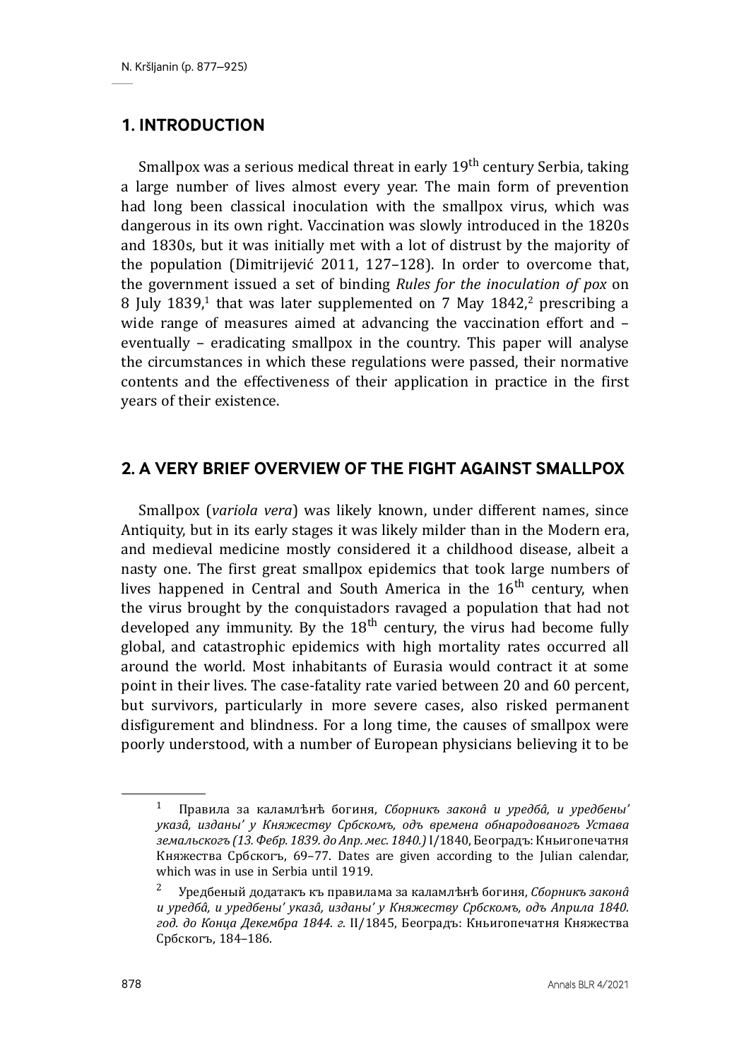## 1. INTRODUCTION

Smallpox was a serious medical threat in early 19th century Serbia, taking a large number of lives almost every year. The main form of prevention had long been classical inoculation with the smallpox virus, which was dangerous in its own right. Vaccination was slowly introduced in the 1820s and 1830s, but it was initially met with a lot of distrust by the majority of the population (Dimitrijević 2011, 127–128). In order to overcome that, the government issued a set of binding *Rules for the inoculation of pox* on 8 July 1839,[1] that was later supplemented on 7 May 1842,[2] prescribing a wide range of measures aimed at advancing the vaccination effort and – eventually – eradicating smallpox in the country. This paper will analyse the circumstances in which these regulations were passed, their normative contents and the effectiveness of their application in practice in the first years of their existence.

## 2. A VERY BRIEF OVERVIEW OF THE FIGHT AGAINST SMALLPOX

Smallpox (*variola vera*) was likely known, under different names, since Antiquity, but in its early stages it was likely milder than in the Modern era, and medieval medicine mostly considered it a childhood disease, albeit a nasty one. The first great smallpox epidemics that took large numbers of lives happened in Central and South America in the 16th century, when the virus brought by the conquistadors ravaged a population that had not developed any immunity. By the 18th century, the virus had become fully global, and catastrophic epidemics with high mortality rates occurred all around the world. Most inhabitants of Eurasia would contract it at some point in their lives. The case-fatality rate varied between 20 and 60 percent, but survivors, particularly in more severe cases, also risked permanent disfigurement and blindness. For a long time, the causes of smallpox were poorly understood, with a number of European physicians believing it to be

---

[1] Правила за каламлѣнѣ богиня, *Сборникъ законâ и уредбâ, и уредбены' указâ, изданы' у Княжеству Србскомъ, одъ времена обнародованогъ Устава земальскогъ (13. Февр. 1839. до Апр. мес. 1840.)* I/1840, Београдъ: Кньигопечатня Княжества Србскогъ, 69–77. Dates are given according to the Julian calendar, which was in use in Serbia until 1919.

[2] Уредбеный додатакъ къ правилама за каламлѣнѣ богиня, *Сборникъ законâ и уредбâ, и уредбены' указâ, изданы' у Княжеству Србскомъ, одъ Априла 1840. год. до Конца Декембра 1844. г.* II/1845, Београдъ: Кньигопечатня Княжества Србскогъ, 184–186.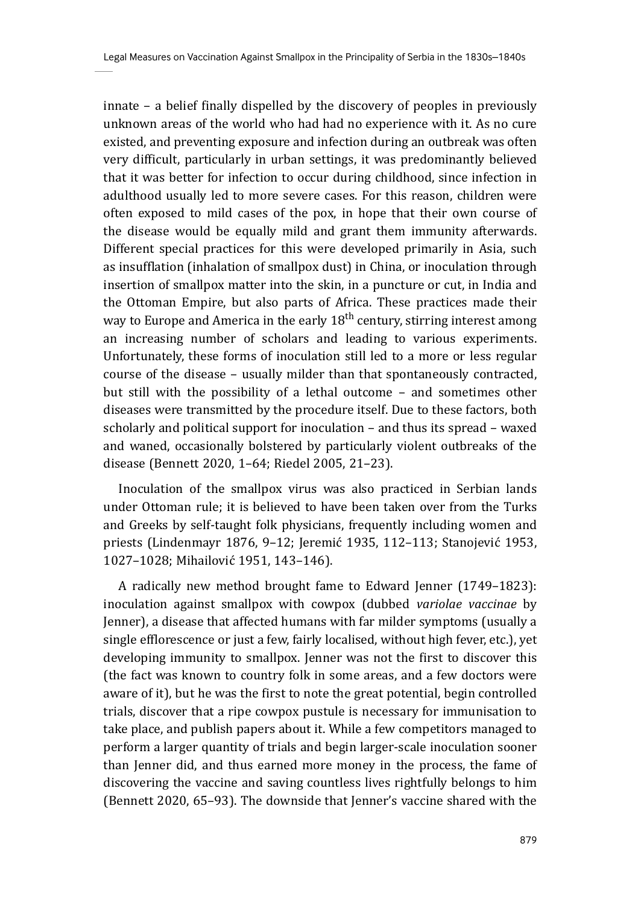innate – a belief finally dispelled by the discovery of peoples in previously unknown areas of the world who had had no experience with it. As no cure existed, and preventing exposure and infection during an outbreak was often very difficult, particularly in urban settings, it was predominantly believed that it was better for infection to occur during childhood, since infection in adulthood usually led to more severe cases. For this reason, children were often exposed to mild cases of the pox, in hope that their own course of the disease would be equally mild and grant them immunity afterwards. Different special practices for this were developed primarily in Asia, such as insufflation (inhalation of smallpox dust) in China, or inoculation through insertion of smallpox matter into the skin, in a puncture or cut, in India and the Ottoman Empire, but also parts of Africa. These practices made their way to Europe and America in the early 18th century, stirring interest among an increasing number of scholars and leading to various experiments. Unfortunately, these forms of inoculation still led to a more or less regular course of the disease – usually milder than that spontaneously contracted, but still with the possibility of a lethal outcome – and sometimes other diseases were transmitted by the procedure itself. Due to these factors, both scholarly and political support for inoculation – and thus its spread – waxed and waned, occasionally bolstered by particularly violent outbreaks of the disease (Bennett 2020, 1–64; Riedel 2005, 21–23).

Inoculation of the smallpox virus was also practiced in Serbian lands under Ottoman rule; it is believed to have been taken over from the Turks and Greeks by self-taught folk physicians, frequently including women and priests (Lindenmayr 1876, 9–12; Jeremić 1935, 112–113; Stanojević 1953, 1027–1028; Mihailović 1951, 143–146).

A radically new method brought fame to Edward Jenner (1749–1823): inoculation against smallpox with cowpox (dubbed *variolae vaccinae* by Jenner), a disease that affected humans with far milder symptoms (usually a single efflorescence or just a few, fairly localised, without high fever, etc.), yet developing immunity to smallpox. Jenner was not the first to discover this (the fact was known to country folk in some areas, and a few doctors were aware of it), but he was the first to note the great potential, begin controlled trials, discover that a ripe cowpox pustule is necessary for immunisation to take place, and publish papers about it. While a few competitors managed to perform a larger quantity of trials and begin larger-scale inoculation sooner than Jenner did, and thus earned more money in the process, the fame of discovering the vaccine and saving countless lives rightfully belongs to him (Bennett 2020, 65–93). The downside that Jenner's vaccine shared with the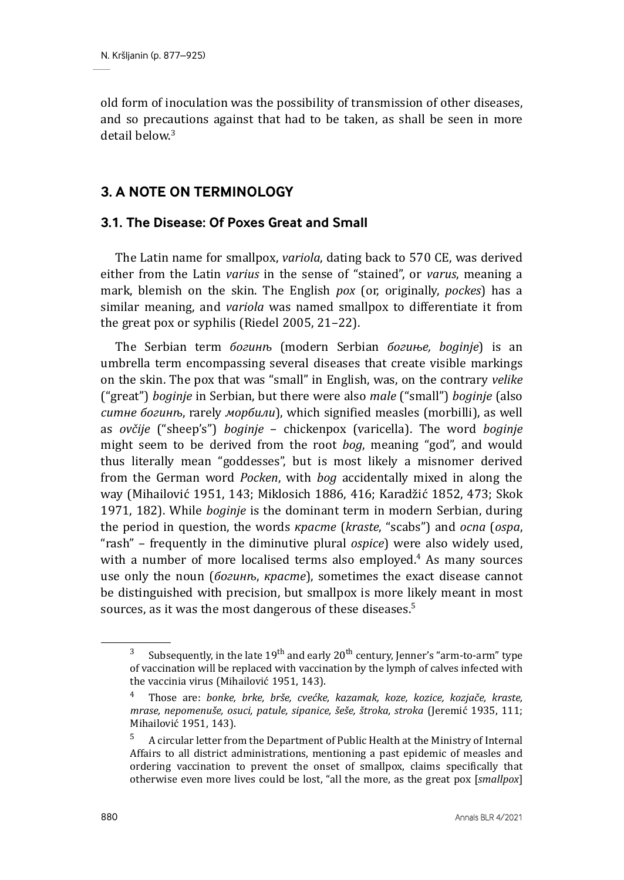old form of inoculation was the possibility of transmission of other diseases, and so precautions against that had to be taken, as shall be seen in more detail below.[3]

## 3. A NOTE ON TERMINOLOGY

### 3.1. The Disease: Of Poxes Great and Small

The Latin name for smallpox, *variola*, dating back to 570 CE, was derived either from the Latin *varius* in the sense of "stained", or *varus*, meaning a mark, blemish on the skin. The English *pox* (or, originally, *pockes*) has a similar meaning, and *variola* was named smallpox to differentiate it from the great pox or syphilis (Riedel 2005, 21–22).

The Serbian term *богинѣ* (modern Serbian *богиње, boginje*) is an umbrella term encompassing several diseases that create visible markings on the skin. The pox that was "small" in English, was, on the contrary *velike* ("great") *boginje* in Serbian, but there were also *male* ("small") *boginje* (also *ситне богинѣ*, rarely *морбили*), which signified measles (morbilli), as well as *ovčije* ("sheep's") *boginje* – chickenpox (varicella). The word *boginje* might seem to be derived from the root *bog*, meaning "god", and would thus literally mean "goddesses", but is most likely a misnomer derived from the German word *Pocken*, with *bog* accidentally mixed in along the way (Mihailović 1951, 143; Miklosich 1886, 416; Karadžić 1852, 473; Skok 1971, 182). While *boginje* is the dominant term in modern Serbian, during the period in question, the words *красте* (*kraste*, "scabs") and *оспа* (*ospa*, "rash" – frequently in the diminutive plural *ospice*) were also widely used, with a number of more localised terms also employed.[4] As many sources use only the noun (*богинѣ*, *красте*), sometimes the exact disease cannot be distinguished with precision, but smallpox is more likely meant in most sources, as it was the most dangerous of these diseases.[5]

---

[3] Subsequently, in the late 19th and early 20th century, Jenner's "arm-to-arm" type of vaccination will be replaced with vaccination by the lymph of calves infected with the vaccinia virus (Mihailović 1951, 143).

[4] Those are: *bonke, brke, brše, cvećke, kazamak, koze, kozice, kozjače, kraste, mrase, nepomenuše, osuci, patule, sipanice, šeše, štroka, stroka* (Jeremić 1935, 111; Mihailović 1951, 143).

[5] A circular letter from the Department of Public Health at the Ministry of Internal Affairs to all district administrations, mentioning a past epidemic of measles and ordering vaccination to prevent the onset of smallpox, claims specifically that otherwise even more lives could be lost, "all the more, as the great pox [*smallpox*]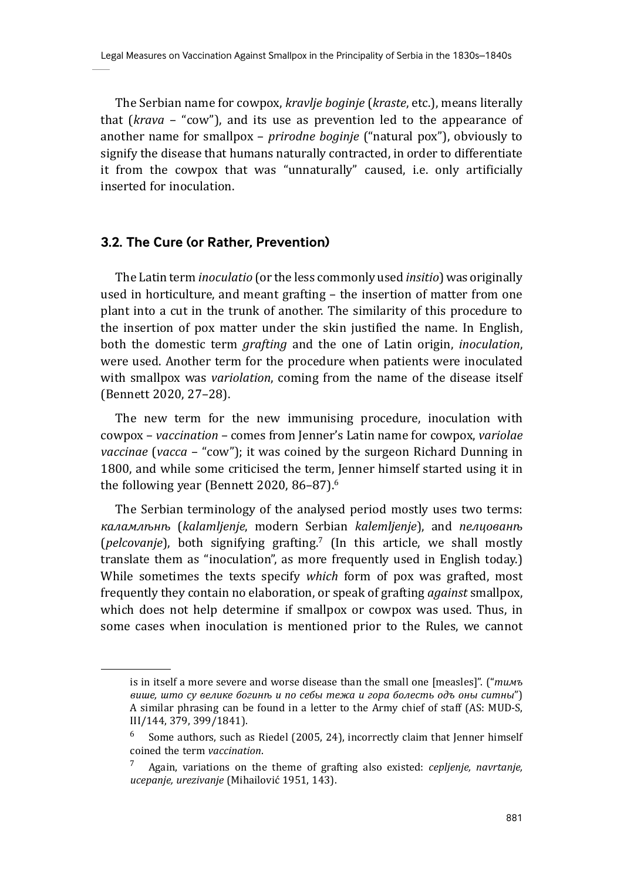The Serbian name for cowpox, *kravlje boginje* (*kraste*, etc.), means literally that (*krava* – "cow"), and its use as prevention led to the appearance of another name for smallpox – *prirodne boginje* ("natural pox"), obviously to signify the disease that humans naturally contracted, in order to differentiate it from the cowpox that was "unnaturally" caused, i.e. only artificially inserted for inoculation.

### 3.2. The Cure (or Rather, Prevention)

The Latin term *inoculatio* (or the less commonly used *insitio*) was originally used in horticulture, and meant grafting – the insertion of matter from one plant into a cut in the trunk of another. The similarity of this procedure to the insertion of pox matter under the skin justified the name. In English, both the domestic term *grafting* and the one of Latin origin, *inoculation*, were used. Another term for the procedure when patients were inoculated with smallpox was *variolation*, coming from the name of the disease itself (Bennett 2020, 27–28).

The new term for the new immunising procedure, inoculation with cowpox – *vaccination* – comes from Jenner's Latin name for cowpox, *variolae vaccinae* (*vacca* – "cow"); it was coined by the surgeon Richard Dunning in 1800, and while some criticised the term, Jenner himself started using it in the following year (Bennett 2020, 86–87).[6]

The Serbian terminology of the analysed period mostly uses two terms: *каламлѣнѣ* (*kalamljenje*, modern Serbian *kalemljenje*), and *пелцованѣ* (*pelcovanje*), both signifying grafting.[7] (In this article, we shall mostly translate them as "inoculation", as more frequently used in English today.) While sometimes the texts specify *which* form of pox was grafted, most frequently they contain no elaboration, or speak of grafting *against* smallpox, which does not help determine if smallpox or cowpox was used. Thus, in some cases when inoculation is mentioned prior to the Rules, we cannot

---

is in itself a more severe and worse disease than the small one [measles]". ("*тимъ више, што су велике богинѣ и по себы тежа и гора болесть одъ оны ситны*") A similar phrasing can be found in a letter to the Army chief of staff (AS: MUD-S, III/144, 379, 399/1841).

[6] Some authors, such as Riedel (2005, 24), incorrectly claim that Jenner himself coined the term *vaccination*.

[7] Again, variations on the theme of grafting also existed: *cepljenje, navrtanje, ucepanje, urezivanje* (Mihailović 1951, 143).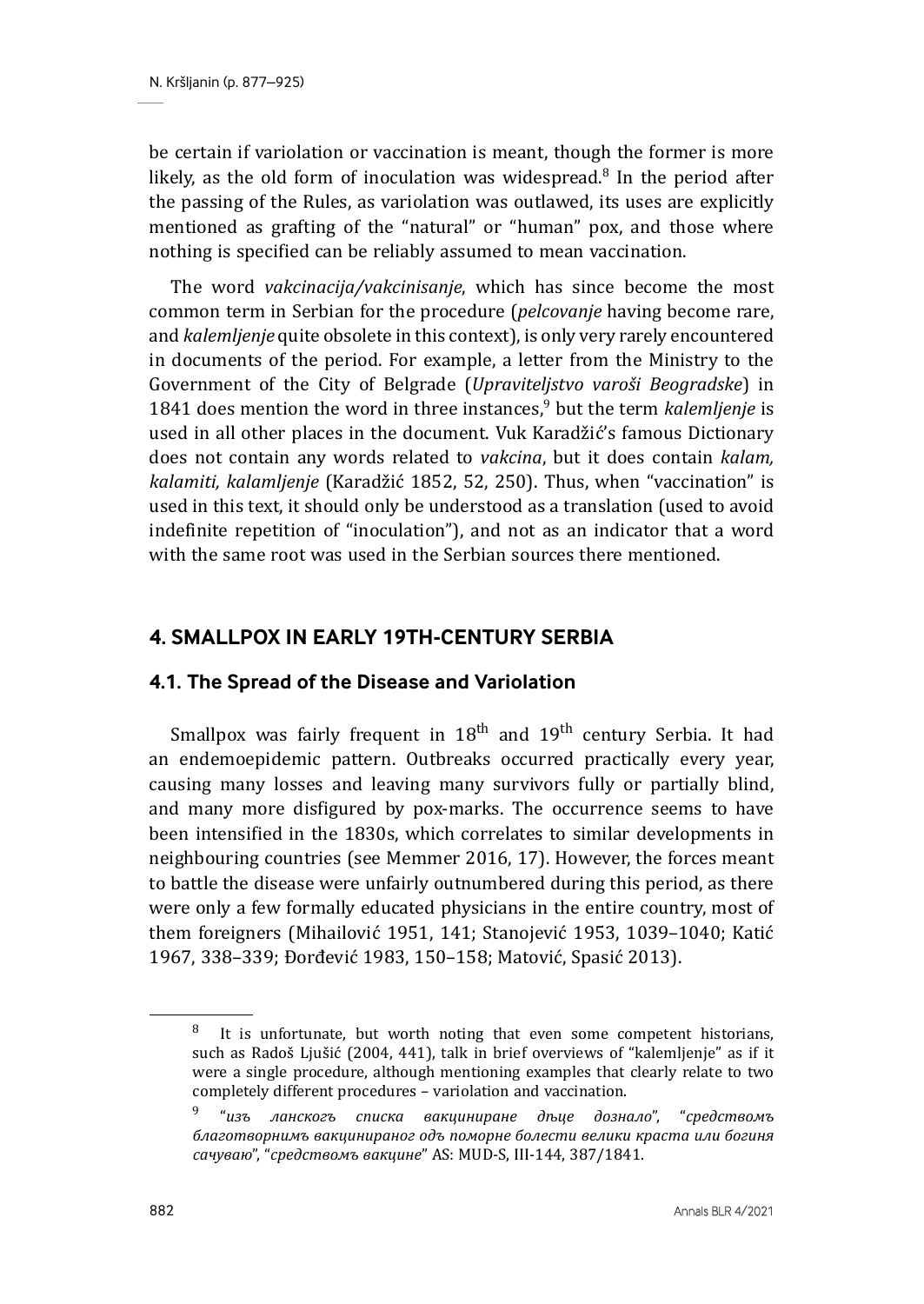be certain if variolation or vaccination is meant, though the former is more likely, as the old form of inoculation was widespread.[8] In the period after the passing of the Rules, as variolation was outlawed, its uses are explicitly mentioned as grafting of the "natural" or "human" pox, and those where nothing is specified can be reliably assumed to mean vaccination.

The word *vakcinacija/vakcinisanje*, which has since become the most common term in Serbian for the procedure (*pelcovanje* having become rare, and *kalemljenje* quite obsolete in this context), is only very rarely encountered in documents of the period. For example, a letter from the Ministry to the Government of the City of Belgrade (*Upraviteljstvo varoši Beogradske*) in 1841 does mention the word in three instances,[9] but the term *kalemljenje* is used in all other places in the document. Vuk Karadžić's famous Dictionary does not contain any words related to *vakcina*, but it does contain *kalam, kalamiti, kalamljenje* (Karadžić 1852, 52, 250). Thus, when "vaccination" is used in this text, it should only be understood as a translation (used to avoid indefinite repetition of "inoculation"), and not as an indicator that a word with the same root was used in the Serbian sources there mentioned.

## 4. SMALLPOX IN EARLY 19TH-CENTURY SERBIA

### 4.1. The Spread of the Disease and Variolation

Smallpox was fairly frequent in 18th and 19th century Serbia. It had an endemoepidemic pattern. Outbreaks occurred practically every year, causing many losses and leaving many survivors fully or partially blind, and many more disfigured by pox-marks. The occurrence seems to have been intensified in the 1830s, which correlates to similar developments in neighbouring countries (see Memmer 2016, 17). However, the forces meant to battle the disease were unfairly outnumbered during this period, as there were only a few formally educated physicians in the entire country, most of them foreigners (Mihailović 1951, 141; Stanojević 1953, 1039–1040; Katić 1967, 338–339; Đorđević 1983, 150–158; Matović, Spasić 2013).

---

[8] It is unfortunate, but worth noting that even some competent historians, such as Radoš Ljušić (2004, 441), talk in brief overviews of "kalemljenje" as if it were a single procedure, although mentioning examples that clearly relate to two completely different procedures – variolation and vaccination.

[9] "*изъ ланскогъ списка вакциниране дѣце дознало*", "*средствомъ благотворнимъ вакцинираног одъ поморне болести велики краста или богиня сачуваю*", "*средствомъ вакцине*" AS: MUD-S, III-144, 387/1841.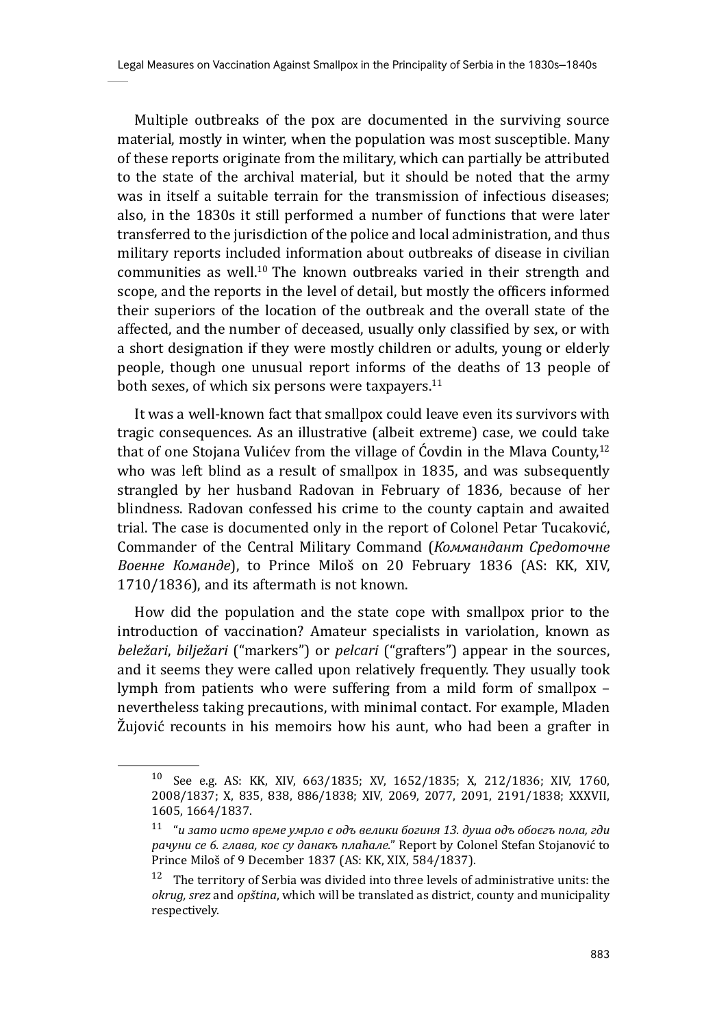Multiple outbreaks of the pox are documented in the surviving source material, mostly in winter, when the population was most susceptible. Many of these reports originate from the military, which can partially be attributed to the state of the archival material, but it should be noted that the army was in itself a suitable terrain for the transmission of infectious diseases; also, in the 1830s it still performed a number of functions that were later transferred to the jurisdiction of the police and local administration, and thus military reports included information about outbreaks of disease in civilian communities as well.[10] The known outbreaks varied in their strength and scope, and the reports in the level of detail, but mostly the officers informed their superiors of the location of the outbreak and the overall state of the affected, and the number of deceased, usually only classified by sex, or with a short designation if they were mostly children or adults, young or elderly people, though one unusual report informs of the deaths of 13 people of both sexes, of which six persons were taxpayers.[11]

It was a well-known fact that smallpox could leave even its survivors with tragic consequences. As an illustrative (albeit extreme) case, we could take that of one Stojana Vulićev from the village of Ćovdin in the Mlava County,[12] who was left blind as a result of smallpox in 1835, and was subsequently strangled by her husband Radovan in February of 1836, because of her blindness. Radovan confessed his crime to the county captain and awaited trial. The case is documented only in the report of Colonel Petar Tucaković, Commander of the Central Military Command (*Коммандант Средоточне Военне Команде*), to Prince Miloš on 20 February 1836 (AS: KK, XIV, 1710/1836), and its aftermath is not known.

How did the population and the state cope with smallpox prior to the introduction of vaccination? Amateur specialists in variolation, known as *beležari*, *bilježari* ("markers") or *pelcari* ("grafters") appear in the sources, and it seems they were called upon relatively frequently. They usually took lymph from patients who were suffering from a mild form of smallpox – nevertheless taking precautions, with minimal contact. For example, Mladen Žujović recounts in his memoirs how his aunt, who had been a grafter in

---

[10] See e.g. AS: KK, XIV, 663/1835; XV, 1652/1835; X, 212/1836; XIV, 1760, 2008/1837; X, 835, 838, 886/1838; XIV, 2069, 2077, 2091, 2191/1838; XXXVII, 1605, 1664/1837.

[11] "*и зато исто време умрло є одъ велики богиня 13. душа одъ обоєгъ пола, гди рачуни се 6. глава, коє су данакъ плаћале.*" Report by Colonel Stefan Stojanović to Prince Miloš of 9 December 1837 (AS: KK, XIX, 584/1837).

[12] The territory of Serbia was divided into three levels of administrative units: the *okrug, srez* and *opština*, which will be translated as district, county and municipality respectively.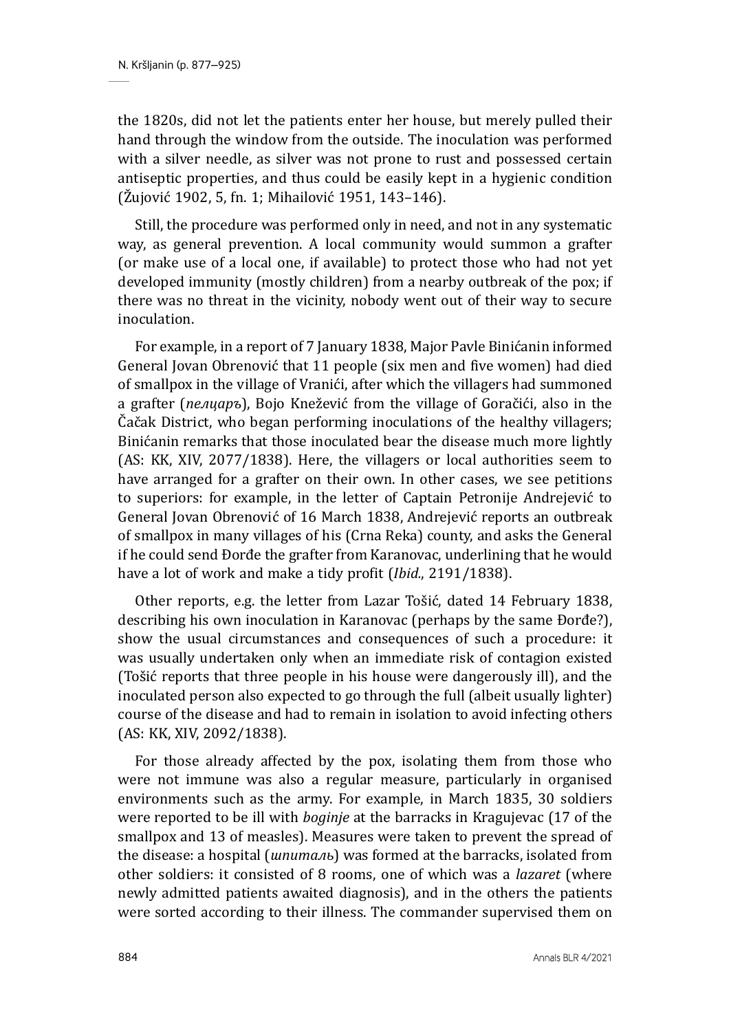the 1820s, did not let the patients enter her house, but merely pulled their hand through the window from the outside. The inoculation was performed with a silver needle, as silver was not prone to rust and possessed certain antiseptic properties, and thus could be easily kept in a hygienic condition (Žujović 1902, 5, fn. 1; Mihailović 1951, 143–146).

Still, the procedure was performed only in need, and not in any systematic way, as general prevention. A local community would summon a grafter (or make use of a local one, if available) to protect those who had not yet developed immunity (mostly children) from a nearby outbreak of the pox; if there was no threat in the vicinity, nobody went out of their way to secure inoculation.

For example, in a report of 7 January 1838, Major Pavle Binićanin informed General Jovan Obrenović that 11 people (six men and five women) had died of smallpox in the village of Vranići, after which the villagers had summoned a grafter (*пелцаръ*), Bojo Knežević from the village of Goračići, also in the Čačak District, who began performing inoculations of the healthy villagers; Binićanin remarks that those inoculated bear the disease much more lightly (AS: KK, XIV, 2077/1838). Here, the villagers or local authorities seem to have arranged for a grafter on their own. In other cases, we see petitions to superiors: for example, in the letter of Captain Petronije Andrejević to General Jovan Obrenović of 16 March 1838, Andrejević reports an outbreak of smallpox in many villages of his (Crna Reka) county, and asks the General if he could send Đorđe the grafter from Karanovac, underlining that he would have a lot of work and make a tidy profit (*Ibid.*, 2191/1838).

Other reports, e.g. the letter from Lazar Tošić, dated 14 February 1838, describing his own inoculation in Karanovac (perhaps by the same Đorđe?), show the usual circumstances and consequences of such a procedure: it was usually undertaken only when an immediate risk of contagion existed (Tošić reports that three people in his house were dangerously ill), and the inoculated person also expected to go through the full (albeit usually lighter) course of the disease and had to remain in isolation to avoid infecting others (AS: KK, XIV, 2092/1838).

For those already affected by the pox, isolating them from those who were not immune was also a regular measure, particularly in organised environments such as the army. For example, in March 1835, 30 soldiers were reported to be ill with *boginje* at the barracks in Kragujevac (17 of the smallpox and 13 of measles). Measures were taken to prevent the spread of the disease: a hospital (*шпиталь*) was formed at the barracks, isolated from other soldiers: it consisted of 8 rooms, one of which was a *lazaret* (where newly admitted patients awaited diagnosis), and in the others the patients were sorted according to their illness. The commander supervised them on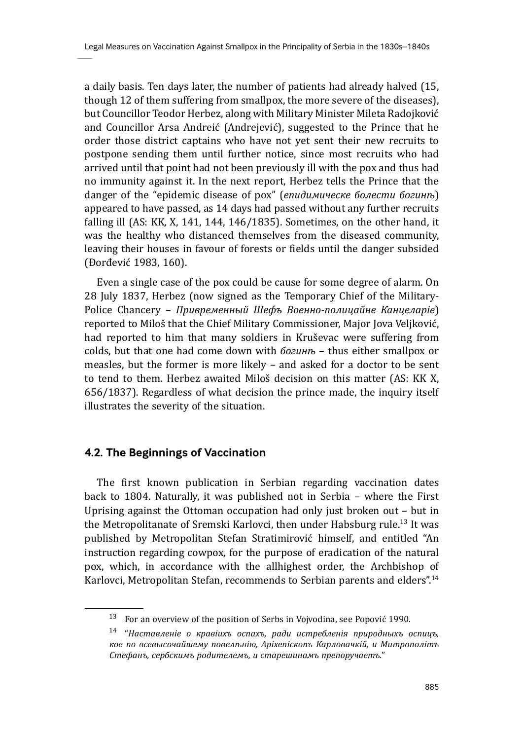a daily basis. Ten days later, the number of patients had already halved (15, though 12 of them suffering from smallpox, the more severe of the diseases), but Councillor Teodor Herbez, along with Military Minister Mileta Radojković and Councillor Arsa Andreić (Andrejević), suggested to the Prince that he order those district captains who have not yet sent their new recruits to postpone sending them until further notice, since most recruits who had arrived until that point had not been previously ill with the pox and thus had no immunity against it. In the next report, Herbez tells the Prince that the danger of the "epidemic disease of pox" (*епидимическе болести богинь*) appeared to have passed, as 14 days had passed without any further recruits falling ill (AS: KK, X, 141, 144, 146/1835). Sometimes, on the other hand, it was the healthy who distanced themselves from the diseased community, leaving their houses in favour of forests or fields until the danger subsided (Đorđević 1983, 160).

Even a single case of the pox could be cause for some degree of alarm. On 28 July 1837, Herbez (now signed as the Temporary Chief of the Military-Police Chancery – *Привременный Шефъ Военно-полицайне Канцеларіе*) reported to Miloš that the Chief Military Commissioner, Major Jova Veljković, had reported to him that many soldiers in Kruševac were suffering from colds, but that one had come down with *богинь* – thus either smallpox or measles, but the former is more likely – and asked for a doctor to be sent to tend to them. Herbez awaited Miloš decision on this matter (AS: KK X, 656/1837). Regardless of what decision the prince made, the inquiry itself illustrates the severity of the situation.

### 4.2. The Beginnings of Vaccination

The first known publication in Serbian regarding vaccination dates back to 1804. Naturally, it was published not in Serbia – where the First Uprising against the Ottoman occupation had only just broken out – but in the Metropolitanate of Sremski Karlovci, then under Habsburg rule.[13] It was published by Metropolitan Stefan Stratimirović himself, and entitled "An instruction regarding cowpox, for the purpose of eradication of the natural pox, which, in accordance with the allhighest order, the Archbishop of Karlovci, Metropolitan Stefan, recommends to Serbian parents and elders".[14]

[13] For an overview of the position of Serbs in Vojvodina, see Popović 1990.

[14] "*Наставленіе о кравіихъ оспахъ, ради истребленія природныхъ оспицъ, кое по всевысочайшему повельнію, Архіепископъ Карловачкій, и Митрополітъ Стефанъ, сербскимъ родителемъ, и старешинамъ препоручаетъ.*"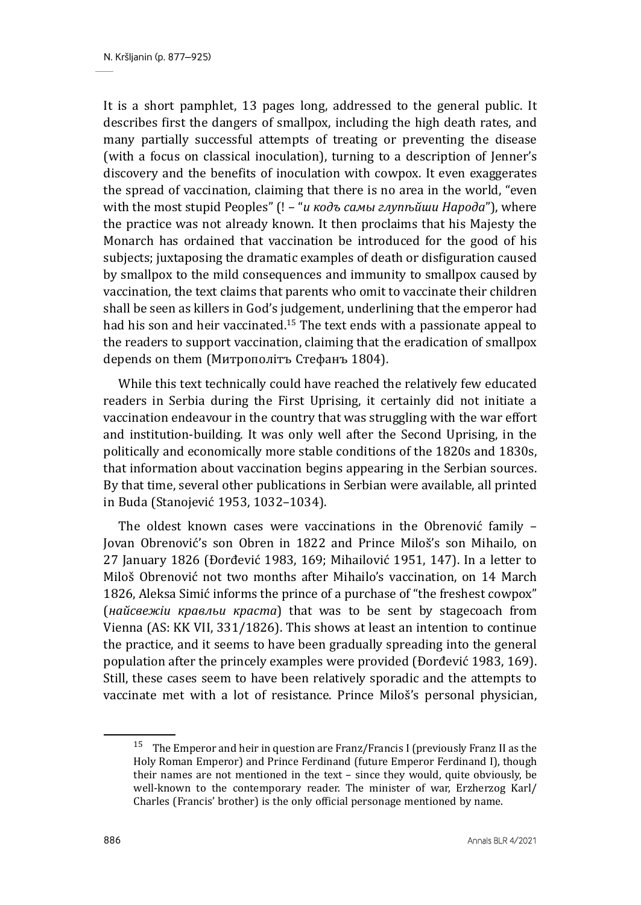It is a short pamphlet, 13 pages long, addressed to the general public. It describes first the dangers of smallpox, including the high death rates, and many partially successful attempts of treating or preventing the disease (with a focus on classical inoculation), turning to a description of Jenner's discovery and the benefits of inoculation with cowpox. It even exaggerates the spread of vaccination, claiming that there is no area in the world, "even with the most stupid Peoples" (! – "*и кодъ самы глупѣйши Народа*"), where the practice was not already known. It then proclaims that his Majesty the Monarch has ordained that vaccination be introduced for the good of his subjects; juxtaposing the dramatic examples of death or disfiguration caused by smallpox to the mild consequences and immunity to smallpox caused by vaccination, the text claims that parents who omit to vaccinate their children shall be seen as killers in God's judgement, underlining that the emperor had had his son and heir vaccinated.[15] The text ends with a passionate appeal to the readers to support vaccination, claiming that the eradication of smallpox depends on them (Митрополітъ Стефанъ 1804).

While this text technically could have reached the relatively few educated readers in Serbia during the First Uprising, it certainly did not initiate a vaccination endeavour in the country that was struggling with the war effort and institution-building. It was only well after the Second Uprising, in the politically and economically more stable conditions of the 1820s and 1830s, that information about vaccination begins appearing in the Serbian sources. By that time, several other publications in Serbian were available, all printed in Buda (Stanojević 1953, 1032–1034).

The oldest known cases were vaccinations in the Obrenović family – Jovan Obrenović's son Obren in 1822 and Prince Miloš's son Mihailo, on 27 January 1826 (Đorđević 1983, 169; Mihailović 1951, 147). In a letter to Miloš Obrenović not two months after Mihailo's vaccination, on 14 March 1826, Aleksa Simić informs the prince of a purchase of "the freshest cowpox" (*найсвежіи кравльи краста*) that was to be sent by stagecoach from Vienna (AS: KK VII, 331/1826). This shows at least an intention to continue the practice, and it seems to have been gradually spreading into the general population after the princely examples were provided (Đorđević 1983, 169). Still, these cases seem to have been relatively sporadic and the attempts to vaccinate met with a lot of resistance. Prince Miloš's personal physician,

---

[15] The Emperor and heir in question are Franz/Francis I (previously Franz II as the Holy Roman Emperor) and Prince Ferdinand (future Emperor Ferdinand I), though their names are not mentioned in the text – since they would, quite obviously, be well-known to the contemporary reader. The minister of war, Erzherzog Karl/Charles (Francis' brother) is the only official personage mentioned by name.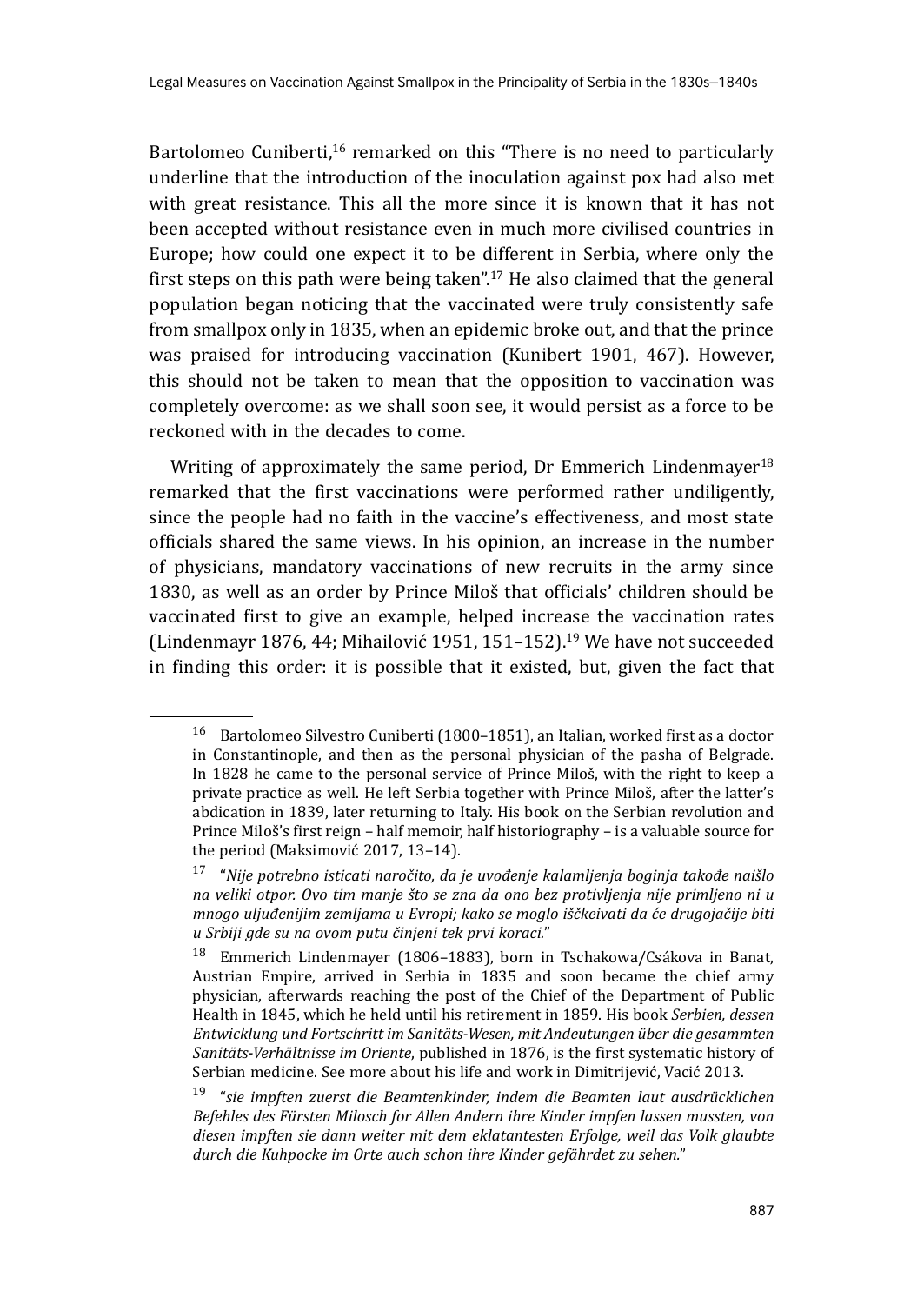Bartolomeo Cuniberti,[16] remarked on this "There is no need to particularly underline that the introduction of the inoculation against pox had also met with great resistance. This all the more since it is known that it has not been accepted without resistance even in much more civilised countries in Europe; how could one expect it to be different in Serbia, where only the first steps on this path were being taken".[17] He also claimed that the general population began noticing that the vaccinated were truly consistently safe from smallpox only in 1835, when an epidemic broke out, and that the prince was praised for introducing vaccination (Kunibert 1901, 467). However, this should not be taken to mean that the opposition to vaccination was completely overcome: as we shall soon see, it would persist as a force to be reckoned with in the decades to come.

Writing of approximately the same period, Dr Emmerich Lindenmayer[18] remarked that the first vaccinations were performed rather undiligently, since the people had no faith in the vaccine's effectiveness, and most state officials shared the same views. In his opinion, an increase in the number of physicians, mandatory vaccinations of new recruits in the army since 1830, as well as an order by Prince Miloš that officials' children should be vaccinated first to give an example, helped increase the vaccination rates (Lindenmayr 1876, 44; Mihailović 1951, 151–152).[19] We have not succeeded in finding this order: it is possible that it existed, but, given the fact that

---

[16] Bartolomeo Silvestro Cuniberti (1800–1851), an Italian, worked first as a doctor in Constantinople, and then as the personal physician of the pasha of Belgrade. In 1828 he came to the personal service of Prince Miloš, with the right to keep a private practice as well. He left Serbia together with Prince Miloš, after the latter's abdication in 1839, later returning to Italy. His book on the Serbian revolution and Prince Miloš's first reign – half memoir, half historiography – is a valuable source for the period (Maksimović 2017, 13–14).

[17] "*Nije potrebno isticati naročito, da je uvođenje kalamljenja boginja takođe naišlo na veliki otpor. Ovo tim manje što se zna da ono bez protivljenja nije primljeno ni u mnogo uljuđenijim zemljama u Evropi; kako se moglo iščkeivati da će drugojačije biti u Srbiji gde su na ovom putu činjeni tek prvi koraci.*"

[18] Emmerich Lindenmayer (1806–1883), born in Tschakowa/Csákova in Banat, Austrian Empire, arrived in Serbia in 1835 and soon became the chief army physician, afterwards reaching the post of the Chief of the Department of Public Health in 1845, which he held until his retirement in 1859. His book *Serbien, dessen Entwicklung und Fortschritt im Sanitäts-Wesen, mit Andeutungen über die gesammten Sanitäts-Verhältnisse im Oriente*, published in 1876, is the first systematic history of Serbian medicine. See more about his life and work in Dimitrijević, Vacić 2013.

[19] "*sie impften zuerst die Beamtenkinder, indem die Beamten laut ausdrücklichen Befehles des Fürsten Milosch for Allen Andern ihre Kinder impfen lassen mussten, von diesen impften sie dann weiter mit dem eklatantesten Erfolge, weil das Volk glaubte durch die Kuhpocke im Orte auch schon ihre Kinder gefährdet zu sehen.*"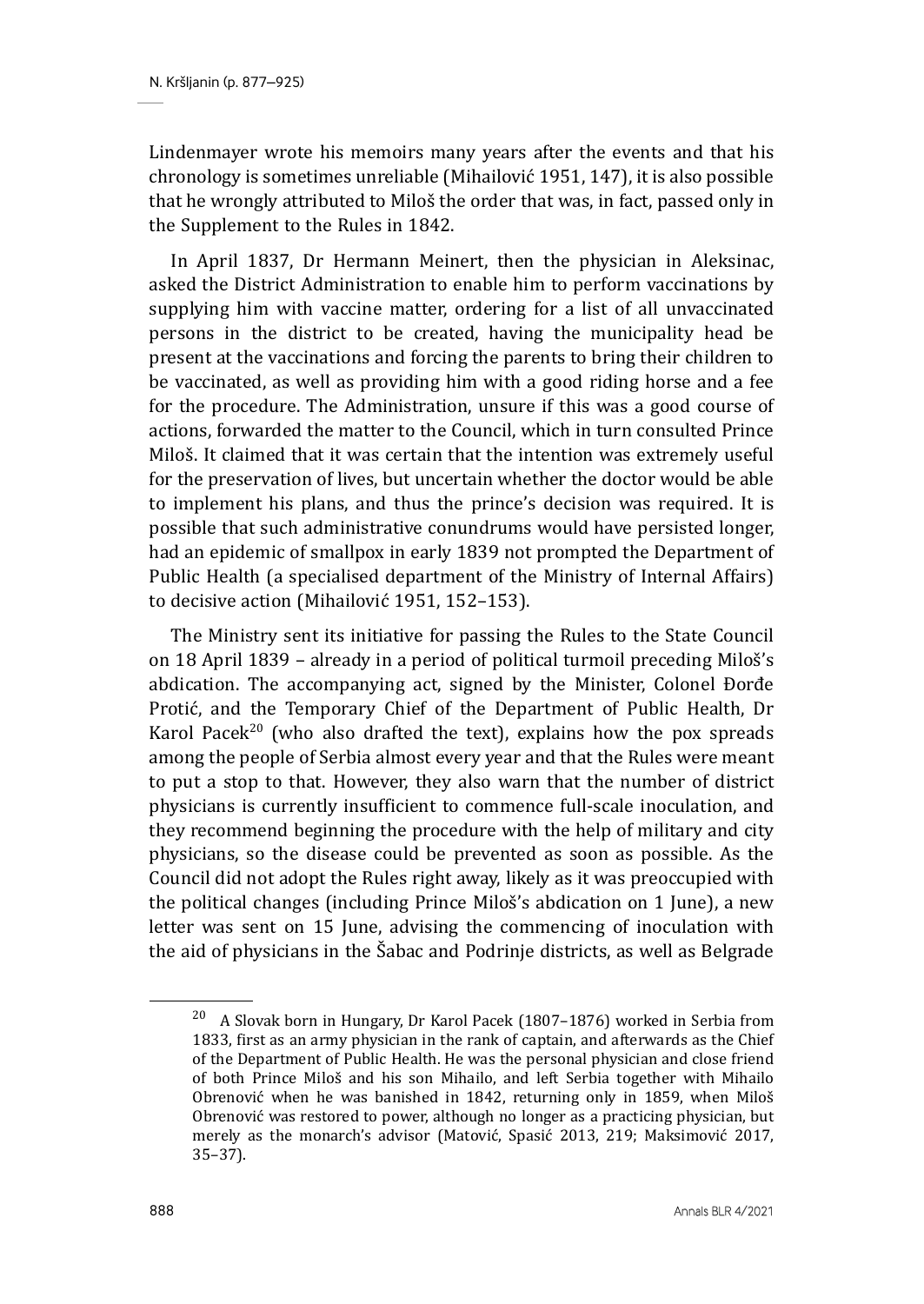Lindenmayer wrote his memoirs many years after the events and that his chronology is sometimes unreliable (Mihailović 1951, 147), it is also possible that he wrongly attributed to Miloš the order that was, in fact, passed only in the Supplement to the Rules in 1842.

In April 1837, Dr Hermann Meinert, then the physician in Aleksinac, asked the District Administration to enable him to perform vaccinations by supplying him with vaccine matter, ordering for a list of all unvaccinated persons in the district to be created, having the municipality head be present at the vaccinations and forcing the parents to bring their children to be vaccinated, as well as providing him with a good riding horse and a fee for the procedure. The Administration, unsure if this was a good course of actions, forwarded the matter to the Council, which in turn consulted Prince Miloš. It claimed that it was certain that the intention was extremely useful for the preservation of lives, but uncertain whether the doctor would be able to implement his plans, and thus the prince's decision was required. It is possible that such administrative conundrums would have persisted longer, had an epidemic of smallpox in early 1839 not prompted the Department of Public Health (a specialised department of the Ministry of Internal Affairs) to decisive action (Mihailović 1951, 152–153).

The Ministry sent its initiative for passing the Rules to the State Council on 18 April 1839 – already in a period of political turmoil preceding Miloš's abdication. The accompanying act, signed by the Minister, Colonel Đorđe Protić, and the Temporary Chief of the Department of Public Health, Dr Karol Pacek[20] (who also drafted the text), explains how the pox spreads among the people of Serbia almost every year and that the Rules were meant to put a stop to that. However, they also warn that the number of district physicians is currently insufficient to commence full-scale inoculation, and they recommend beginning the procedure with the help of military and city physicians, so the disease could be prevented as soon as possible. As the Council did not adopt the Rules right away, likely as it was preoccupied with the political changes (including Prince Miloš's abdication on 1 June), a new letter was sent on 15 June, advising the commencing of inoculation with the aid of physicians in the Šabac and Podrinje districts, as well as Belgrade

---

[20] A Slovak born in Hungary, Dr Karol Pacek (1807–1876) worked in Serbia from 1833, first as an army physician in the rank of captain, and afterwards as the Chief of the Department of Public Health. He was the personal physician and close friend of both Prince Miloš and his son Mihailo, and left Serbia together with Mihailo Obrenović when he was banished in 1842, returning only in 1859, when Miloš Obrenović was restored to power, although no longer as a practicing physician, but merely as the monarch's advisor (Matović, Spasić 2013, 219; Maksimović 2017, 35–37).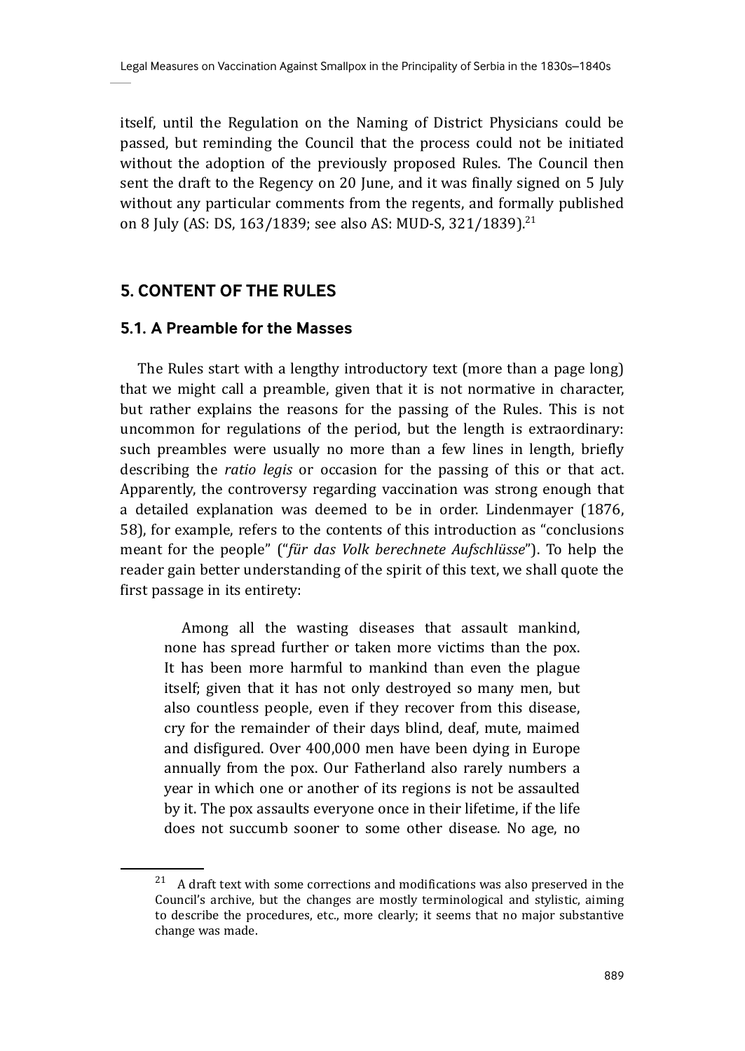itself, until the Regulation on the Naming of District Physicians could be passed, but reminding the Council that the process could not be initiated without the adoption of the previously proposed Rules. The Council then sent the draft to the Regency on 20 June, and it was finally signed on 5 July without any particular comments from the regents, and formally published on 8 July (AS: DS, 163/1839; see also AS: MUD-S, 321/1839).[21]

## 5. CONTENT OF THE RULES

### 5.1. A Preamble for the Masses

The Rules start with a lengthy introductory text (more than a page long) that we might call a preamble, given that it is not normative in character, but rather explains the reasons for the passing of the Rules. This is not uncommon for regulations of the period, but the length is extraordinary: such preambles were usually no more than a few lines in length, briefly describing the *ratio legis* or occasion for the passing of this or that act. Apparently, the controversy regarding vaccination was strong enough that a detailed explanation was deemed to be in order. Lindenmayer (1876, 58), for example, refers to the contents of this introduction as "conclusions meant for the people" ("*für das Volk berechnete Aufschlüsse*"). To help the reader gain better understanding of the spirit of this text, we shall quote the first passage in its entirety:

> Among all the wasting diseases that assault mankind, none has spread further or taken more victims than the pox. It has been more harmful to mankind than even the plague itself; given that it has not only destroyed so many men, but also countless people, even if they recover from this disease, cry for the remainder of their days blind, deaf, mute, maimed and disfigured. Over 400,000 men have been dying in Europe annually from the pox. Our Fatherland also rarely numbers a year in which one or another of its regions is not be assaulted by it. The pox assaults everyone once in their lifetime, if the life does not succumb sooner to some other disease. No age, no

[21] A draft text with some corrections and modifications was also preserved in the Council's archive, but the changes are mostly terminological and stylistic, aiming to describe the procedures, etc., more clearly; it seems that no major substantive change was made.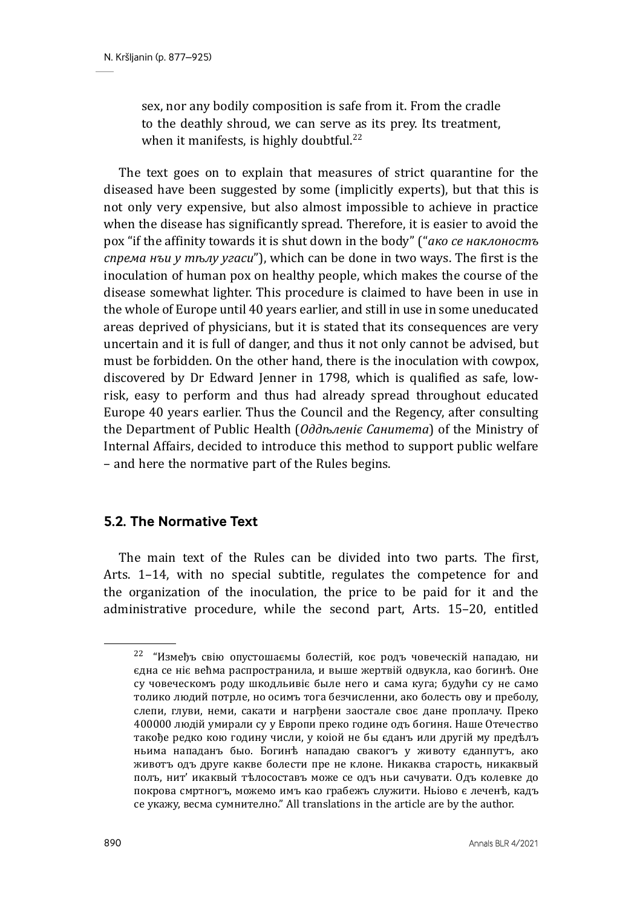> sex, nor any bodily composition is safe from it. From the cradle to the deathly shroud, we can serve as its prey. Its treatment, when it manifests, is highly doubtful.[22]

The text goes on to explain that measures of strict quarantine for the diseased have been suggested by some (implicitly experts), but that this is not only very expensive, but also almost impossible to achieve in practice when the disease has significantly spread. Therefore, it is easier to avoid the pox "if the affinity towards it is shut down in the body" ("*ако се наклоностъ спрема нъи у тѣлу угаси*"), which can be done in two ways. The first is the inoculation of human pox on healthy people, which makes the course of the disease somewhat lighter. This procedure is claimed to have been in use in the whole of Europe until 40 years earlier, and still in use in some uneducated areas deprived of physicians, but it is stated that its consequences are very uncertain and it is full of danger, and thus it not only cannot be advised, but must be forbidden. On the other hand, there is the inoculation with cowpox, discovered by Dr Edward Jenner in 1798, which is qualified as safe, low-risk, easy to perform and thus had already spread throughout educated Europe 40 years earlier. Thus the Council and the Regency, after consulting the Department of Public Health (*Оддѣленіє Санитета*) of the Ministry of Internal Affairs, decided to introduce this method to support public welfare – and here the normative part of the Rules begins.

## 5.2. The Normative Text

The main text of the Rules can be divided into two parts. The first, Arts. 1–14, with no special subtitle, regulates the competence for and the organization of the inoculation, the price to be paid for it and the administrative procedure, while the second part, Arts. 15–20, entitled

---

[22] "Измеђъ свію опустошаємы болестій, коє родъ човеческій нападаю, ни єдна се ніє веѣма распространила, и выше жертвій одвукла, као богинѣ. Оне су човеческомъ роду шкодљивиє биле него и сама куга; будући су не само толико људий потрле, но осимъ тога безчисленни, ако болесть ову и преболу, слепи, глуви, неми, сакати и нагрђени заостале своє дане проплачу. Преко 400000 људій умирали су у Европи преко године одъ богиня. Наше Отечество такође редко кою годину числи, у коіой не бы єданъ или другій му предѣлъ нњима нападанъ быо. Богинѣ нападаю свакогъ у животу єданпутъ, ако животъ одъ друге какве болести пре не клоне. Никаква старость, никаквый полъ, нит' икаквый тѣлосоставъ може се одъ нњи сачувати. Одъ колевке до покрова смртногъ, можемо имъ као грабежъ служити. Нњово є леченѣ, кадъ се укажу, весма сумнително." All translations in the article are by the author.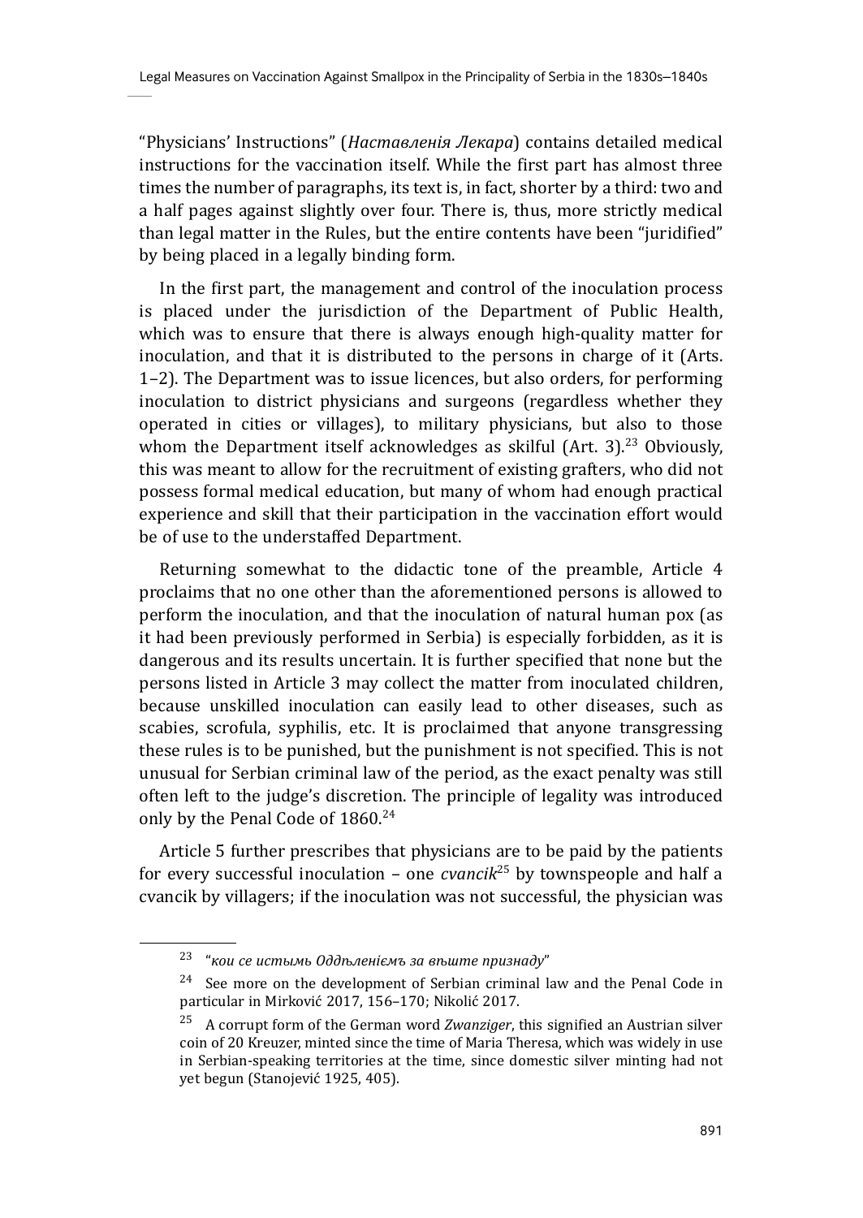"Physicians' Instructions" (*Наставленія Лекара*) contains detailed medical instructions for the vaccination itself. While the first part has almost three times the number of paragraphs, its text is, in fact, shorter by a third: two and a half pages against slightly over four. There is, thus, more strictly medical than legal matter in the Rules, but the entire contents have been "juridified" by being placed in a legally binding form.

In the first part, the management and control of the inoculation process is placed under the jurisdiction of the Department of Public Health, which was to ensure that there is always enough high-quality matter for inoculation, and that it is distributed to the persons in charge of it (Arts. 1–2). The Department was to issue licences, but also orders, for performing inoculation to district physicians and surgeons (regardless whether they operated in cities or villages), to military physicians, but also to those whom the Department itself acknowledges as skilful (Art. 3).[23] Obviously, this was meant to allow for the recruitment of existing grafters, who did not possess formal medical education, but many of whom had enough practical experience and skill that their participation in the vaccination effort would be of use to the understaffed Department.

Returning somewhat to the didactic tone of the preamble, Article 4 proclaims that no one other than the aforementioned persons is allowed to perform the inoculation, and that the inoculation of natural human pox (as it had been previously performed in Serbia) is especially forbidden, as it is dangerous and its results uncertain. It is further specified that none but the persons listed in Article 3 may collect the matter from inoculated children, because unskilled inoculation can easily lead to other diseases, such as scabies, scrofula, syphilis, etc. It is proclaimed that anyone transgressing these rules is to be punished, but the punishment is not specified. This is not unusual for Serbian criminal law of the period, as the exact penalty was still often left to the judge's discretion. The principle of legality was introduced only by the Penal Code of 1860.[24]

Article 5 further prescribes that physicians are to be paid by the patients for every successful inoculation – one *cvancik*[25] by townspeople and half a cvancik by villagers; if the inoculation was not successful, the physician was

---

[23] "*кои се истымь Оддѣленіємъ за вѣште признаду*"

[24] See more on the development of Serbian criminal law and the Penal Code in particular in Mirković 2017, 156–170; Nikolić 2017.

[25] A corrupt form of the German word *Zwanziger*, this signified an Austrian silver coin of 20 Kreuzer, minted since the time of Maria Theresa, which was widely in use in Serbian-speaking territories at the time, since domestic silver minting had not yet begun (Stanojević 1925, 405).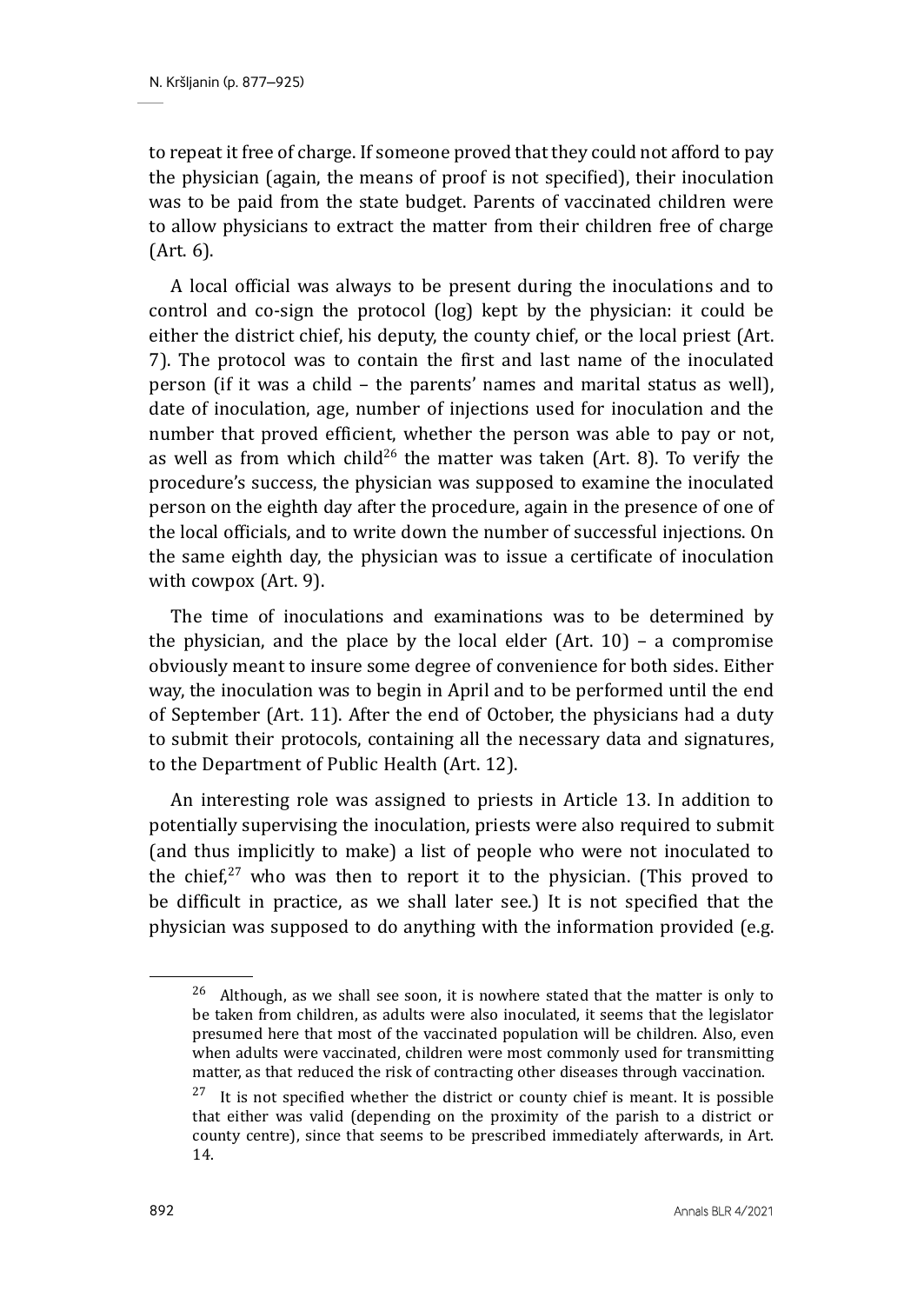to repeat it free of charge. If someone proved that they could not afford to pay the physician (again, the means of proof is not specified), their inoculation was to be paid from the state budget. Parents of vaccinated children were to allow physicians to extract the matter from their children free of charge (Art. 6).

A local official was always to be present during the inoculations and to control and co-sign the protocol (log) kept by the physician: it could be either the district chief, his deputy, the county chief, or the local priest (Art. 7). The protocol was to contain the first and last name of the inoculated person (if it was a child – the parents' names and marital status as well), date of inoculation, age, number of injections used for inoculation and the number that proved efficient, whether the person was able to pay or not, as well as from which child[26] the matter was taken (Art. 8). To verify the procedure's success, the physician was supposed to examine the inoculated person on the eighth day after the procedure, again in the presence of one of the local officials, and to write down the number of successful injections. On the same eighth day, the physician was to issue a certificate of inoculation with cowpox (Art. 9).

The time of inoculations and examinations was to be determined by the physician, and the place by the local elder (Art. 10) – a compromise obviously meant to insure some degree of convenience for both sides. Either way, the inoculation was to begin in April and to be performed until the end of September (Art. 11). After the end of October, the physicians had a duty to submit their protocols, containing all the necessary data and signatures, to the Department of Public Health (Art. 12).

An interesting role was assigned to priests in Article 13. In addition to potentially supervising the inoculation, priests were also required to submit (and thus implicitly to make) a list of people who were not inoculated to the chief,[27] who was then to report it to the physician. (This proved to be difficult in practice, as we shall later see.) It is not specified that the physician was supposed to do anything with the information provided (e.g.

---

[26] Although, as we shall see soon, it is nowhere stated that the matter is only to be taken from children, as adults were also inoculated, it seems that the legislator presumed here that most of the vaccinated population will be children. Also, even when adults were vaccinated, children were most commonly used for transmitting matter, as that reduced the risk of contracting other diseases through vaccination.

[27] It is not specified whether the district or county chief is meant. It is possible that either was valid (depending on the proximity of the parish to a district or county centre), since that seems to be prescribed immediately afterwards, in Art. 14.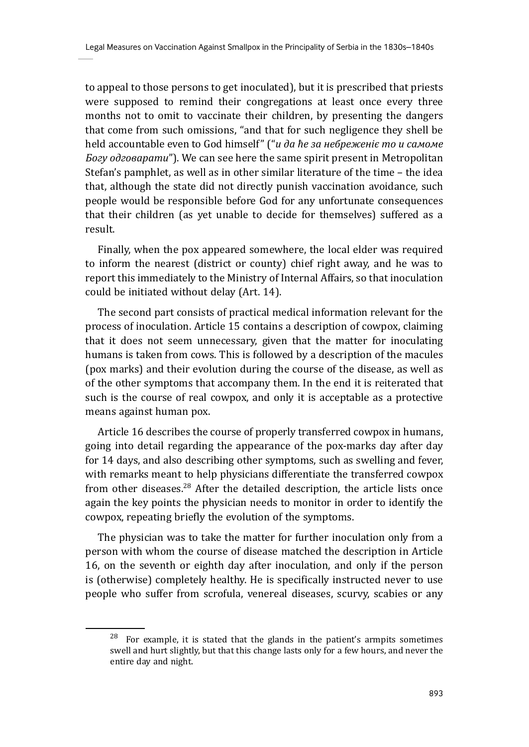to appeal to those persons to get inoculated), but it is prescribed that priests were supposed to remind their congregations at least once every three months not to omit to vaccinate their children, by presenting the dangers that come from such omissions, "and that for such negligence they shell be held accountable even to God himself" ("*и да ће за небреженіє то и самоме Богу одговарати*"). We can see here the same spirit present in Metropolitan Stefan's pamphlet, as well as in other similar literature of the time – the idea that, although the state did not directly punish vaccination avoidance, such people would be responsible before God for any unfortunate consequences that their children (as yet unable to decide for themselves) suffered as a result.

Finally, when the pox appeared somewhere, the local elder was required to inform the nearest (district or county) chief right away, and he was to report this immediately to the Ministry of Internal Affairs, so that inoculation could be initiated without delay (Art. 14).

The second part consists of practical medical information relevant for the process of inoculation. Article 15 contains a description of cowpox, claiming that it does not seem unnecessary, given that the matter for inoculating humans is taken from cows. This is followed by a description of the macules (pox marks) and their evolution during the course of the disease, as well as of the other symptoms that accompany them. In the end it is reiterated that such is the course of real cowpox, and only it is acceptable as a protective means against human pox.

Article 16 describes the course of properly transferred cowpox in humans, going into detail regarding the appearance of the pox-marks day after day for 14 days, and also describing other symptoms, such as swelling and fever, with remarks meant to help physicians differentiate the transferred cowpox from other diseases.[28] After the detailed description, the article lists once again the key points the physician needs to monitor in order to identify the cowpox, repeating briefly the evolution of the symptoms.

The physician was to take the matter for further inoculation only from a person with whom the course of disease matched the description in Article 16, on the seventh or eighth day after inoculation, and only if the person is (otherwise) completely healthy. He is specifically instructed never to use people who suffer from scrofula, venereal diseases, scurvy, scabies or any

---

[28] For example, it is stated that the glands in the patient's armpits sometimes swell and hurt slightly, but that this change lasts only for a few hours, and never the entire day and night.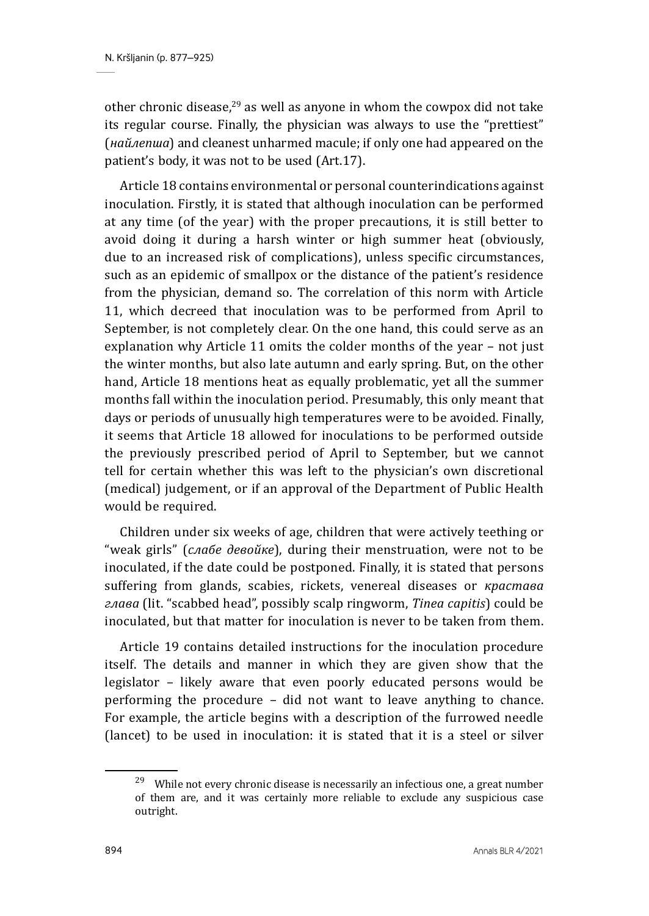other chronic disease,[29] as well as anyone in whom the cowpox did not take its regular course. Finally, the physician was always to use the "prettiest" (*найлепша*) and cleanest unharmed macule; if only one had appeared on the patient's body, it was not to be used (Art.17).

Article 18 contains environmental or personal counterindications against inoculation. Firstly, it is stated that although inoculation can be performed at any time (of the year) with the proper precautions, it is still better to avoid doing it during a harsh winter or high summer heat (obviously, due to an increased risk of complications), unless specific circumstances, such as an epidemic of smallpox or the distance of the patient's residence from the physician, demand so. The correlation of this norm with Article 11, which decreed that inoculation was to be performed from April to September, is not completely clear. On the one hand, this could serve as an explanation why Article 11 omits the colder months of the year – not just the winter months, but also late autumn and early spring. But, on the other hand, Article 18 mentions heat as equally problematic, yet all the summer months fall within the inoculation period. Presumably, this only meant that days or periods of unusually high temperatures were to be avoided. Finally, it seems that Article 18 allowed for inoculations to be performed outside the previously prescribed period of April to September, but we cannot tell for certain whether this was left to the physician's own discretional (medical) judgement, or if an approval of the Department of Public Health would be required.

Children under six weeks of age, children that were actively teething or "weak girls" (*слабе девойке*), during their menstruation, were not to be inoculated, if the date could be postponed. Finally, it is stated that persons suffering from glands, scabies, rickets, venereal diseases or *крастава глава* (lit. "scabbed head", possibly scalp ringworm, *Tinea capitis*) could be inoculated, but that matter for inoculation is never to be taken from them.

Article 19 contains detailed instructions for the inoculation procedure itself. The details and manner in which they are given show that the legislator – likely aware that even poorly educated persons would be performing the procedure – did not want to leave anything to chance. For example, the article begins with a description of the furrowed needle (lancet) to be used in inoculation: it is stated that it is a steel or silver

---

[29] While not every chronic disease is necessarily an infectious one, a great number of them are, and it was certainly more reliable to exclude any suspicious case outright.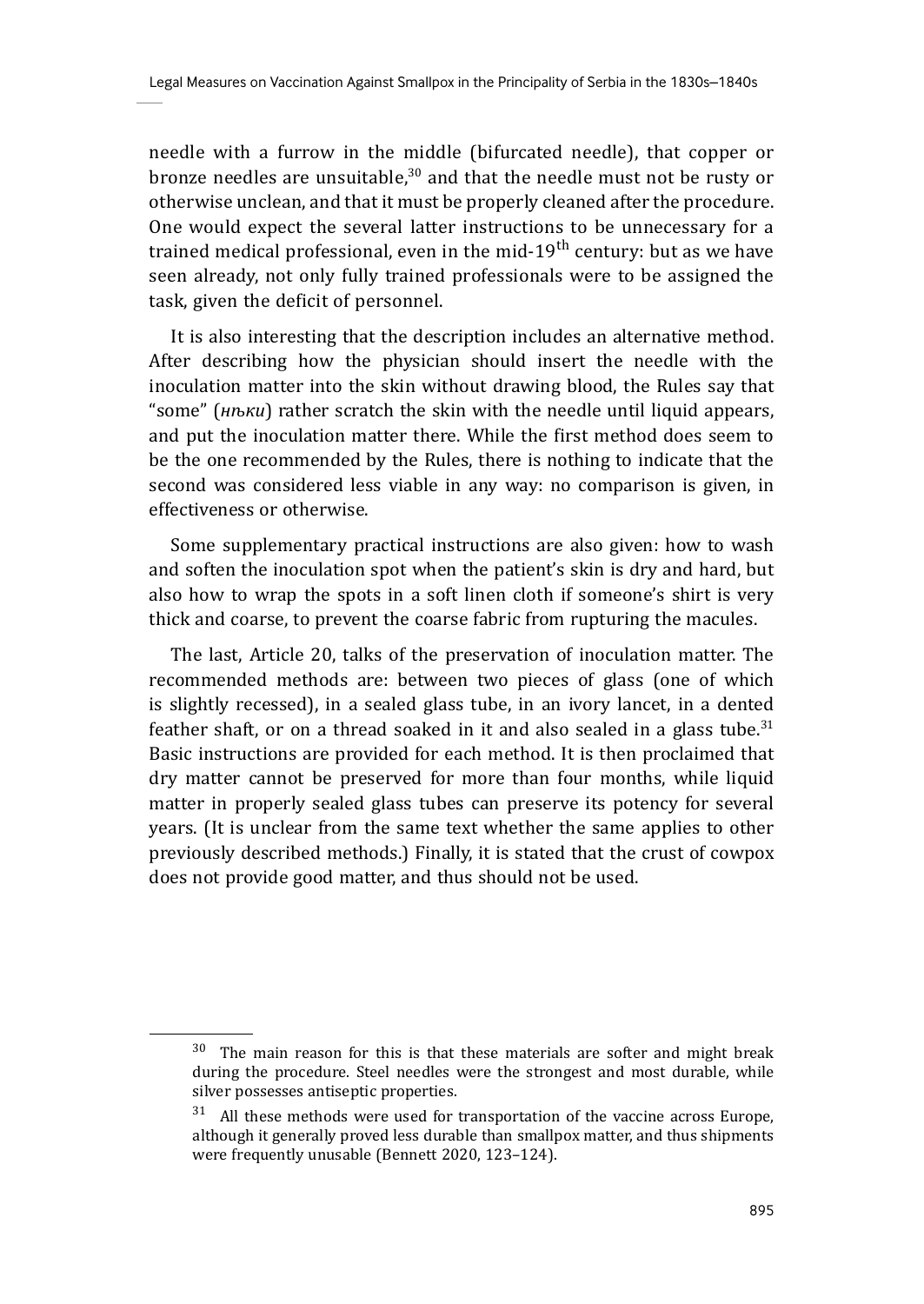needle with a furrow in the middle (bifurcated needle), that copper or bronze needles are unsuitable,[30] and that the needle must not be rusty or otherwise unclean, and that it must be properly cleaned after the procedure. One would expect the several latter instructions to be unnecessary for a trained medical professional, even in the mid-19th century: but as we have seen already, not only fully trained professionals were to be assigned the task, given the deficit of personnel.

It is also interesting that the description includes an alternative method. After describing how the physician should insert the needle with the inoculation matter into the skin without drawing blood, the Rules say that "some" (*њки*) rather scratch the skin with the needle until liquid appears, and put the inoculation matter there. While the first method does seem to be the one recommended by the Rules, there is nothing to indicate that the second was considered less viable in any way: no comparison is given, in effectiveness or otherwise.

Some supplementary practical instructions are also given: how to wash and soften the inoculation spot when the patient's skin is dry and hard, but also how to wrap the spots in a soft linen cloth if someone's shirt is very thick and coarse, to prevent the coarse fabric from rupturing the macules.

The last, Article 20, talks of the preservation of inoculation matter. The recommended methods are: between two pieces of glass (one of which is slightly recessed), in a sealed glass tube, in an ivory lancet, in a dented feather shaft, or on a thread soaked in it and also sealed in a glass tube.[31] Basic instructions are provided for each method. It is then proclaimed that dry matter cannot be preserved for more than four months, while liquid matter in properly sealed glass tubes can preserve its potency for several years. (It is unclear from the same text whether the same applies to other previously described methods.) Finally, it is stated that the crust of cowpox does not provide good matter, and thus should not be used.

---

[30] The main reason for this is that these materials are softer and might break during the procedure. Steel needles were the strongest and most durable, while silver possesses antiseptic properties.

[31] All these methods were used for transportation of the vaccine across Europe, although it generally proved less durable than smallpox matter, and thus shipments were frequently unusable (Bennett 2020, 123–124).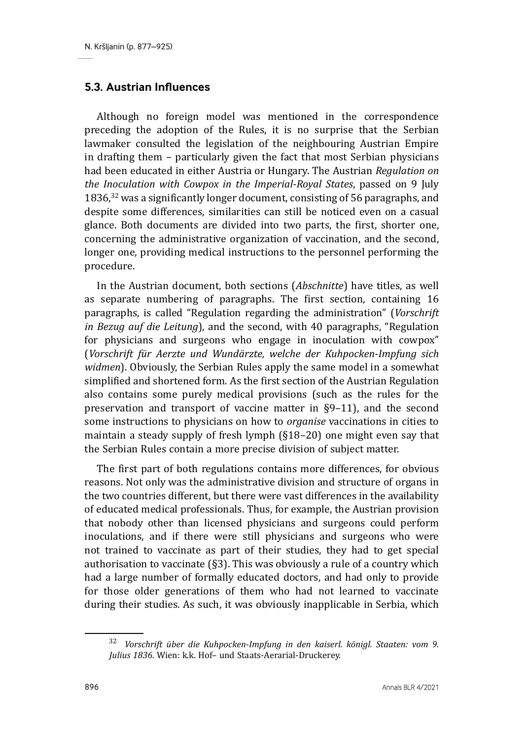### 5.3. Austrian Influences

Although no foreign model was mentioned in the correspondence preceding the adoption of the Rules, it is no surprise that the Serbian lawmaker consulted the legislation of the neighbouring Austrian Empire in drafting them – particularly given the fact that most Serbian physicians had been educated in either Austria or Hungary. The Austrian *Regulation on the Inoculation with Cowpox in the Imperial-Royal States*, passed on 9 July 1836,[32] was a significantly longer document, consisting of 56 paragraphs, and despite some differences, similarities can still be noticed even on a casual glance. Both documents are divided into two parts, the first, shorter one, concerning the administrative organization of vaccination, and the second, longer one, providing medical instructions to the personnel performing the procedure.

In the Austrian document, both sections (*Abschnitte*) have titles, as well as separate numbering of paragraphs. The first section, containing 16 paragraphs, is called "Regulation regarding the administration" (*Vorschrift in Bezug auf die Leitung*), and the second, with 40 paragraphs, "Regulation for physicians and surgeons who engage in inoculation with cowpox" (*Vorschrift für Aerzte und Wundärzte, welche der Kuhpocken-Impfung sich widmen*). Obviously, the Serbian Rules apply the same model in a somewhat simplified and shortened form. As the first section of the Austrian Regulation also contains some purely medical provisions (such as the rules for the preservation and transport of vaccine matter in §9–11), and the second some instructions to physicians on how to *organise* vaccinations in cities to maintain a steady supply of fresh lymph (§18–20) one might even say that the Serbian Rules contain a more precise division of subject matter.

The first part of both regulations contains more differences, for obvious reasons. Not only was the administrative division and structure of organs in the two countries different, but there were vast differences in the availability of educated medical professionals. Thus, for example, the Austrian provision that nobody other than licensed physicians and surgeons could perform inoculations, and if there were still physicians and surgeons who were not trained to vaccinate as part of their studies, they had to get special authorisation to vaccinate (§3). This was obviously a rule of a country which had a large number of formally educated doctors, and had only to provide for those older generations of them who had not learned to vaccinate during their studies. As such, it was obviously inapplicable in Serbia, which

---

[32] *Vorschrift über die Kuhpocken-Impfung in den kaiserl. königl. Staaten: vom 9. Julius 1836*. Wien: k.k. Hof– und Staats-Aerarial-Druckerey.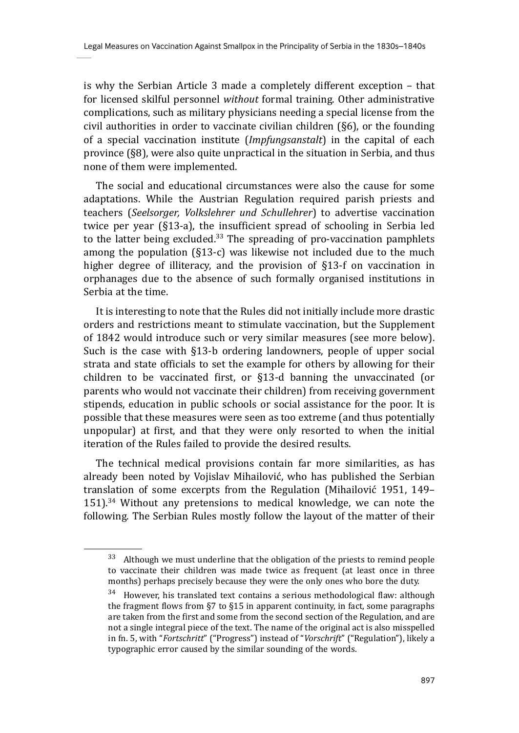is why the Serbian Article 3 made a completely different exception – that for licensed skilful personnel *without* formal training. Other administrative complications, such as military physicians needing a special license from the civil authorities in order to vaccinate civilian children (§6), or the founding of a special vaccination institute (*Impfungsanstalt*) in the capital of each province (§8), were also quite unpractical in the situation in Serbia, and thus none of them were implemented.

The social and educational circumstances were also the cause for some adaptations. While the Austrian Regulation required parish priests and teachers (*Seelsorger, Volkslehrer und Schullehrer*) to advertise vaccination twice per year (§13-a), the insufficient spread of schooling in Serbia led to the latter being excluded.[33] The spreading of pro-vaccination pamphlets among the population (§13-c) was likewise not included due to the much higher degree of illiteracy, and the provision of §13-f on vaccination in orphanages due to the absence of such formally organised institutions in Serbia at the time.

It is interesting to note that the Rules did not initially include more drastic orders and restrictions meant to stimulate vaccination, but the Supplement of 1842 would introduce such or very similar measures (see more below). Such is the case with §13-b ordering landowners, people of upper social strata and state officials to set the example for others by allowing for their children to be vaccinated first, or §13-d banning the unvaccinated (or parents who would not vaccinate their children) from receiving government stipends, education in public schools or social assistance for the poor. It is possible that these measures were seen as too extreme (and thus potentially unpopular) at first, and that they were only resorted to when the initial iteration of the Rules failed to provide the desired results.

The technical medical provisions contain far more similarities, as has already been noted by Vojislav Mihailović, who has published the Serbian translation of some excerpts from the Regulation (Mihailović 1951, 149–151).[34] Without any pretensions to medical knowledge, we can note the following. The Serbian Rules mostly follow the layout of the matter of their

---

[33] Although we must underline that the obligation of the priests to remind people to vaccinate their children was made twice as frequent (at least once in three months) perhaps precisely because they were the only ones who bore the duty.

[34] However, his translated text contains a serious methodological flaw: although the fragment flows from §7 to §15 in apparent continuity, in fact, some paragraphs are taken from the first and some from the second section of the Regulation, and are not a single integral piece of the text. The name of the original act is also misspelled in fn. 5, with "*Fortschritt*" ("Progress") instead of "*Vorschrift*" ("Regulation"), likely a typographic error caused by the similar sounding of the words.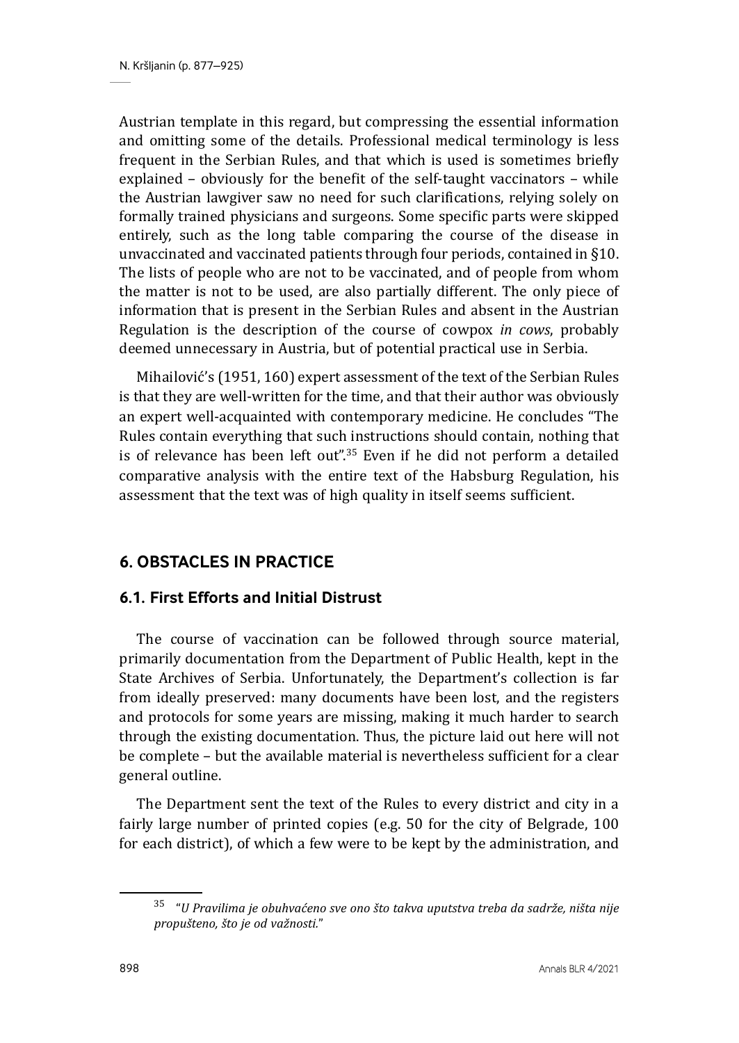Austrian template in this regard, but compressing the essential information and omitting some of the details. Professional medical terminology is less frequent in the Serbian Rules, and that which is used is sometimes briefly explained – obviously for the benefit of the self-taught vaccinators – while the Austrian lawgiver saw no need for such clarifications, relying solely on formally trained physicians and surgeons. Some specific parts were skipped entirely, such as the long table comparing the course of the disease in unvaccinated and vaccinated patients through four periods, contained in §10. The lists of people who are not to be vaccinated, and of people from whom the matter is not to be used, are also partially different. The only piece of information that is present in the Serbian Rules and absent in the Austrian Regulation is the description of the course of cowpox *in cows*, probably deemed unnecessary in Austria, but of potential practical use in Serbia.

Mihailović's (1951, 160) expert assessment of the text of the Serbian Rules is that they are well-written for the time, and that their author was obviously an expert well-acquainted with contemporary medicine. He concludes "The Rules contain everything that such instructions should contain, nothing that is of relevance has been left out".[35] Even if he did not perform a detailed comparative analysis with the entire text of the Habsburg Regulation, his assessment that the text was of high quality in itself seems sufficient.

## 6. OBSTACLES IN PRACTICE

### 6.1. First Efforts and Initial Distrust

The course of vaccination can be followed through source material, primarily documentation from the Department of Public Health, kept in the State Archives of Serbia. Unfortunately, the Department's collection is far from ideally preserved: many documents have been lost, and the registers and protocols for some years are missing, making it much harder to search through the existing documentation. Thus, the picture laid out here will not be complete – but the available material is nevertheless sufficient for a clear general outline.

The Department sent the text of the Rules to every district and city in a fairly large number of printed copies (e.g. 50 for the city of Belgrade, 100 for each district), of which a few were to be kept by the administration, and

---

[35] "*U Pravilima je obuhvaćeno sve ono što takva uputstva treba da sadrže, ništa nije propušteno, što je od važnosti.*"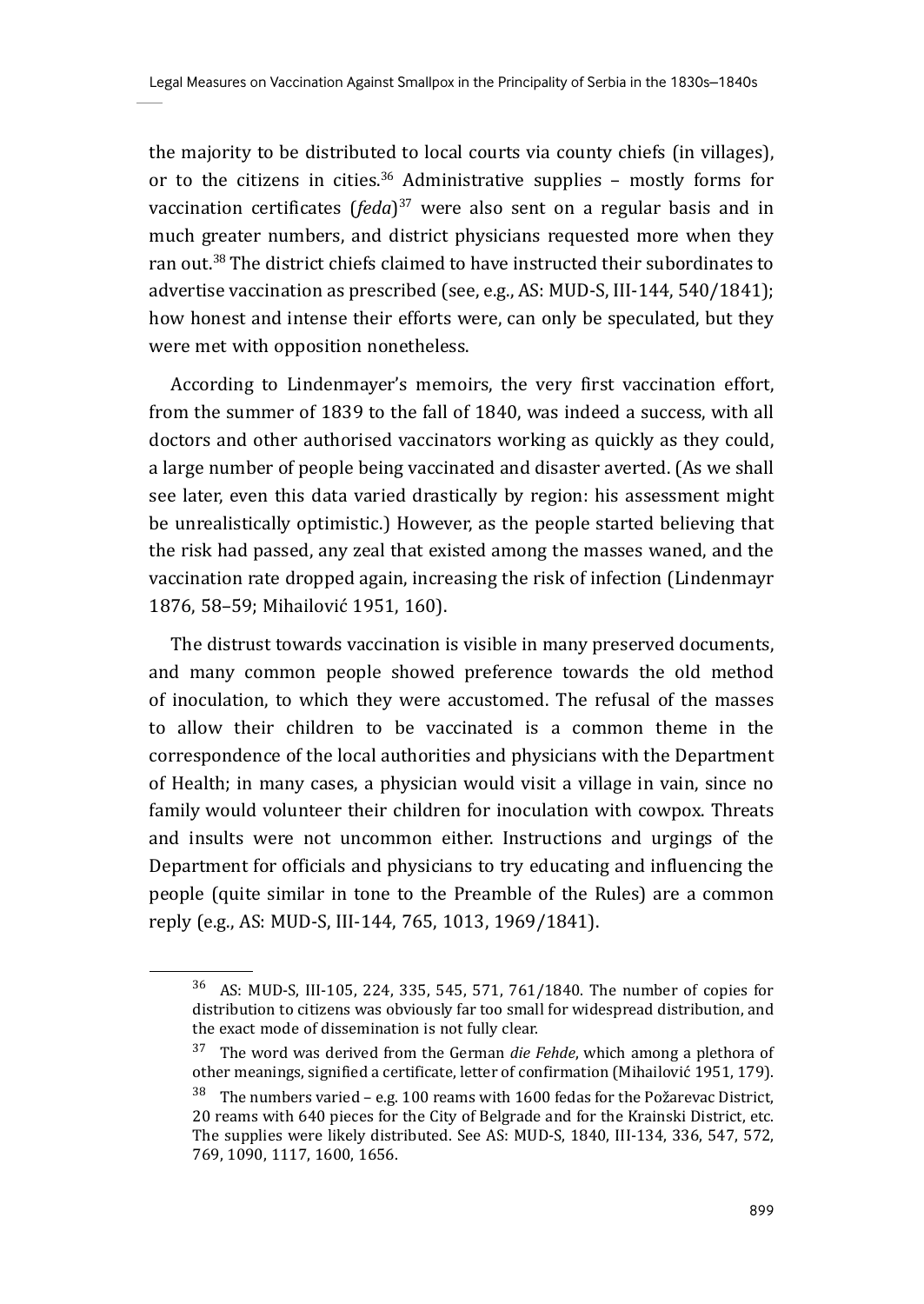the majority to be distributed to local courts via county chiefs (in villages), or to the citizens in cities.[36] Administrative supplies – mostly forms for vaccination certificates (*feda*)[37] were also sent on a regular basis and in much greater numbers, and district physicians requested more when they ran out.[38] The district chiefs claimed to have instructed their subordinates to advertise vaccination as prescribed (see, e.g., AS: MUD-S, III-144, 540/1841); how honest and intense their efforts were, can only be speculated, but they were met with opposition nonetheless.

According to Lindenmayer's memoirs, the very first vaccination effort, from the summer of 1839 to the fall of 1840, was indeed a success, with all doctors and other authorised vaccinators working as quickly as they could, a large number of people being vaccinated and disaster averted. (As we shall see later, even this data varied drastically by region: his assessment might be unrealistically optimistic.) However, as the people started believing that the risk had passed, any zeal that existed among the masses waned, and the vaccination rate dropped again, increasing the risk of infection (Lindenmayr 1876, 58–59; Mihailović 1951, 160).

The distrust towards vaccination is visible in many preserved documents, and many common people showed preference towards the old method of inoculation, to which they were accustomed. The refusal of the masses to allow their children to be vaccinated is a common theme in the correspondence of the local authorities and physicians with the Department of Health; in many cases, a physician would visit a village in vain, since no family would volunteer their children for inoculation with cowpox. Threats and insults were not uncommon either. Instructions and urgings of the Department for officials and physicians to try educating and influencing the people (quite similar in tone to the Preamble of the Rules) are a common reply (e.g., AS: MUD-S, III-144, 765, 1013, 1969/1841).

---

[36] AS: MUD-S, III-105, 224, 335, 545, 571, 761/1840. The number of copies for distribution to citizens was obviously far too small for widespread distribution, and the exact mode of dissemination is not fully clear.

[37] The word was derived from the German *die Fehde*, which among a plethora of other meanings, signified a certificate, letter of confirmation (Mihailović 1951, 179).

[38] The numbers varied – e.g. 100 reams with 1600 fedas for the Požarevac District, 20 reams with 640 pieces for the City of Belgrade and for the Krainski District, etc. The supplies were likely distributed. See AS: MUD-S, 1840, III-134, 336, 547, 572, 769, 1090, 1117, 1600, 1656.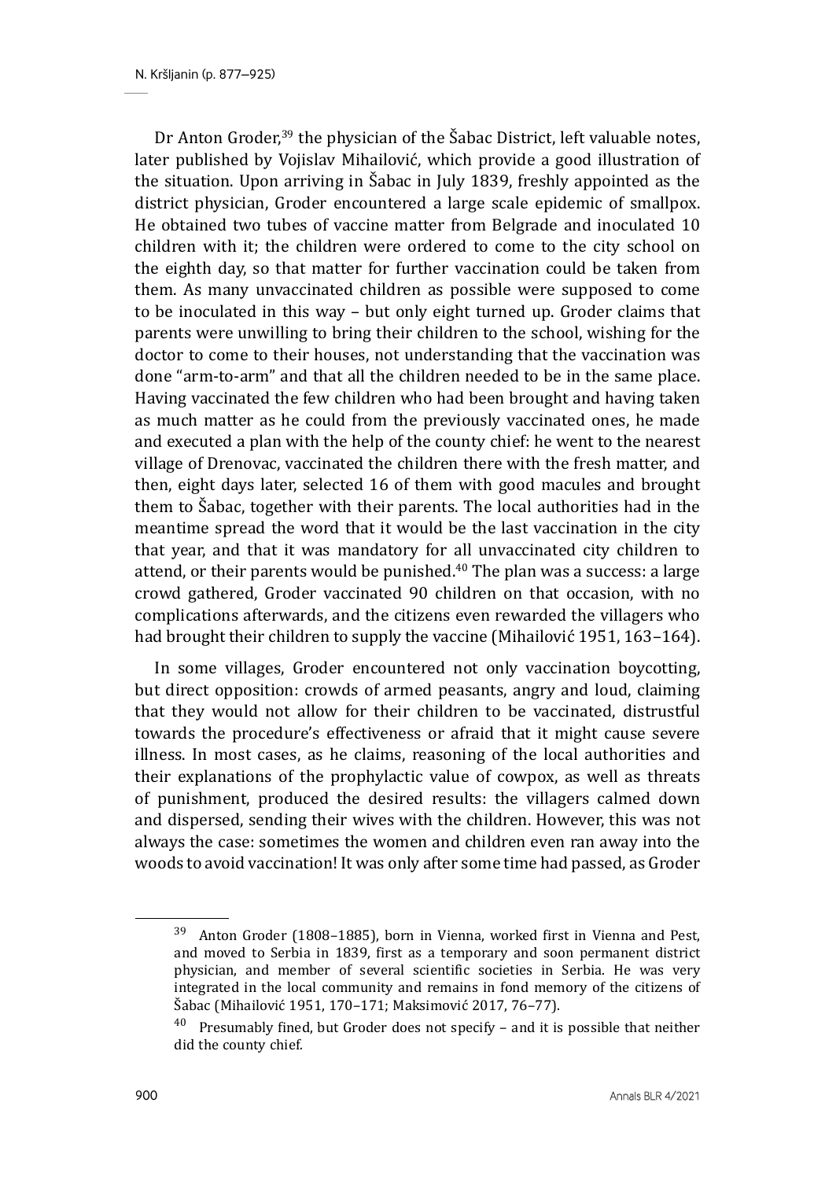Dr Anton Groder,[39] the physician of the Šabac District, left valuable notes, later published by Vojislav Mihailović, which provide a good illustration of the situation. Upon arriving in Šabac in July 1839, freshly appointed as the district physician, Groder encountered a large scale epidemic of smallpox. He obtained two tubes of vaccine matter from Belgrade and inoculated 10 children with it; the children were ordered to come to the city school on the eighth day, so that matter for further vaccination could be taken from them. As many unvaccinated children as possible were supposed to come to be inoculated in this way – but only eight turned up. Groder claims that parents were unwilling to bring their children to the school, wishing for the doctor to come to their houses, not understanding that the vaccination was done "arm-to-arm" and that all the children needed to be in the same place. Having vaccinated the few children who had been brought and having taken as much matter as he could from the previously vaccinated ones, he made and executed a plan with the help of the county chief: he went to the nearest village of Drenovac, vaccinated the children there with the fresh matter, and then, eight days later, selected 16 of them with good macules and brought them to Šabac, together with their parents. The local authorities had in the meantime spread the word that it would be the last vaccination in the city that year, and that it was mandatory for all unvaccinated city children to attend, or their parents would be punished.[40] The plan was a success: a large crowd gathered, Groder vaccinated 90 children on that occasion, with no complications afterwards, and the citizens even rewarded the villagers who had brought their children to supply the vaccine (Mihailović 1951, 163–164).

In some villages, Groder encountered not only vaccination boycotting, but direct opposition: crowds of armed peasants, angry and loud, claiming that they would not allow for their children to be vaccinated, distrustful towards the procedure's effectiveness or afraid that it might cause severe illness. In most cases, as he claims, reasoning of the local authorities and their explanations of the prophylactic value of cowpox, as well as threats of punishment, produced the desired results: the villagers calmed down and dispersed, sending their wives with the children. However, this was not always the case: sometimes the women and children even ran away into the woods to avoid vaccination! It was only after some time had passed, as Groder

---

[39] Anton Groder (1808–1885), born in Vienna, worked first in Vienna and Pest, and moved to Serbia in 1839, first as a temporary and soon permanent district physician, and member of several scientific societies in Serbia. He was very integrated in the local community and remains in fond memory of the citizens of Šabac (Mihailović 1951, 170–171; Maksimović 2017, 76–77).

[40] Presumably fined, but Groder does not specify – and it is possible that neither did the county chief.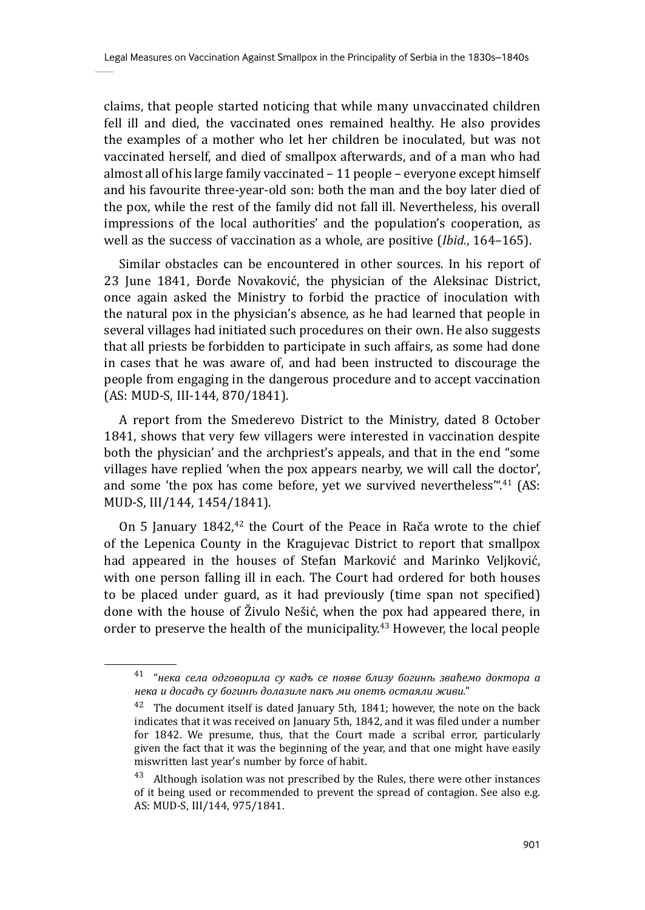claims, that people started noticing that while many unvaccinated children fell ill and died, the vaccinated ones remained healthy. He also provides the examples of a mother who let her children be inoculated, but was not vaccinated herself, and died of smallpox afterwards, and of a man who had almost all of his large family vaccinated – 11 people – everyone except himself and his favourite three-year-old son: both the man and the boy later died of the pox, while the rest of the family did not fall ill. Nevertheless, his overall impressions of the local authorities' and the population's cooperation, as well as the success of vaccination as a whole, are positive (*Ibid.*, 164–165).

Similar obstacles can be encountered in other sources. In his report of 23 June 1841, Đorđe Novaković, the physician of the Aleksinac District, once again asked the Ministry to forbid the practice of inoculation with the natural pox in the physician's absence, as he had learned that people in several villages had initiated such procedures on their own. He also suggests that all priests be forbidden to participate in such affairs, as some had done in cases that he was aware of, and had been instructed to discourage the people from engaging in the dangerous procedure and to accept vaccination (AS: MUD-S, III-144, 870/1841).

A report from the Smederevo District to the Ministry, dated 8 October 1841, shows that very few villagers were interested in vaccination despite both the physician' and the archpriest's appeals, and that in the end "some villages have replied 'when the pox appears nearby, we will call the doctor', and some 'the pox has come before, yet we survived nevertheless'".[41] (AS: MUD-S, III/144, 1454/1841).

On 5 January 1842,[42] the Court of the Peace in Rača wrote to the chief of the Lepenica County in the Kragujevac District to report that smallpox had appeared in the houses of Stefan Marković and Marinko Veljković, with one person falling ill in each. The Court had ordered for both houses to be placed under guard, as it had previously (time span not specified) done with the house of Živulo Nešić, when the pox had appeared there, in order to preserve the health of the municipality.[43] However, the local people

---

[41] "*нека села одговорила су кадъ се появе близу богинѣ зваћемо доктора а нека и досадъ су богинѣ долазиле пакъ ми опетъ остаяли живи.*"

[42] The document itself is dated January 5th, 1841; however, the note on the back indicates that it was received on January 5th, 1842, and it was filed under a number for 1842. We presume, thus, that the Court made a scribal error, particularly given the fact that it was the beginning of the year, and that one might have easily miswritten last year's number by force of habit.

[43] Although isolation was not prescribed by the Rules, there were other instances of it being used or recommended to prevent the spread of contagion. See also e.g. AS: MUD-S, III/144, 975/1841.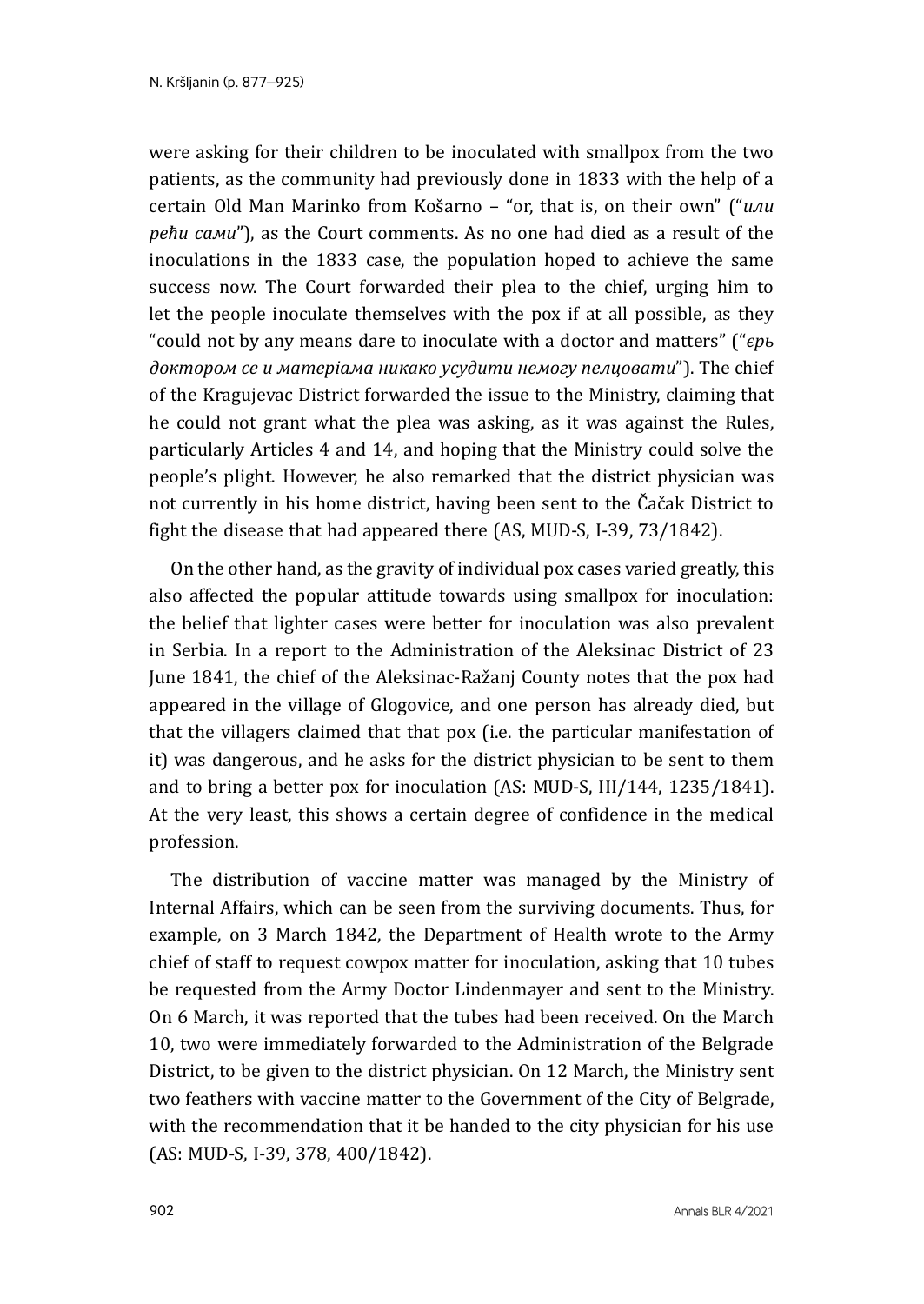were asking for their children to be inoculated with smallpox from the two patients, as the community had previously done in 1833 with the help of a certain Old Man Marinko from Košarno – "or, that is, on their own" ("*или рећи сами*"), as the Court comments. As no one had died as a result of the inoculations in the 1833 case, the population hoped to achieve the same success now. The Court forwarded their plea to the chief, urging him to let the people inoculate themselves with the pox if at all possible, as they "could not by any means dare to inoculate with a doctor and matters" ("*ерь доктором се и матеріама никако усудити немогу пелцовати*"). The chief of the Kragujevac District forwarded the issue to the Ministry, claiming that he could not grant what the plea was asking, as it was against the Rules, particularly Articles 4 and 14, and hoping that the Ministry could solve the people's plight. However, he also remarked that the district physician was not currently in his home district, having been sent to the Čačak District to fight the disease that had appeared there (AS, MUD-S, I-39, 73/1842).

On the other hand, as the gravity of individual pox cases varied greatly, this also affected the popular attitude towards using smallpox for inoculation: the belief that lighter cases were better for inoculation was also prevalent in Serbia. In a report to the Administration of the Aleksinac District of 23 June 1841, the chief of the Aleksinac-Ražanj County notes that the pox had appeared in the village of Glogovice, and one person has already died, but that the villagers claimed that that pox (i.e. the particular manifestation of it) was dangerous, and he asks for the district physician to be sent to them and to bring a better pox for inoculation (AS: MUD-S, III/144, 1235/1841). At the very least, this shows a certain degree of confidence in the medical profession.

The distribution of vaccine matter was managed by the Ministry of Internal Affairs, which can be seen from the surviving documents. Thus, for example, on 3 March 1842, the Department of Health wrote to the Army chief of staff to request cowpox matter for inoculation, asking that 10 tubes be requested from the Army Doctor Lindenmayer and sent to the Ministry. On 6 March, it was reported that the tubes had been received. On the March 10, two were immediately forwarded to the Administration of the Belgrade District, to be given to the district physician. On 12 March, the Ministry sent two feathers with vaccine matter to the Government of the City of Belgrade, with the recommendation that it be handed to the city physician for his use (AS: MUD-S, I-39, 378, 400/1842).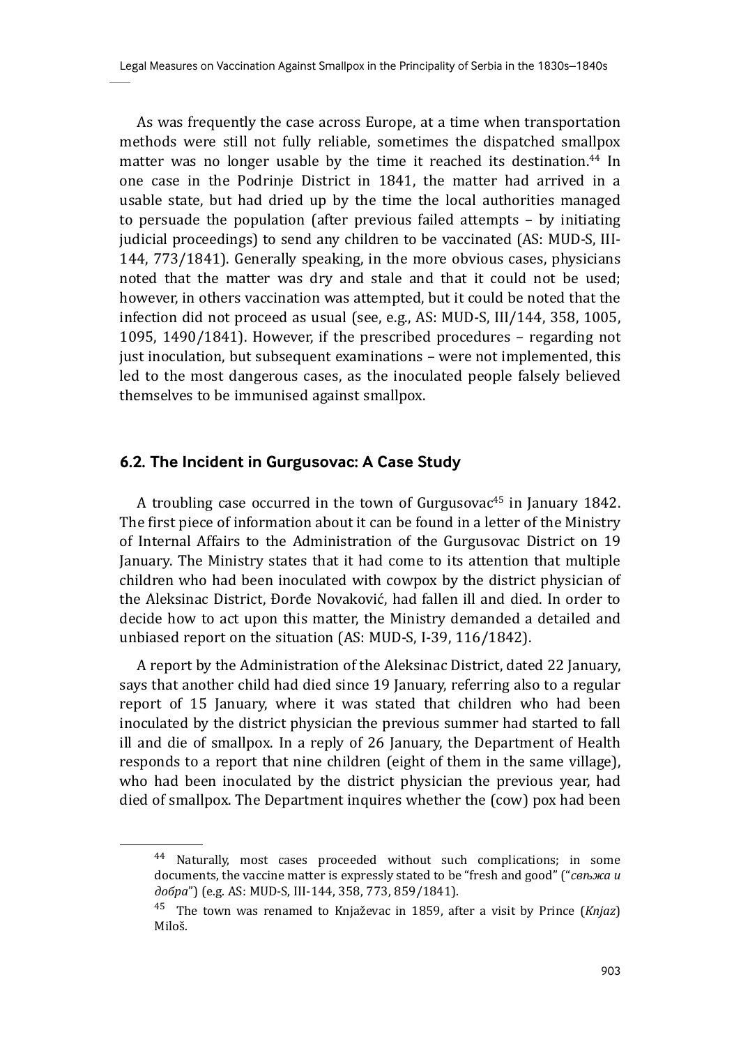As was frequently the case across Europe, at a time when transportation methods were still not fully reliable, sometimes the dispatched smallpox matter was no longer usable by the time it reached its destination.[44] In one case in the Podrinje District in 1841, the matter had arrived in a usable state, but had dried up by the time the local authorities managed to persuade the population (after previous failed attempts – by initiating judicial proceedings) to send any children to be vaccinated (AS: MUD-S, III-144, 773/1841). Generally speaking, in the more obvious cases, physicians noted that the matter was dry and stale and that it could not be used; however, in others vaccination was attempted, but it could be noted that the infection did not proceed as usual (see, e.g., AS: MUD-S, III/144, 358, 1005, 1095, 1490/1841). However, if the prescribed procedures – regarding not just inoculation, but subsequent examinations – were not implemented, this led to the most dangerous cases, as the inoculated people falsely believed themselves to be immunised against smallpox.

### 6.2. The Incident in Gurgusovac: A Case Study

A troubling case occurred in the town of Gurgusovac[45] in January 1842. The first piece of information about it can be found in a letter of the Ministry of Internal Affairs to the Administration of the Gurgusovac District on 19 January. The Ministry states that it had come to its attention that multiple children who had been inoculated with cowpox by the district physician of the Aleksinac District, Đorđe Novaković, had fallen ill and died. In order to decide how to act upon this matter, the Ministry demanded a detailed and unbiased report on the situation (AS: MUD-S, I-39, 116/1842).

A report by the Administration of the Aleksinac District, dated 22 January, says that another child had died since 19 January, referring also to a regular report of 15 January, where it was stated that children who had been inoculated by the district physician the previous summer had started to fall ill and die of smallpox. In a reply of 26 January, the Department of Health responds to a report that nine children (eight of them in the same village), who had been inoculated by the district physician the previous year, had died of smallpox. The Department inquires whether the (cow) pox had been

---

[44] Naturally, most cases proceeded without such complications; in some documents, the vaccine matter is expressly stated to be "fresh and good" ("*свѣжа и добра*") (e.g. AS: MUD-S, III-144, 358, 773, 859/1841).

[45] The town was renamed to Knjaževac in 1859, after a visit by Prince (*Knjaz*) Miloš.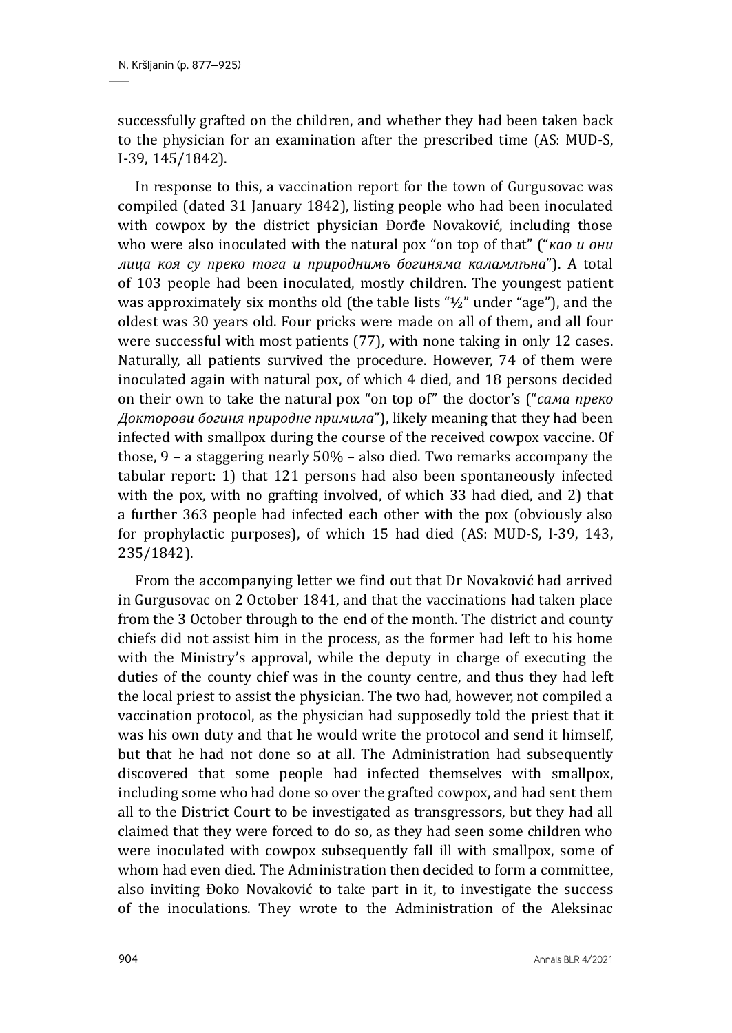successfully grafted on the children, and whether they had been taken back to the physician for an examination after the prescribed time (AS: MUD-S, I-39, 145/1842).

In response to this, a vaccination report for the town of Gurgusovac was compiled (dated 31 January 1842), listing people who had been inoculated with cowpox by the district physician Đorđe Novaković, including those who were also inoculated with the natural pox "on top of that" ("*као и они лица коя су преко тога и природнимъ богиняма каламлъна*"). A total of 103 people had been inoculated, mostly children. The youngest patient was approximately six months old (the table lists "½" under "age"), and the oldest was 30 years old. Four pricks were made on all of them, and all four were successful with most patients (77), with none taking in only 12 cases. Naturally, all patients survived the procedure. However, 74 of them were inoculated again with natural pox, of which 4 died, and 18 persons decided on their own to take the natural pox "on top of" the doctor's ("*сама преко Докторови богиня природне примила*"), likely meaning that they had been infected with smallpox during the course of the received cowpox vaccine. Of those, 9 – a staggering nearly 50% – also died. Two remarks accompany the tabular report: 1) that 121 persons had also been spontaneously infected with the pox, with no grafting involved, of which 33 had died, and 2) that a further 363 people had infected each other with the pox (obviously also for prophylactic purposes), of which 15 had died (AS: MUD-S, I-39, 143, 235/1842).

From the accompanying letter we find out that Dr Novaković had arrived in Gurgusovac on 2 October 1841, and that the vaccinations had taken place from the 3 October through to the end of the month. The district and county chiefs did not assist him in the process, as the former had left to his home with the Ministry's approval, while the deputy in charge of executing the duties of the county chief was in the county centre, and thus they had left the local priest to assist the physician. The two had, however, not compiled a vaccination protocol, as the physician had supposedly told the priest that it was his own duty and that he would write the protocol and send it himself, but that he had not done so at all. The Administration had subsequently discovered that some people had infected themselves with smallpox, including some who had done so over the grafted cowpox, and had sent them all to the District Court to be investigated as transgressors, but they had all claimed that they were forced to do so, as they had seen some children who were inoculated with cowpox subsequently fall ill with smallpox, some of whom had even died. The Administration then decided to form a committee, also inviting Đoko Novaković to take part in it, to investigate the success of the inoculations. They wrote to the Administration of the Aleksinac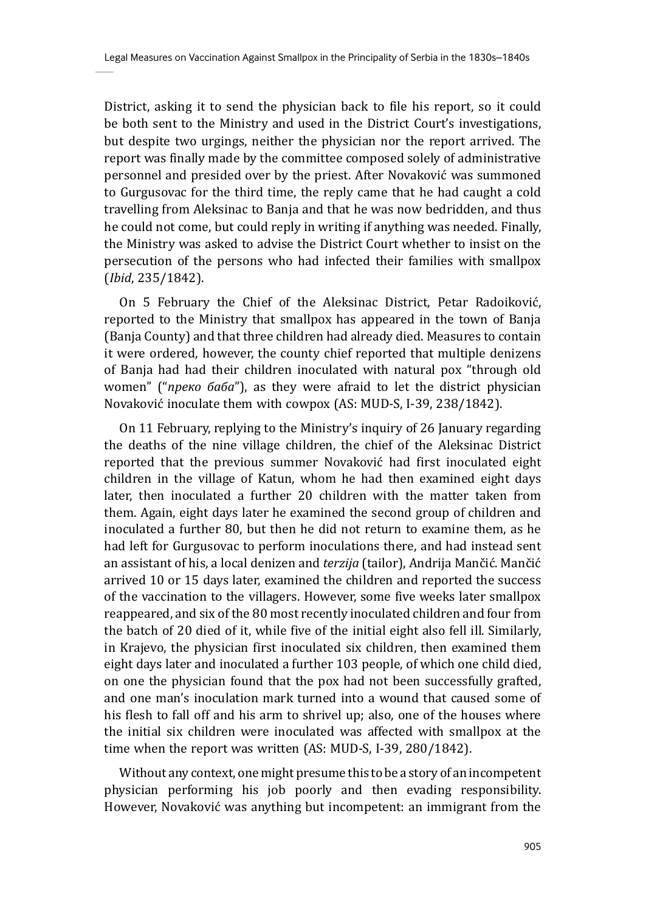District, asking it to send the physician back to file his report, so it could be both sent to the Ministry and used in the District Court's investigations, but despite two urgings, neither the physician nor the report arrived. The report was finally made by the committee composed solely of administrative personnel and presided over by the priest. After Novaković was summoned to Gurgusovac for the third time, the reply came that he had caught a cold travelling from Aleksinac to Banja and that he was now bedridden, and thus he could not come, but could reply in writing if anything was needed. Finally, the Ministry was asked to advise the District Court whether to insist on the persecution of the persons who had infected their families with smallpox (*Ibid*, 235/1842).

On 5 February the Chief of the Aleksinac District, Petar Radoiković, reported to the Ministry that smallpox has appeared in the town of Banja (Banja County) and that three children had already died. Measures to contain it were ordered, however, the county chief reported that multiple denizens of Banja had had their children inoculated with natural pox "through old women" ("*преко баба*"), as they were afraid to let the district physician Novaković inoculate them with cowpox (AS: MUD-S, I-39, 238/1842).

On 11 February, replying to the Ministry's inquiry of 26 January regarding the deaths of the nine village children, the chief of the Aleksinac District reported that the previous summer Novaković had first inoculated eight children in the village of Katun, whom he had then examined eight days later, then inoculated a further 20 children with the matter taken from them. Again, eight days later he examined the second group of children and inoculated a further 80, but then he did not return to examine them, as he had left for Gurgusovac to perform inoculations there, and had instead sent an assistant of his, a local denizen and *terzija* (tailor), Andrija Mančić. Mančić arrived 10 or 15 days later, examined the children and reported the success of the vaccination to the villagers. However, some five weeks later smallpox reappeared, and six of the 80 most recently inoculated children and four from the batch of 20 died of it, while five of the initial eight also fell ill. Similarly, in Krajevo, the physician first inoculated six children, then examined them eight days later and inoculated a further 103 people, of which one child died, on one the physician found that the pox had not been successfully grafted, and one man's inoculation mark turned into a wound that caused some of his flesh to fall off and his arm to shrivel up; also, one of the houses where the initial six children were inoculated was affected with smallpox at the time when the report was written (AS: MUD-S, I-39, 280/1842).

Without any context, one might presume this to be a story of an incompetent physician performing his job poorly and then evading responsibility. However, Novaković was anything but incompetent: an immigrant from the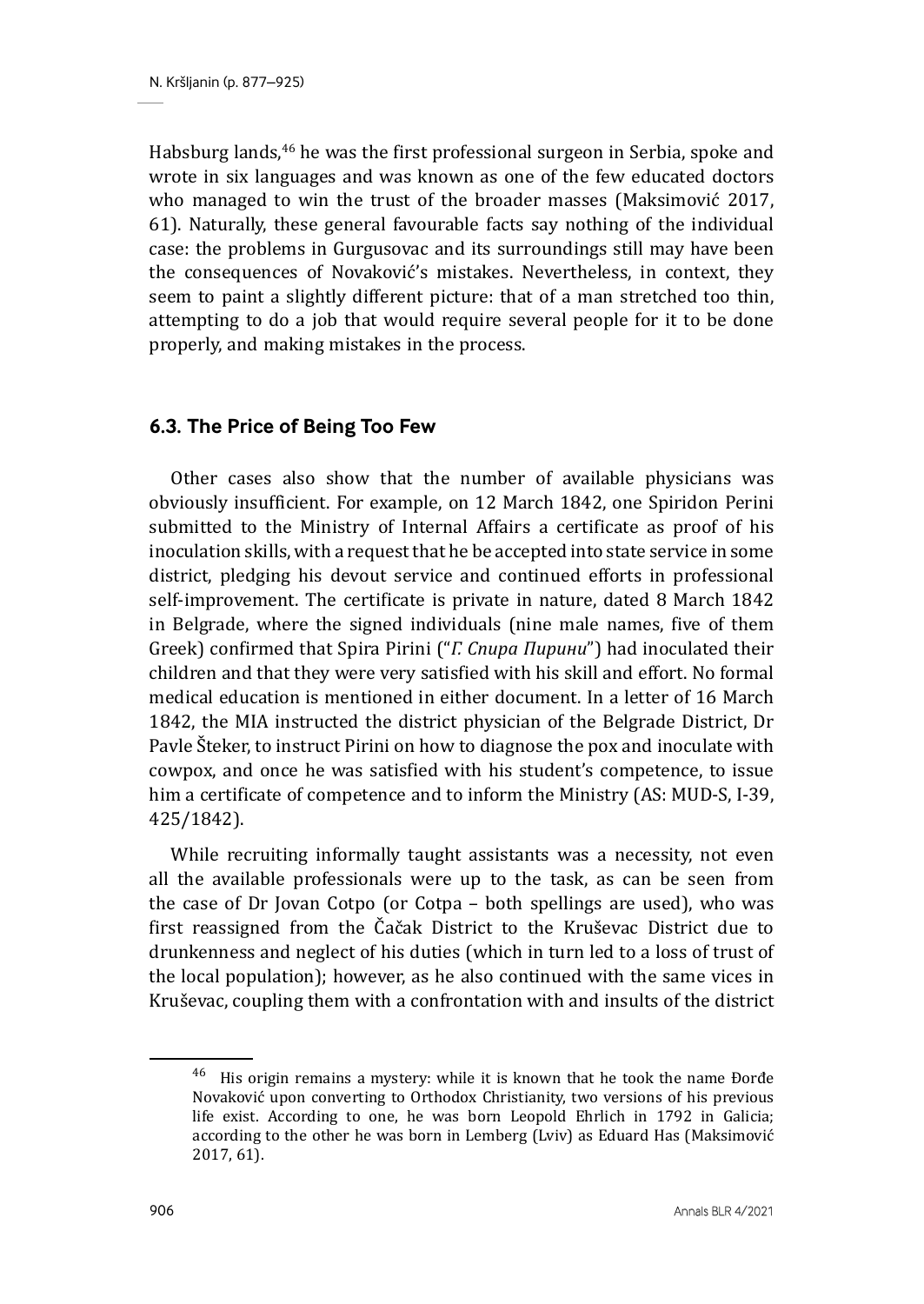Habsburg lands,[46] he was the first professional surgeon in Serbia, spoke and wrote in six languages and was known as one of the few educated doctors who managed to win the trust of the broader masses (Maksimović 2017, 61). Naturally, these general favourable facts say nothing of the individual case: the problems in Gurgusovac and its surroundings still may have been the consequences of Novaković's mistakes. Nevertheless, in context, they seem to paint a slightly different picture: that of a man stretched too thin, attempting to do a job that would require several people for it to be done properly, and making mistakes in the process.

### 6.3. The Price of Being Too Few

Other cases also show that the number of available physicians was obviously insufficient. For example, on 12 March 1842, one Spiridon Perini submitted to the Ministry of Internal Affairs a certificate as proof of his inoculation skills, with a request that he be accepted into state service in some district, pledging his devout service and continued efforts in professional self-improvement. The certificate is private in nature, dated 8 March 1842 in Belgrade, where the signed individuals (nine male names, five of them Greek) confirmed that Spira Pirini ("*Г. Спира Пирини*") had inoculated their children and that they were very satisfied with his skill and effort. No formal medical education is mentioned in either document. In a letter of 16 March 1842, the MIA instructed the district physician of the Belgrade District, Dr Pavle Šteker, to instruct Pirini on how to diagnose the pox and inoculate with cowpox, and once he was satisfied with his student's competence, to issue him a certificate of competence and to inform the Ministry (AS: MUD-S, I-39, 425/1842).

While recruiting informally taught assistants was a necessity, not even all the available professionals were up to the task, as can be seen from the case of Dr Jovan Cotpo (or Cotpa – both spellings are used), who was first reassigned from the Čačak District to the Kruševac District due to drunkenness and neglect of his duties (which in turn led to a loss of trust of the local population); however, as he also continued with the same vices in Kruševac, coupling them with a confrontation with and insults of the district

[46] His origin remains a mystery: while it is known that he took the name Đorđe Novaković upon converting to Orthodox Christianity, two versions of his previous life exist. According to one, he was born Leopold Ehrlich in 1792 in Galicia; according to the other he was born in Lemberg (Lviv) as Eduard Has (Maksimović 2017, 61).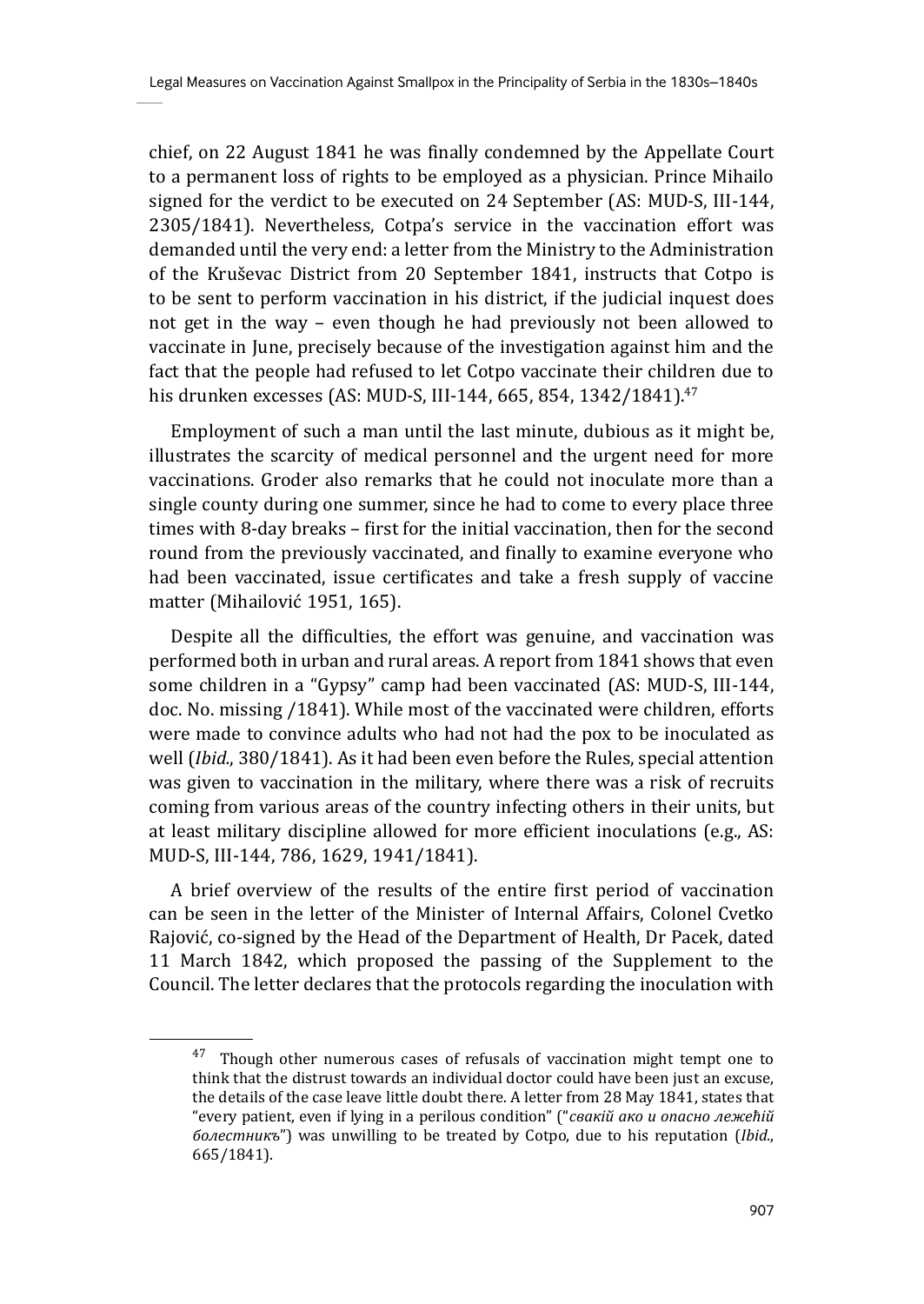chief, on 22 August 1841 he was finally condemned by the Appellate Court to a permanent loss of rights to be employed as a physician. Prince Mihailo signed for the verdict to be executed on 24 September (AS: MUD-S, III-144, 2305/1841). Nevertheless, Cotpa's service in the vaccination effort was demanded until the very end: a letter from the Ministry to the Administration of the Kruševac District from 20 September 1841, instructs that Cotpo is to be sent to perform vaccination in his district, if the judicial inquest does not get in the way – even though he had previously not been allowed to vaccinate in June, precisely because of the investigation against him and the fact that the people had refused to let Cotpo vaccinate their children due to his drunken excesses (AS: MUD-S, III-144, 665, 854, 1342/1841).[47]

Employment of such a man until the last minute, dubious as it might be, illustrates the scarcity of medical personnel and the urgent need for more vaccinations. Groder also remarks that he could not inoculate more than a single county during one summer, since he had to come to every place three times with 8-day breaks – first for the initial vaccination, then for the second round from the previously vaccinated, and finally to examine everyone who had been vaccinated, issue certificates and take a fresh supply of vaccine matter (Mihailović 1951, 165).

Despite all the difficulties, the effort was genuine, and vaccination was performed both in urban and rural areas. A report from 1841 shows that even some children in a "Gypsy" camp had been vaccinated (AS: MUD-S, III-144, doc. No. missing /1841). While most of the vaccinated were children, efforts were made to convince adults who had not had the pox to be inoculated as well (*Ibid*., 380/1841). As it had been even before the Rules, special attention was given to vaccination in the military, where there was a risk of recruits coming from various areas of the country infecting others in their units, but at least military discipline allowed for more efficient inoculations (e.g., AS: MUD-S, III-144, 786, 1629, 1941/1841).

A brief overview of the results of the entire first period of vaccination can be seen in the letter of the Minister of Internal Affairs, Colonel Cvetko Rajović, co-signed by the Head of the Department of Health, Dr Pacek, dated 11 March 1842, which proposed the passing of the Supplement to the Council. The letter declares that the protocols regarding the inoculation with

---

[47] Though other numerous cases of refusals of vaccination might tempt one to think that the distrust towards an individual doctor could have been just an excuse, the details of the case leave little doubt there. A letter from 28 May 1841, states that "every patient, even if lying in a perilous condition" ("*свакій ако и опасно лежећій болестникъ*") was unwilling to be treated by Cotpo, due to his reputation (*Ibid*., 665/1841).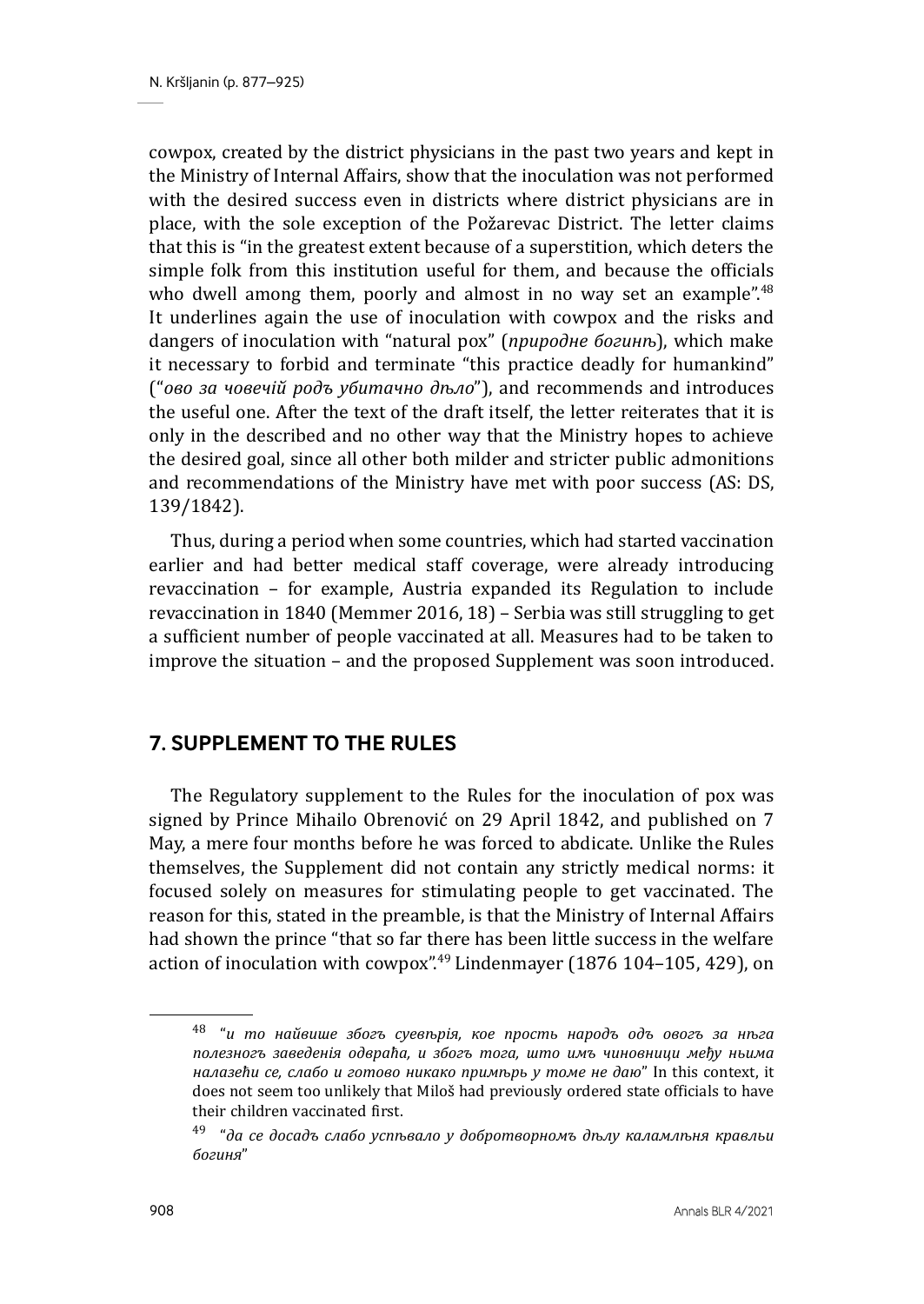cowpox, created by the district physicians in the past two years and kept in the Ministry of Internal Affairs, show that the inoculation was not performed with the desired success even in districts where district physicians are in place, with the sole exception of the Požarevac District. The letter claims that this is "in the greatest extent because of a superstition, which deters the simple folk from this institution useful for them, and because the officials who dwell among them, poorly and almost in no way set an example".[48] It underlines again the use of inoculation with cowpox and the risks and dangers of inoculation with "natural pox" (*природне богинѣ*), which make it necessary to forbid and terminate "this practice deadly for humankind" ("*ово за човечій родъ убитачно дѣло*"), and recommends and introduces the useful one. After the text of the draft itself, the letter reiterates that it is only in the described and no other way that the Ministry hopes to achieve the desired goal, since all other both milder and stricter public admonitions and recommendations of the Ministry have met with poor success (AS: DS, 139/1842).

Thus, during a period when some countries, which had started vaccination earlier and had better medical staff coverage, were already introducing revaccination – for example, Austria expanded its Regulation to include revaccination in 1840 (Memmer 2016, 18) – Serbia was still struggling to get a sufficient number of people vaccinated at all. Measures had to be taken to improve the situation – and the proposed Supplement was soon introduced.

## 7. SUPPLEMENT TO THE RULES

The Regulatory supplement to the Rules for the inoculation of pox was signed by Prince Mihailo Obrenović on 29 April 1842, and published on 7 May, a mere four months before he was forced to abdicate. Unlike the Rules themselves, the Supplement did not contain any strictly medical norms: it focused solely on measures for stimulating people to get vaccinated. The reason for this, stated in the preamble, is that the Ministry of Internal Affairs had shown the prince "that so far there has been little success in the welfare action of inoculation with cowpox".[49] Lindenmayer (1876 104–105, 429), on

---

[48] "*и то найвише збогъ суевѣрія, кое просmь народъ одъ овогъ за нѣга полезногъ заведенія одвраћа, и збогъ тога, што имъ чиновници међу нъима налазећи се, слабо и готово никако примѣрь у томе не даю*" In this context, it does not seem too unlikely that Miloš had previously ordered state officials to have their children vaccinated first.

[49] "*да се досадъ слабо успѣвало у добротворномъ дѣлу каламлѣня кравльи богиня*"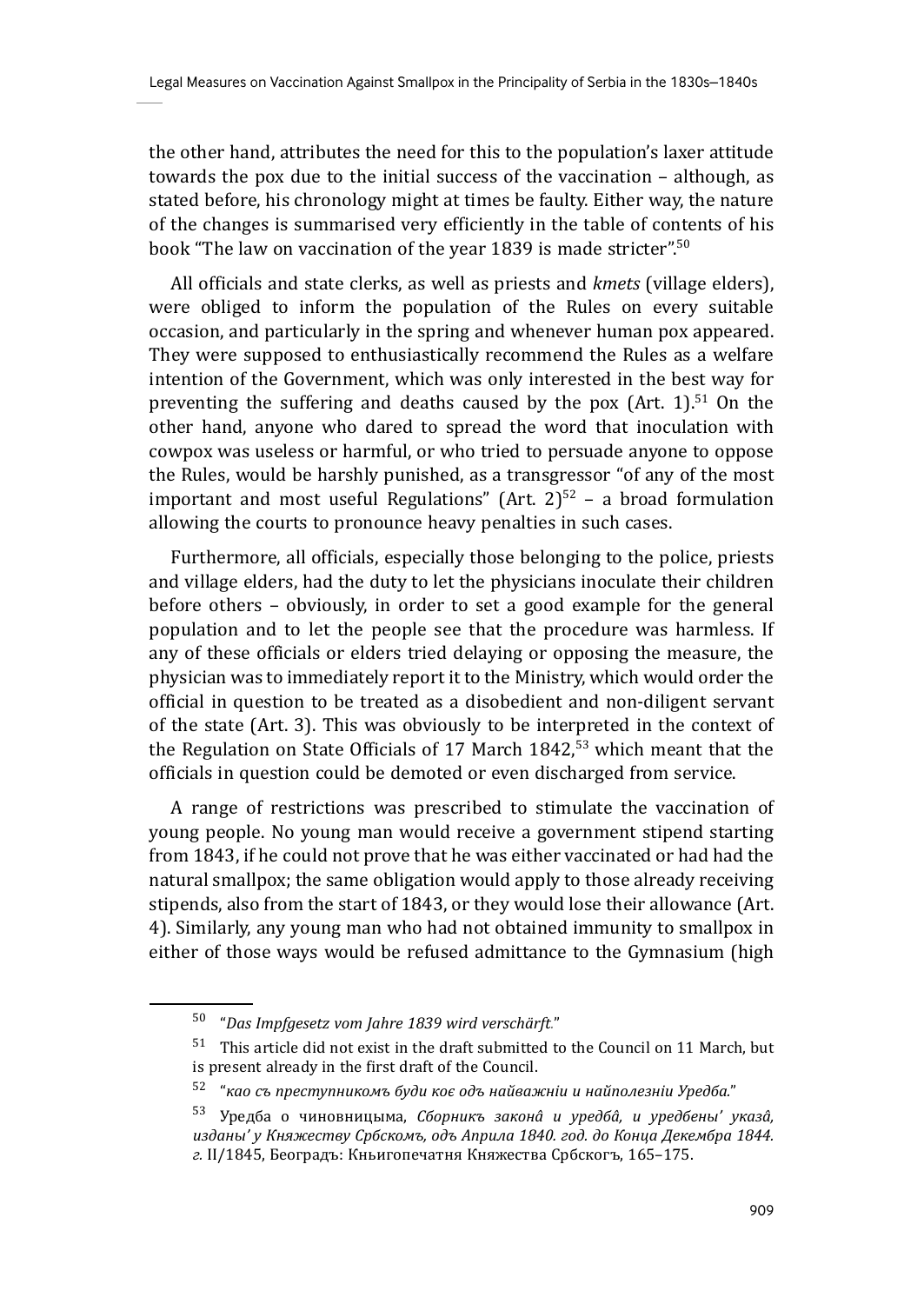the other hand, attributes the need for this to the population's laxer attitude towards the pox due to the initial success of the vaccination – although, as stated before, his chronology might at times be faulty. Either way, the nature of the changes is summarised very efficiently in the table of contents of his book "The law on vaccination of the year 1839 is made stricter".[50]

All officials and state clerks, as well as priests and *kmets* (village elders), were obliged to inform the population of the Rules on every suitable occasion, and particularly in the spring and whenever human pox appeared. They were supposed to enthusiastically recommend the Rules as a welfare intention of the Government, which was only interested in the best way for preventing the suffering and deaths caused by the pox (Art. 1).[51] On the other hand, anyone who dared to spread the word that inoculation with cowpox was useless or harmful, or who tried to persuade anyone to oppose the Rules, would be harshly punished, as a transgressor "of any of the most important and most useful Regulations" (Art. 2)[52] – a broad formulation allowing the courts to pronounce heavy penalties in such cases.

Furthermore, all officials, especially those belonging to the police, priests and village elders, had the duty to let the physicians inoculate their children before others – obviously, in order to set a good example for the general population and to let the people see that the procedure was harmless. If any of these officials or elders tried delaying or opposing the measure, the physician was to immediately report it to the Ministry, which would order the official in question to be treated as a disobedient and non-diligent servant of the state (Art. 3). This was obviously to be interpreted in the context of the Regulation on State Officials of 17 March 1842,[53] which meant that the officials in question could be demoted or even discharged from service.

A range of restrictions was prescribed to stimulate the vaccination of young people. No young man would receive a government stipend starting from 1843, if he could not prove that he was either vaccinated or had had the natural smallpox; the same obligation would apply to those already receiving stipends, also from the start of 1843, or they would lose their allowance (Art. 4). Similarly, any young man who had not obtained immunity to smallpox in either of those ways would be refused admittance to the Gymnasium (high

---

[50] "*Das Impfgesetz vom Jahre 1839 wird verschärft.*"

[51] This article did not exist in the draft submitted to the Council on 11 March, but is present already in the first draft of the Council.

[52] "*као съ преступникомъ буди коє одъ найважніи и найполезніи Уредба.*"

[53] Уредба о чиновницыма, *Сборникъ законâ и уредбâ, и уредбены' указâ, изданы' у Княжеству Србскомъ, одъ Априла 1840. год. до Конца Декембра 1844. г.* II/1845, Београдъ: Књигопечатня Княжества Србскогъ, 165–175.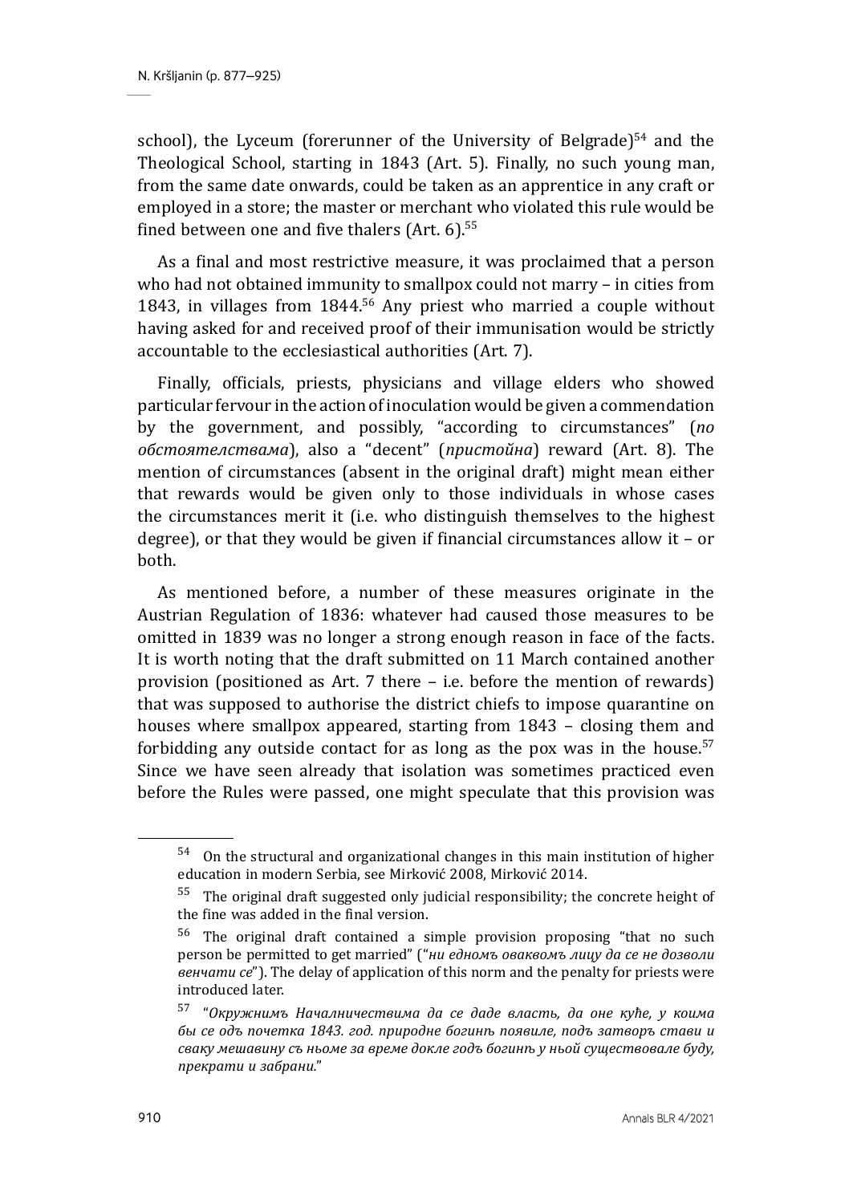school), the Lyceum (forerunner of the University of Belgrade)[54] and the Theological School, starting in 1843 (Art. 5). Finally, no such young man, from the same date onwards, could be taken as an apprentice in any craft or employed in a store; the master or merchant who violated this rule would be fined between one and five thalers (Art. 6).[55]

As a final and most restrictive measure, it was proclaimed that a person who had not obtained immunity to smallpox could not marry – in cities from 1843, in villages from 1844.[56] Any priest who married a couple without having asked for and received proof of their immunisation would be strictly accountable to the ecclesiastical authorities (Art. 7).

Finally, officials, priests, physicians and village elders who showed particular fervour in the action of inoculation would be given a commendation by the government, and possibly, "according to circumstances" (*по обстоятелствама*), also a "decent" (*пристойна*) reward (Art. 8). The mention of circumstances (absent in the original draft) might mean either that rewards would be given only to those individuals in whose cases the circumstances merit it (i.e. who distinguish themselves to the highest degree), or that they would be given if financial circumstances allow it – or both.

As mentioned before, a number of these measures originate in the Austrian Regulation of 1836: whatever had caused those measures to be omitted in 1839 was no longer a strong enough reason in face of the facts. It is worth noting that the draft submitted on 11 March contained another provision (positioned as Art. 7 there – i.e. before the mention of rewards) that was supposed to authorise the district chiefs to impose quarantine on houses where smallpox appeared, starting from 1843 – closing them and forbidding any outside contact for as long as the pox was in the house.[57] Since we have seen already that isolation was sometimes practiced even before the Rules were passed, one might speculate that this provision was

---

[54] On the structural and organizational changes in this main institution of higher education in modern Serbia, see Mirković 2008, Mirković 2014.

[55] The original draft suggested only judicial responsibility; the concrete height of the fine was added in the final version.

[56] The original draft contained a simple provision proposing "that no such person be permitted to get married" ("*ни едномъ оваквомъ лицу да се не дозволи венчати се*"). The delay of application of this norm and the penalty for priests were introduced later.

[57] "*Окружнимъ Началничествима да се даде власть, да оне куће, у коима бы се одъ почетка 1843. год. природне богинѣ појавиле, подъ затворъ стави и сваку мешавину съ ньоме за време докле годъ богинѣ у ньой существовале буду, прекрати и забрани.*"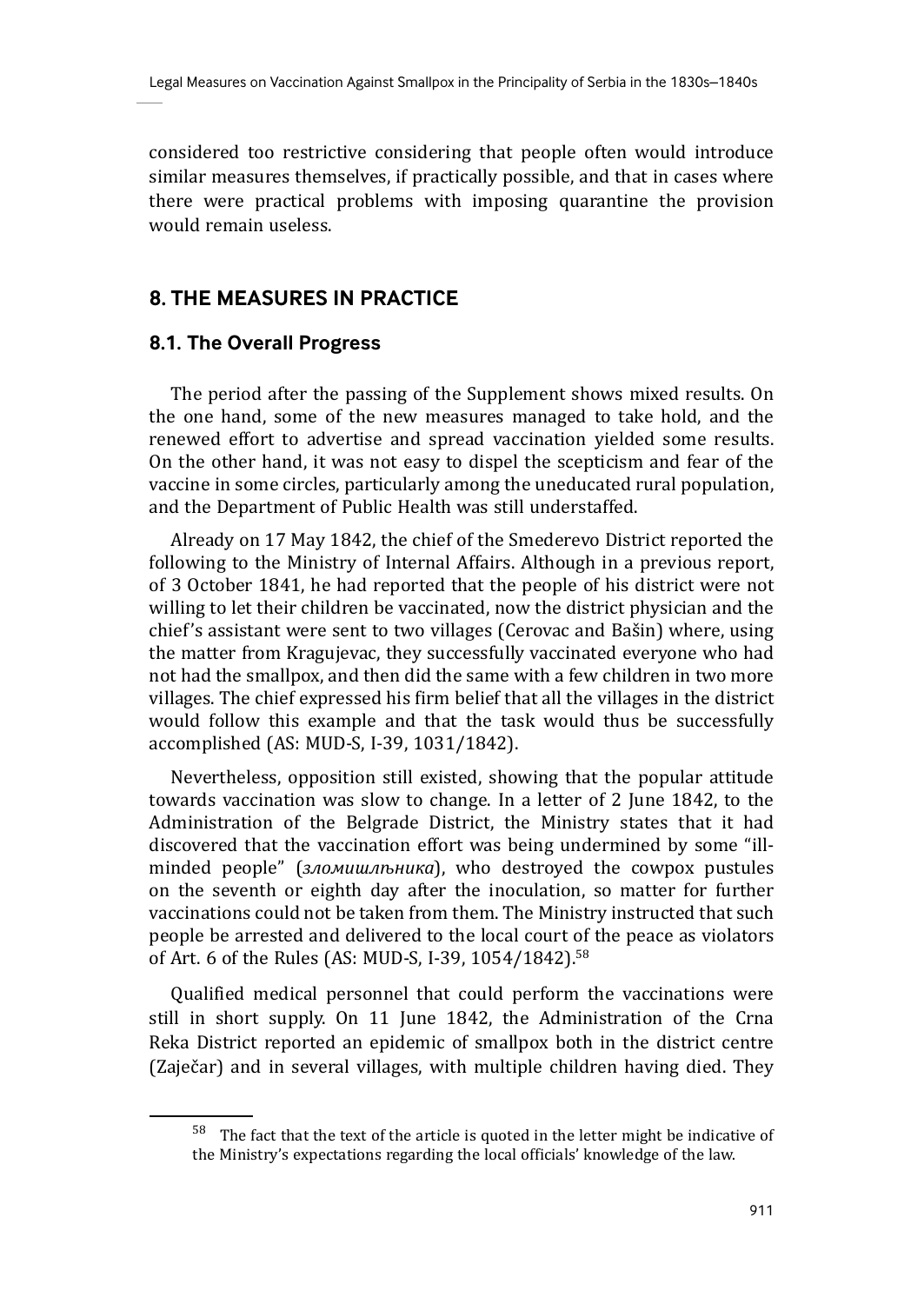considered too restrictive considering that people often would introduce similar measures themselves, if practically possible, and that in cases where there were practical problems with imposing quarantine the provision would remain useless.

## 8. THE MEASURES IN PRACTICE

### 8.1. The Overall Progress

The period after the passing of the Supplement shows mixed results. On the one hand, some of the new measures managed to take hold, and the renewed effort to advertise and spread vaccination yielded some results. On the other hand, it was not easy to dispel the scepticism and fear of the vaccine in some circles, particularly among the uneducated rural population, and the Department of Public Health was still understaffed.

Already on 17 May 1842, the chief of the Smederevo District reported the following to the Ministry of Internal Affairs. Although in a previous report, of 3 October 1841, he had reported that the people of his district were not willing to let their children be vaccinated, now the district physician and the chief's assistant were sent to two villages (Cerovac and Bašin) where, using the matter from Kragujevac, they successfully vaccinated everyone who had not had the smallpox, and then did the same with a few children in two more villages. The chief expressed his firm belief that all the villages in the district would follow this example and that the task would thus be successfully accomplished (AS: MUD-S, I-39, 1031/1842).

Nevertheless, opposition still existed, showing that the popular attitude towards vaccination was slow to change. In a letter of 2 June 1842, to the Administration of the Belgrade District, the Ministry states that it had discovered that the vaccination effort was being undermined by some "ill-minded people" (*зломишљеника*), who destroyed the cowpox pustules on the seventh or eighth day after the inoculation, so matter for further vaccinations could not be taken from them. The Ministry instructed that such people be arrested and delivered to the local court of the peace as violators of Art. 6 of the Rules (AS: MUD-S, I-39, 1054/1842).[58]

Qualified medical personnel that could perform the vaccinations were still in short supply. On 11 June 1842, the Administration of the Crna Reka District reported an epidemic of smallpox both in the district centre (Zaječar) and in several villages, with multiple children having died. They

[58] The fact that the text of the article is quoted in the letter might be indicative of the Ministry's expectations regarding the local officials' knowledge of the law.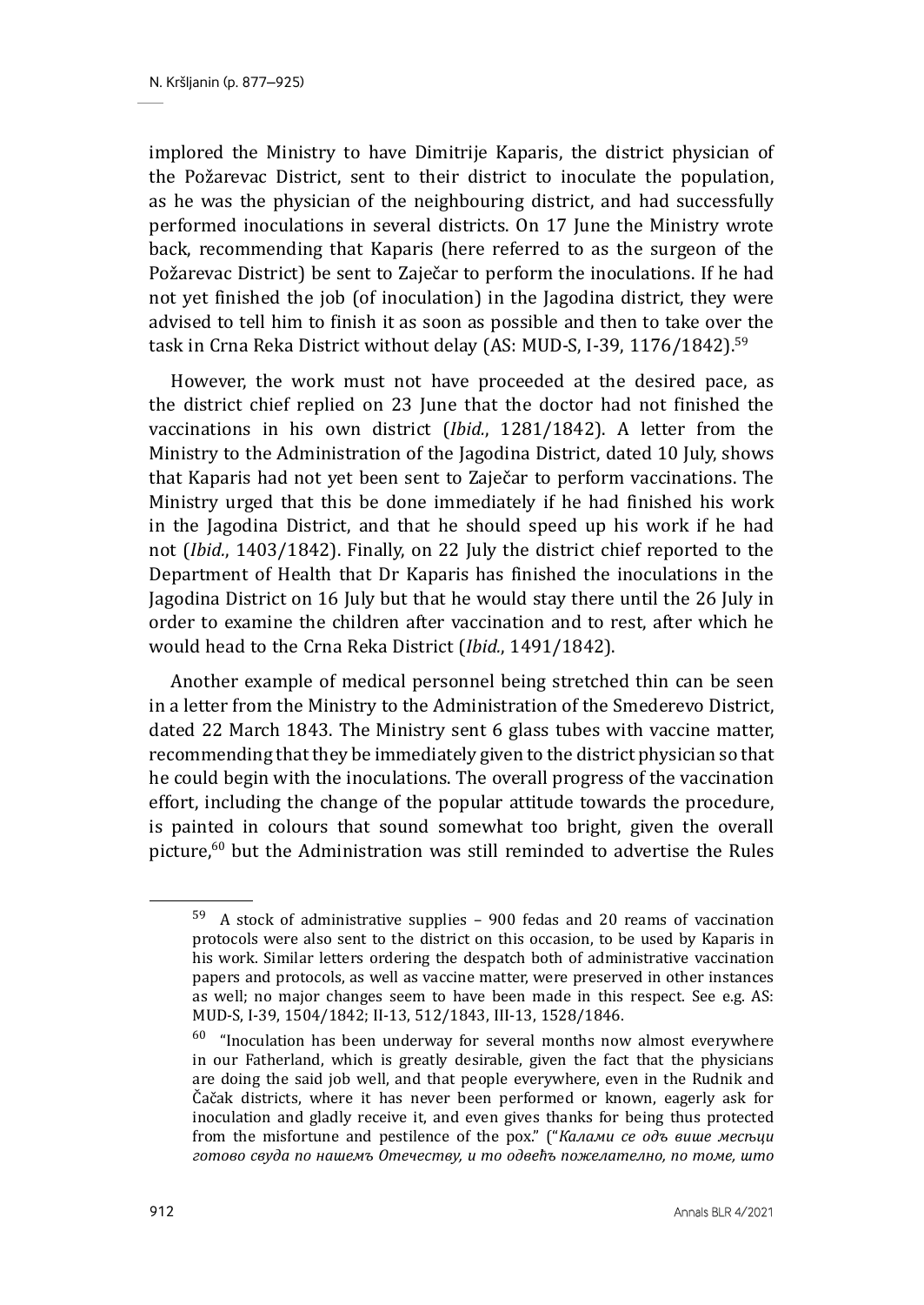implored the Ministry to have Dimitrije Kaparis, the district physician of the Požarevac District, sent to their district to inoculate the population, as he was the physician of the neighbouring district, and had successfully performed inoculations in several districts. On 17 June the Ministry wrote back, recommending that Kaparis (here referred to as the surgeon of the Požarevac District) be sent to Zaječar to perform the inoculations. If he had not yet finished the job (of inoculation) in the Jagodina district, they were advised to tell him to finish it as soon as possible and then to take over the task in Crna Reka District without delay (AS: MUD-S, I-39, 1176/1842).[59]

However, the work must not have proceeded at the desired pace, as the district chief replied on 23 June that the doctor had not finished the vaccinations in his own district (*Ibid.*, 1281/1842). A letter from the Ministry to the Administration of the Jagodina District, dated 10 July, shows that Kaparis had not yet been sent to Zaječar to perform vaccinations. The Ministry urged that this be done immediately if he had finished his work in the Jagodina District, and that he should speed up his work if he had not (*Ibid.*, 1403/1842). Finally, on 22 July the district chief reported to the Department of Health that Dr Kaparis has finished the inoculations in the Jagodina District on 16 July but that he would stay there until the 26 July in order to examine the children after vaccination and to rest, after which he would head to the Crna Reka District (*Ibid.*, 1491/1842).

Another example of medical personnel being stretched thin can be seen in a letter from the Ministry to the Administration of the Smederevo District, dated 22 March 1843. The Ministry sent 6 glass tubes with vaccine matter, recommending that they be immediately given to the district physician so that he could begin with the inoculations. The overall progress of the vaccination effort, including the change of the popular attitude towards the procedure, is painted in colours that sound somewhat too bright, given the overall picture,[60] but the Administration was still reminded to advertise the Rules

---

[59] A stock of administrative supplies – 900 fedas and 20 reams of vaccination protocols were also sent to the district on this occasion, to be used by Kaparis in his work. Similar letters ordering the despatch both of administrative vaccination papers and protocols, as well as vaccine matter, were preserved in other instances as well; no major changes seem to have been made in this respect. See e.g. AS: MUD-S, I-39, 1504/1842; II-13, 512/1843, III-13, 1528/1846.

[60] "Inoculation has been underway for several months now almost everywhere in our Fatherland, which is greatly desirable, given the fact that the physicians are doing the said job well, and that people everywhere, even in the Rudnik and Čačak districts, where it has never been performed or known, eagerly ask for inoculation and gladly receive it, and even gives thanks for being thus protected from the misfortune and pestilence of the pox." ("*Калами се одъ више месьци готово свуда по нашемъ Отечеству, и то одвећъ пожелателно, по томе, што*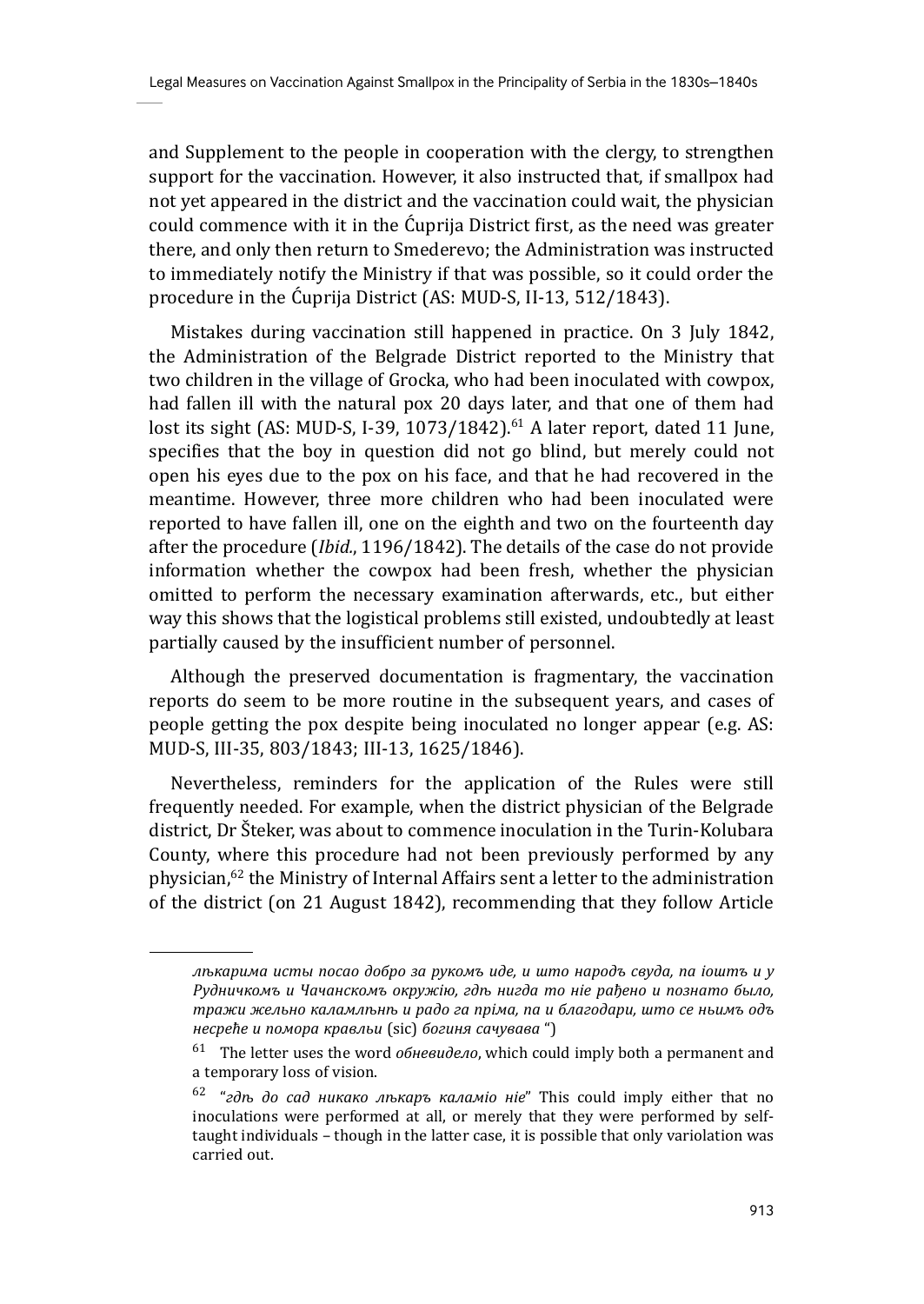and Supplement to the people in cooperation with the clergy, to strengthen support for the vaccination. However, it also instructed that, if smallpox had not yet appeared in the district and the vaccination could wait, the physician could commence with it in the Ćuprija District first, as the need was greater there, and only then return to Smederevo; the Administration was instructed to immediately notify the Ministry if that was possible, so it could order the procedure in the Ćuprija District (AS: MUD-S, II-13, 512/1843).

Mistakes during vaccination still happened in practice. On 3 July 1842, the Administration of the Belgrade District reported to the Ministry that two children in the village of Grocka, who had been inoculated with cowpox, had fallen ill with the natural pox 20 days later, and that one of them had lost its sight (AS: MUD-S, I-39, 1073/1842).[61] A later report, dated 11 June, specifies that the boy in question did not go blind, but merely could not open his eyes due to the pox on his face, and that he had recovered in the meantime. However, three more children who had been inoculated were reported to have fallen ill, one on the eighth and two on the fourteenth day after the procedure (*Ibid.*, 1196/1842). The details of the case do not provide information whether the cowpox had been fresh, whether the physician omitted to perform the necessary examination afterwards, etc., but either way this shows that the logistical problems still existed, undoubtedly at least partially caused by the insufficient number of personnel.

Although the preserved documentation is fragmentary, the vaccination reports do seem to be more routine in the subsequent years, and cases of people getting the pox despite being inoculated no longer appear (e.g. AS: MUD-S, III-35, 803/1843; III-13, 1625/1846).

Nevertheless, reminders for the application of the Rules were still frequently needed. For example, when the district physician of the Belgrade district, Dr Šteker, was about to commence inoculation in the Turin-Kolubara County, where this procedure had not been previously performed by any physician,[62] the Ministry of Internal Affairs sent a letter to the administration of the district (on 21 August 1842), recommending that they follow Article

---

*лѣкарима исты посао добро за рукомъ иде, и што народъ свуда, па іоштъ и у Рудничкомъ и Чачанскомъ окружію, гдѣ нигда то ніе рађено и познато было, тражи жельно каламлѣнѣ и радо га пріма, па и благодари, што се ньимъ одъ несреће и помора кравльи* (sic) *богиня сачувава* ")

[61] The letter uses the word *обневидело*, which could imply both a permanent and a temporary loss of vision.

[62] "*гдѣ до сад никако лѣкаръ каламіо ніе*" This could imply either that no inoculations were performed at all, or merely that they were performed by self-taught individuals – though in the latter case, it is possible that only variolation was carried out.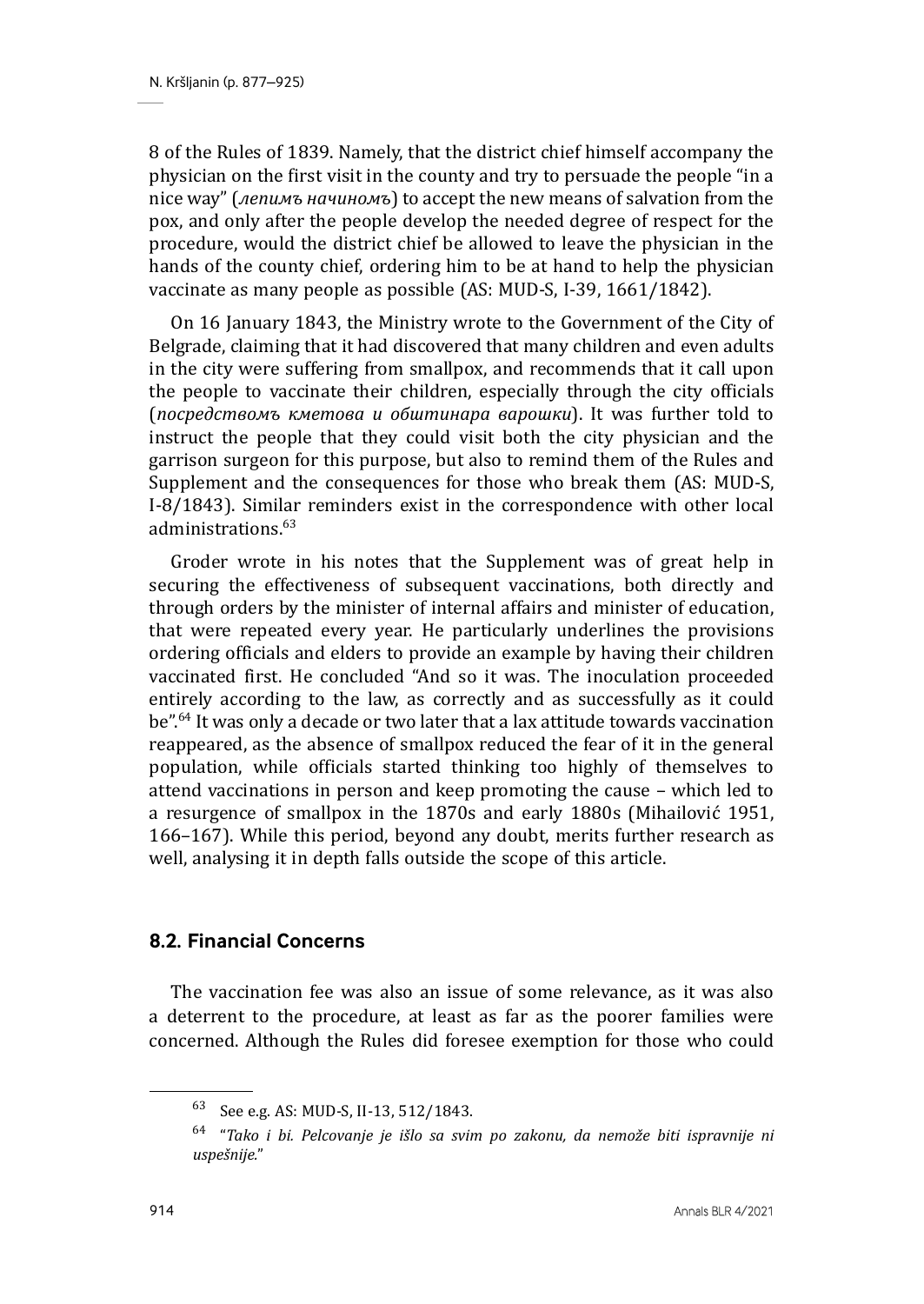8 of the Rules of 1839. Namely, that the district chief himself accompany the physician on the first visit in the county and try to persuade the people "in a nice way" (*лепимъ начиномъ*) to accept the new means of salvation from the pox, and only after the people develop the needed degree of respect for the procedure, would the district chief be allowed to leave the physician in the hands of the county chief, ordering him to be at hand to help the physician vaccinate as many people as possible (AS: MUD-S, I-39, 1661/1842).

On 16 January 1843, the Ministry wrote to the Government of the City of Belgrade, claiming that it had discovered that many children and even adults in the city were suffering from smallpox, and recommends that it call upon the people to vaccinate their children, especially through the city officials (*посредствомъ кметова и обштинара варошки*). It was further told to instruct the people that they could visit both the city physician and the garrison surgeon for this purpose, but also to remind them of the Rules and Supplement and the consequences for those who break them (AS: MUD-S, I-8/1843). Similar reminders exist in the correspondence with other local administrations.[63]

Groder wrote in his notes that the Supplement was of great help in securing the effectiveness of subsequent vaccinations, both directly and through orders by the minister of internal affairs and minister of education, that were repeated every year. He particularly underlines the provisions ordering officials and elders to provide an example by having their children vaccinated first. He concluded "And so it was. The inoculation proceeded entirely according to the law, as correctly and as successfully as it could be".[64] It was only a decade or two later that a lax attitude towards vaccination reappeared, as the absence of smallpox reduced the fear of it in the general population, while officials started thinking too highly of themselves to attend vaccinations in person and keep promoting the cause – which led to a resurgence of smallpox in the 1870s and early 1880s (Mihailović 1951, 166–167). While this period, beyond any doubt, merits further research as well, analysing it in depth falls outside the scope of this article.

### 8.2. Financial Concerns

The vaccination fee was also an issue of some relevance, as it was also a deterrent to the procedure, at least as far as the poorer families were concerned. Although the Rules did foresee exemption for those who could

---

[63] See e.g. AS: MUD-S, II-13, 512/1843.

[64] "*Tako i bi. Pelcovanje je išlo sa svim po zakonu, da nemože biti ispravnije ni uspešnije.*"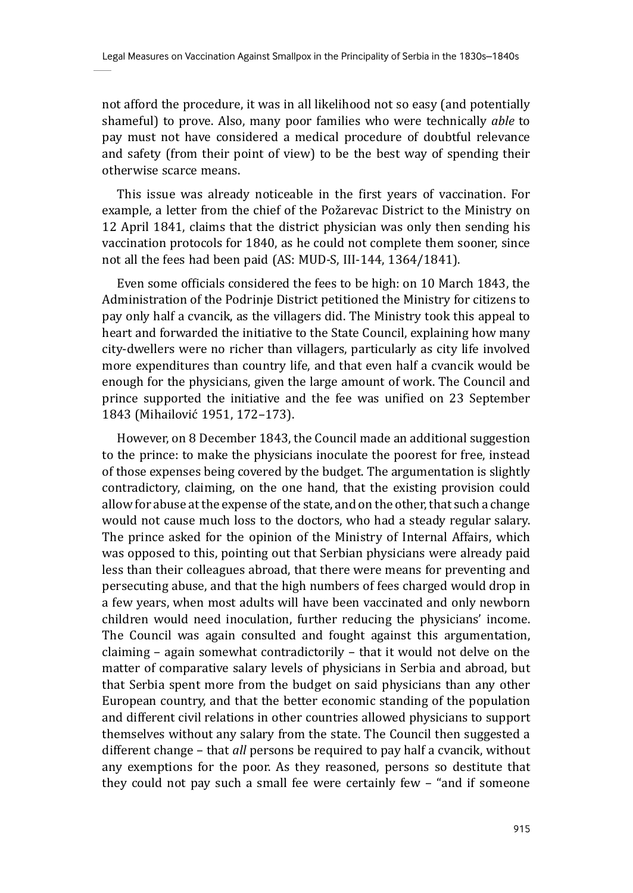not afford the procedure, it was in all likelihood not so easy (and potentially shameful) to prove. Also, many poor families who were technically *able* to pay must not have considered a medical procedure of doubtful relevance and safety (from their point of view) to be the best way of spending their otherwise scarce means.

This issue was already noticeable in the first years of vaccination. For example, a letter from the chief of the Požarevac District to the Ministry on 12 April 1841, claims that the district physician was only then sending his vaccination protocols for 1840, as he could not complete them sooner, since not all the fees had been paid (AS: MUD-S, III-144, 1364/1841).

Even some officials considered the fees to be high: on 10 March 1843, the Administration of the Podrinje District petitioned the Ministry for citizens to pay only half a cvancik, as the villagers did. The Ministry took this appeal to heart and forwarded the initiative to the State Council, explaining how many city-dwellers were no richer than villagers, particularly as city life involved more expenditures than country life, and that even half a cvancik would be enough for the physicians, given the large amount of work. The Council and prince supported the initiative and the fee was unified on 23 September 1843 (Mihailović 1951, 172–173).

However, on 8 December 1843, the Council made an additional suggestion to the prince: to make the physicians inoculate the poorest for free, instead of those expenses being covered by the budget. The argumentation is slightly contradictory, claiming, on the one hand, that the existing provision could allow for abuse at the expense of the state, and on the other, that such a change would not cause much loss to the doctors, who had a steady regular salary. The prince asked for the opinion of the Ministry of Internal Affairs, which was opposed to this, pointing out that Serbian physicians were already paid less than their colleagues abroad, that there were means for preventing and persecuting abuse, and that the high numbers of fees charged would drop in a few years, when most adults will have been vaccinated and only newborn children would need inoculation, further reducing the physicians' income. The Council was again consulted and fought against this argumentation, claiming – again somewhat contradictorily – that it would not delve on the matter of comparative salary levels of physicians in Serbia and abroad, but that Serbia spent more from the budget on said physicians than any other European country, and that the better economic standing of the population and different civil relations in other countries allowed physicians to support themselves without any salary from the state. The Council then suggested a different change – that *all* persons be required to pay half a cvancik, without any exemptions for the poor. As they reasoned, persons so destitute that they could not pay such a small fee were certainly few – "and if someone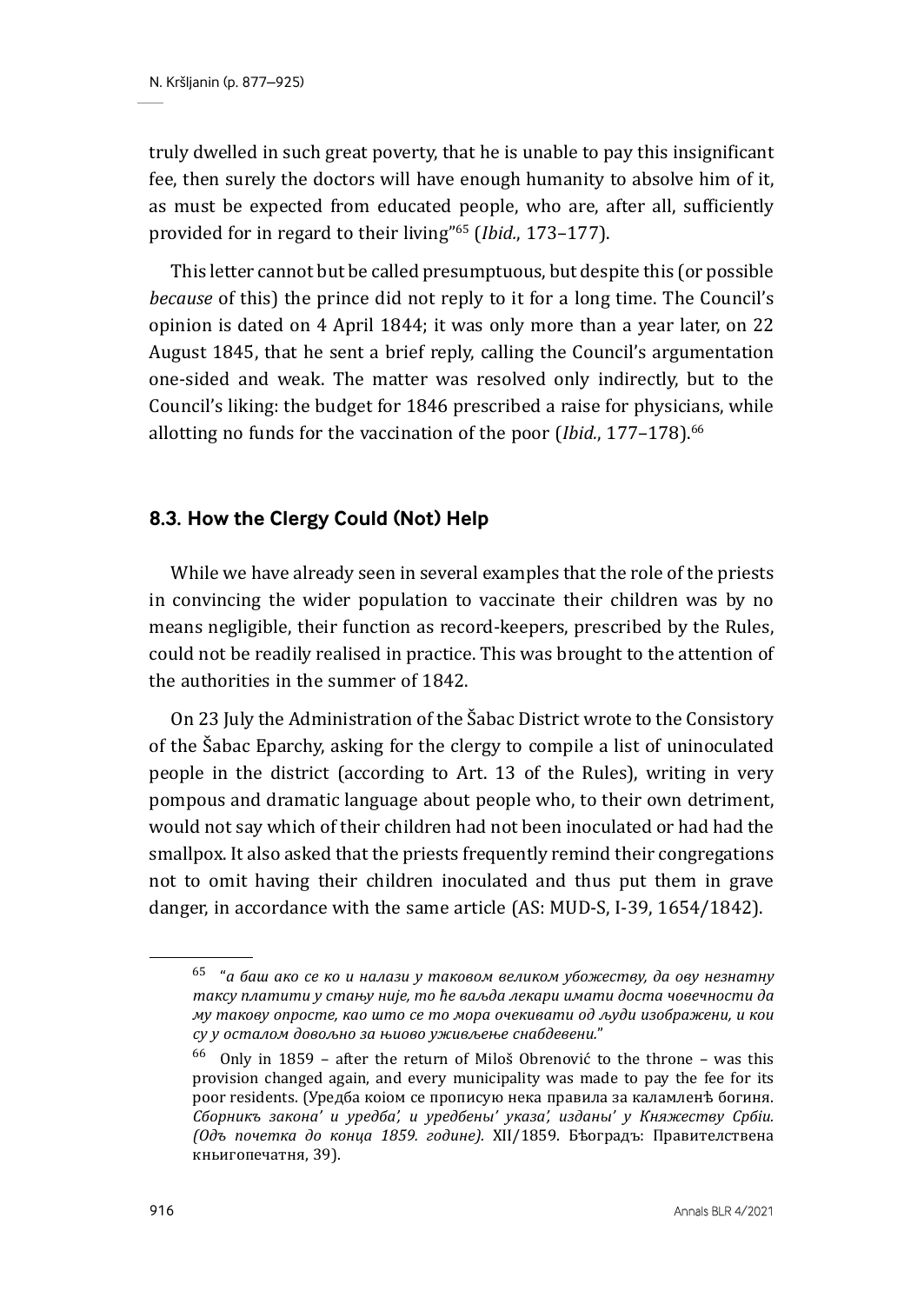truly dwelled in such great poverty, that he is unable to pay this insignificant fee, then surely the doctors will have enough humanity to absolve him of it, as must be expected from educated people, who are, after all, sufficiently provided for in regard to their living"[65] (*Ibid.*, 173–177).

This letter cannot but be called presumptuous, but despite this (or possible *because* of this) the prince did not reply to it for a long time. The Council's opinion is dated on 4 April 1844; it was only more than a year later, on 22 August 1845, that he sent a brief reply, calling the Council's argumentation one-sided and weak. The matter was resolved only indirectly, but to the Council's liking: the budget for 1846 prescribed a raise for physicians, while allotting no funds for the vaccination of the poor (*Ibid.*, 177–178).[66]

### 8.3. How the Clergy Could (Not) Help

While we have already seen in several examples that the role of the priests in convincing the wider population to vaccinate their children was by no means negligible, their function as record-keepers, prescribed by the Rules, could not be readily realised in practice. This was brought to the attention of the authorities in the summer of 1842.

On 23 July the Administration of the Šabac District wrote to the Consistory of the Šabac Eparchy, asking for the clergy to compile a list of uninoculated people in the district (according to Art. 13 of the Rules), writing in very pompous and dramatic language about people who, to their own detriment, would not say which of their children had not been inoculated or had had the smallpox. It also asked that the priests frequently remind their congregations not to omit having their children inoculated and thus put them in grave danger, in accordance with the same article (AS: MUD-S, I-39, 1654/1842).

---

[65] "*а баш ако се ко и налази у таковом великом убожеству, да ову незнатну таксу платити у стању није, то ће ваљда лекари имати доста човечности да му такову опросте, као што се то мора очекивати од људи изображени, и кои су у осталом довољно за њиово уживљење снабдевени.*"

[66] Only in 1859 – after the return of Miloš Obrenović to the throne – was this provision changed again, and every municipality was made to pay the fee for its poor residents. (Уредба коіом се прописую нека правила за каламленѣ богиня. *Сборникъ закона' и уредба', и уредбены' указа', изданы' у Княжеству Србіи. (Одъ почетка до конца 1859. године).* XII/1859. Бѣоградъ: Правителствена кньигопечатня, 39).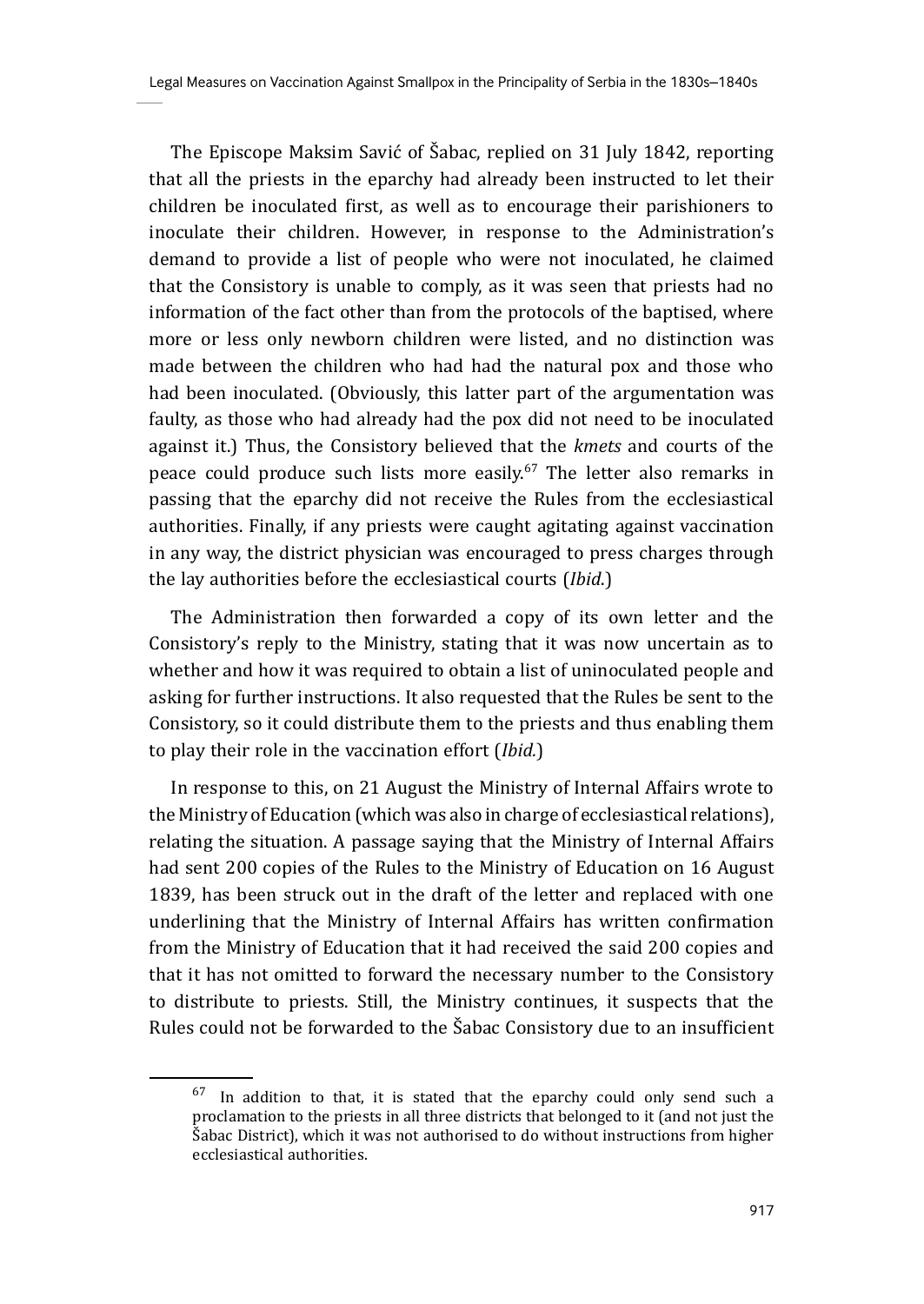The Episcope Maksim Savić of Šabac, replied on 31 July 1842, reporting that all the priests in the eparchy had already been instructed to let their children be inoculated first, as well as to encourage their parishioners to inoculate their children. However, in response to the Administration's demand to provide a list of people who were not inoculated, he claimed that the Consistory is unable to comply, as it was seen that priests had no information of the fact other than from the protocols of the baptised, where more or less only newborn children were listed, and no distinction was made between the children who had had the natural pox and those who had been inoculated. (Obviously, this latter part of the argumentation was faulty, as those who had already had the pox did not need to be inoculated against it.) Thus, the Consistory believed that the *kmets* and courts of the peace could produce such lists more easily.[67] The letter also remarks in passing that the eparchy did not receive the Rules from the ecclesiastical authorities. Finally, if any priests were caught agitating against vaccination in any way, the district physician was encouraged to press charges through the lay authorities before the ecclesiastical courts (*Ibid.*)

The Administration then forwarded a copy of its own letter and the Consistory's reply to the Ministry, stating that it was now uncertain as to whether and how it was required to obtain a list of uninoculated people and asking for further instructions. It also requested that the Rules be sent to the Consistory, so it could distribute them to the priests and thus enabling them to play their role in the vaccination effort (*Ibid.*)

In response to this, on 21 August the Ministry of Internal Affairs wrote to the Ministry of Education (which was also in charge of ecclesiastical relations), relating the situation. A passage saying that the Ministry of Internal Affairs had sent 200 copies of the Rules to the Ministry of Education on 16 August 1839, has been struck out in the draft of the letter and replaced with one underlining that the Ministry of Internal Affairs has written confirmation from the Ministry of Education that it had received the said 200 copies and that it has not omitted to forward the necessary number to the Consistory to distribute to priests. Still, the Ministry continues, it suspects that the Rules could not be forwarded to the Šabac Consistory due to an insufficient

[67] In addition to that, it is stated that the eparchy could only send such a proclamation to the priests in all three districts that belonged to it (and not just the Šabac District), which it was not authorised to do without instructions from higher ecclesiastical authorities.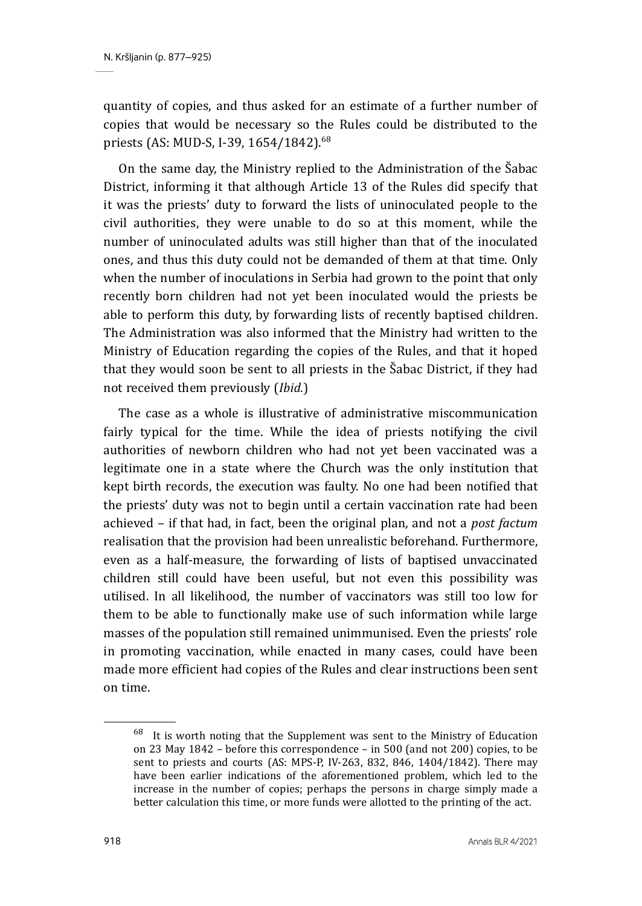quantity of copies, and thus asked for an estimate of a further number of copies that would be necessary so the Rules could be distributed to the priests (AS: MUD-S, I-39, 1654/1842).[68]

On the same day, the Ministry replied to the Administration of the Šabac District, informing it that although Article 13 of the Rules did specify that it was the priests' duty to forward the lists of uninoculated people to the civil authorities, they were unable to do so at this moment, while the number of uninoculated adults was still higher than that of the inoculated ones, and thus this duty could not be demanded of them at that time. Only when the number of inoculations in Serbia had grown to the point that only recently born children had not yet been inoculated would the priests be able to perform this duty, by forwarding lists of recently baptised children. The Administration was also informed that the Ministry had written to the Ministry of Education regarding the copies of the Rules, and that it hoped that they would soon be sent to all priests in the Šabac District, if they had not received them previously (*Ibid.*)

The case as a whole is illustrative of administrative miscommunication fairly typical for the time. While the idea of priests notifying the civil authorities of newborn children who had not yet been vaccinated was a legitimate one in a state where the Church was the only institution that kept birth records, the execution was faulty. No one had been notified that the priests' duty was not to begin until a certain vaccination rate had been achieved – if that had, in fact, been the original plan, and not a *post factum* realisation that the provision had been unrealistic beforehand. Furthermore, even as a half-measure, the forwarding of lists of baptised unvaccinated children still could have been useful, but not even this possibility was utilised. In all likelihood, the number of vaccinators was still too low for them to be able to functionally make use of such information while large masses of the population still remained unimmunised. Even the priests' role in promoting vaccination, while enacted in many cases, could have been made more efficient had copies of the Rules and clear instructions been sent on time.

[68] It is worth noting that the Supplement was sent to the Ministry of Education on 23 May 1842 – before this correspondence – in 500 (and not 200) copies, to be sent to priests and courts (AS: MPS-P, IV-263, 832, 846, 1404/1842). There may have been earlier indications of the aforementioned problem, which led to the increase in the number of copies; perhaps the persons in charge simply made a better calculation this time, or more funds were allotted to the printing of the act.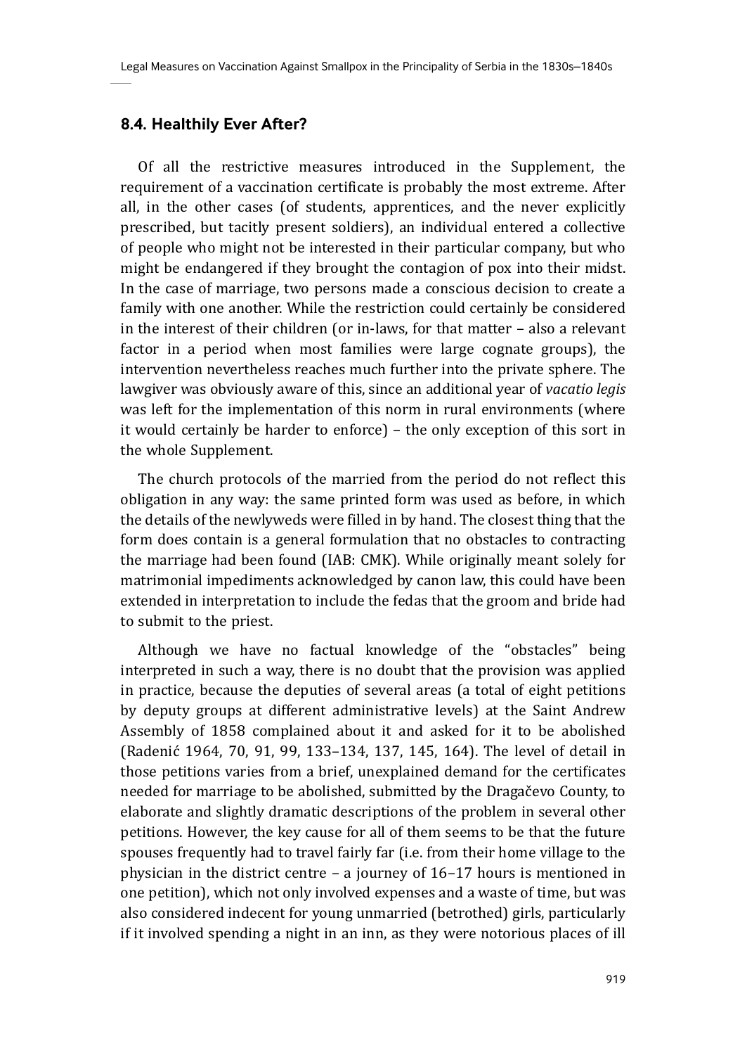### 8.4. Healthily Ever After?

Of all the restrictive measures introduced in the Supplement, the requirement of a vaccination certificate is probably the most extreme. After all, in the other cases (of students, apprentices, and the never explicitly prescribed, but tacitly present soldiers), an individual entered a collective of people who might not be interested in their particular company, but who might be endangered if they brought the contagion of pox into their midst. In the case of marriage, two persons made a conscious decision to create a family with one another. While the restriction could certainly be considered in the interest of their children (or in-laws, for that matter – also a relevant factor in a period when most families were large cognate groups), the intervention nevertheless reaches much further into the private sphere. The lawgiver was obviously aware of this, since an additional year of *vacatio legis* was left for the implementation of this norm in rural environments (where it would certainly be harder to enforce) – the only exception of this sort in the whole Supplement.

The church protocols of the married from the period do not reflect this obligation in any way: the same printed form was used as before, in which the details of the newlyweds were filled in by hand. The closest thing that the form does contain is a general formulation that no obstacles to contracting the marriage had been found (IAB: CMK). While originally meant solely for matrimonial impediments acknowledged by canon law, this could have been extended in interpretation to include the fedas that the groom and bride had to submit to the priest.

Although we have no factual knowledge of the "obstacles" being interpreted in such a way, there is no doubt that the provision was applied in practice, because the deputies of several areas (a total of eight petitions by deputy groups at different administrative levels) at the Saint Andrew Assembly of 1858 complained about it and asked for it to be abolished (Radenić 1964, 70, 91, 99, 133–134, 137, 145, 164). The level of detail in those petitions varies from a brief, unexplained demand for the certificates needed for marriage to be abolished, submitted by the Dragačevo County, to elaborate and slightly dramatic descriptions of the problem in several other petitions. However, the key cause for all of them seems to be that the future spouses frequently had to travel fairly far (i.e. from their home village to the physician in the district centre – a journey of 16–17 hours is mentioned in one petition), which not only involved expenses and a waste of time, but was also considered indecent for young unmarried (betrothed) girls, particularly if it involved spending a night in an inn, as they were notorious places of ill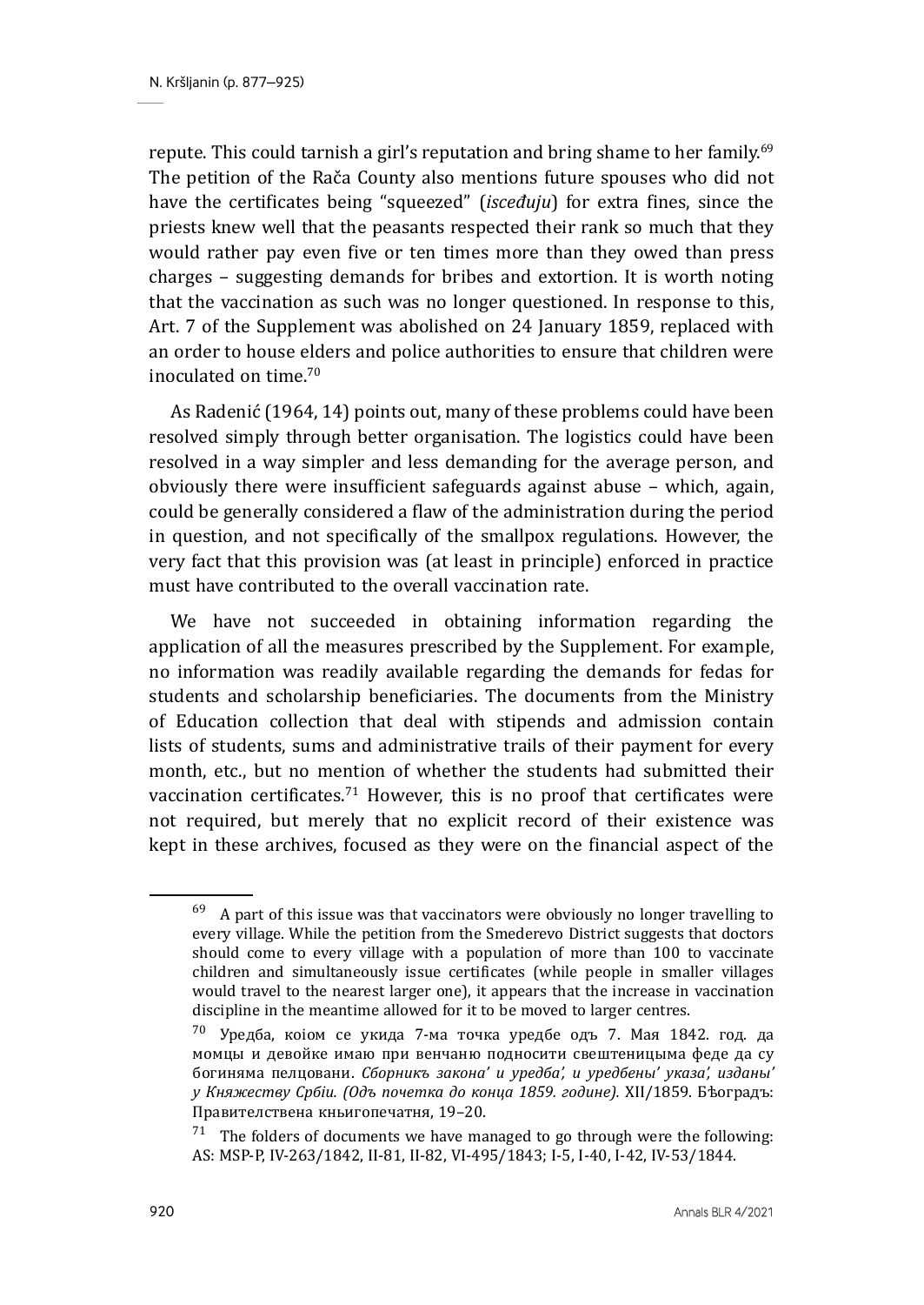repute. This could tarnish a girl's reputation and bring shame to her family.[69] The petition of the Rača County also mentions future spouses who did not have the certificates being "squeezed" (*isceđuju*) for extra fines, since the priests knew well that the peasants respected their rank so much that they would rather pay even five or ten times more than they owed than press charges – suggesting demands for bribes and extortion. It is worth noting that the vaccination as such was no longer questioned. In response to this, Art. 7 of the Supplement was abolished on 24 January 1859, replaced with an order to house elders and police authorities to ensure that children were inoculated on time.[70]

As Radenić (1964, 14) points out, many of these problems could have been resolved simply through better organisation. The logistics could have been resolved in a way simpler and less demanding for the average person, and obviously there were insufficient safeguards against abuse – which, again, could be generally considered a flaw of the administration during the period in question, and not specifically of the smallpox regulations. However, the very fact that this provision was (at least in principle) enforced in practice must have contributed to the overall vaccination rate.

We have not succeeded in obtaining information regarding the application of all the measures prescribed by the Supplement. For example, no information was readily available regarding the demands for fedas for students and scholarship beneficiaries. The documents from the Ministry of Education collection that deal with stipends and admission contain lists of students, sums and administrative trails of their payment for every month, etc., but no mention of whether the students had submitted their vaccination certificates.[71] However, this is no proof that certificates were not required, but merely that no explicit record of their existence was kept in these archives, focused as they were on the financial aspect of the

---

[69] A part of this issue was that vaccinators were obviously no longer travelling to every village. While the petition from the Smederevo District suggests that doctors should come to every village with a population of more than 100 to vaccinate children and simultaneously issue certificates (while people in smaller villages would travel to the nearest larger one), it appears that the increase in vaccination discipline in the meantime allowed for it to be moved to larger centres.

[70] Уредба, коіом се укида 7-ма точка уредбе одъ 7. Мая 1842. год. да момцы и девойке имаю при венчаню подносити свештеницыма феде да су богиняма пелцовани. *Сборникъ закона' и уредба', и уредбены' указа', издаы' у Княжеству Србіи. (Одъ почетка до конца 1859. године).* XII/1859. Бѣоградъ: Правителствена кньигопечатня, 19–20.

[71] The folders of documents we have managed to go through were the following: AS: MSP-P, IV-263/1842, II-81, II-82, VI-495/1843; I-5, I-40, I-42, IV-53/1844.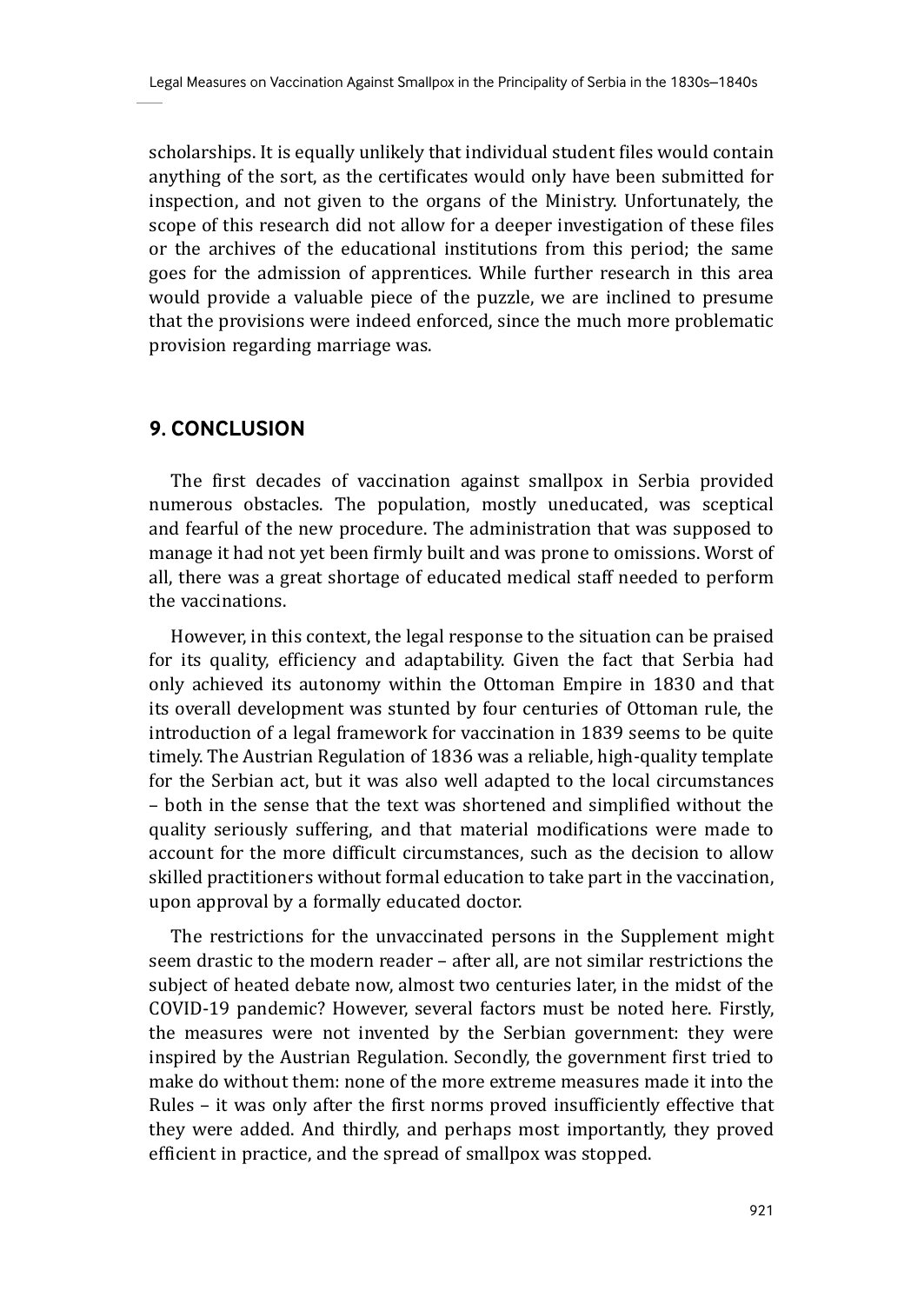scholarships. It is equally unlikely that individual student files would contain anything of the sort, as the certificates would only have been submitted for inspection, and not given to the organs of the Ministry. Unfortunately, the scope of this research did not allow for a deeper investigation of these files or the archives of the educational institutions from this period; the same goes for the admission of apprentices. While further research in this area would provide a valuable piece of the puzzle, we are inclined to presume that the provisions were indeed enforced, since the much more problematic provision regarding marriage was.

## 9. CONCLUSION

The first decades of vaccination against smallpox in Serbia provided numerous obstacles. The population, mostly uneducated, was sceptical and fearful of the new procedure. The administration that was supposed to manage it had not yet been firmly built and was prone to omissions. Worst of all, there was a great shortage of educated medical staff needed to perform the vaccinations.

However, in this context, the legal response to the situation can be praised for its quality, efficiency and adaptability. Given the fact that Serbia had only achieved its autonomy within the Ottoman Empire in 1830 and that its overall development was stunted by four centuries of Ottoman rule, the introduction of a legal framework for vaccination in 1839 seems to be quite timely. The Austrian Regulation of 1836 was a reliable, high-quality template for the Serbian act, but it was also well adapted to the local circumstances – both in the sense that the text was shortened and simplified without the quality seriously suffering, and that material modifications were made to account for the more difficult circumstances, such as the decision to allow skilled practitioners without formal education to take part in the vaccination, upon approval by a formally educated doctor.

The restrictions for the unvaccinated persons in the Supplement might seem drastic to the modern reader – after all, are not similar restrictions the subject of heated debate now, almost two centuries later, in the midst of the COVID-19 pandemic? However, several factors must be noted here. Firstly, the measures were not invented by the Serbian government: they were inspired by the Austrian Regulation. Secondly, the government first tried to make do without them: none of the more extreme measures made it into the Rules – it was only after the first norms proved insufficiently effective that they were added. And thirdly, and perhaps most importantly, they proved efficient in practice, and the spread of smallpox was stopped.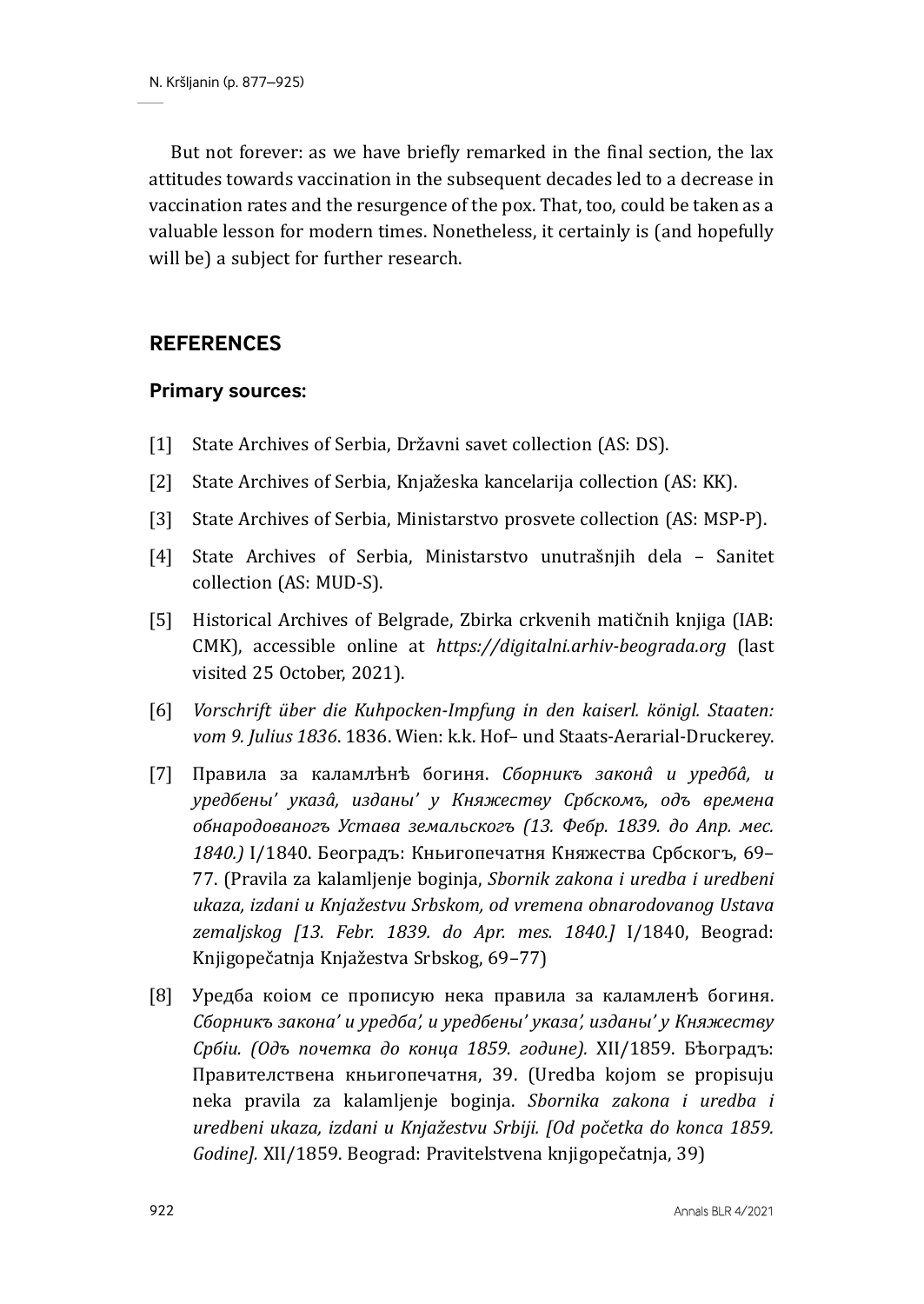But not forever: as we have briefly remarked in the final section, the lax attitudes towards vaccination in the subsequent decades led to a decrease in vaccination rates and the resurgence of the pox. That, too, could be taken as a valuable lesson for modern times. Nonetheless, it certainly is (and hopefully will be) a subject for further research.

## REFERENCES

### Primary sources:

[1] State Archives of Serbia, Državni savet collection (AS: DS).

[2] State Archives of Serbia, Knjažeska kancelarija collection (AS: KK).

[3] State Archives of Serbia, Ministarstvo prosvete collection (AS: MSP-P).

[4] State Archives of Serbia, Ministarstvo unutrašnjih dela – Sanitet collection (AS: MUD-S).

[5] Historical Archives of Belgrade, Zbirka crkvenih matičnih knjiga (IAB: CMK), accessible online at *https://digitalni.arhiv-beograda.org* (last visited 25 October, 2021).

[6] *Vorschrift über die Kuhpocken-Impfung in den kaiserl. königl. Staaten: vom 9. Julius 1836*. 1836. Wien: k.k. Hof– und Staats-Aerarial-Druckerey.

[7] Правила за каламлѣнѣ богиня. *Сборникъ законâ и уредбâ, и уредбены' указâ, изданы' у Княжеству Србскомъ, одъ времена обнародованогъ Устава земальскогъ (13. Февр. 1839. до Апр. мес. 1840.)* I/1840. Београдъ: Кньигопечатня Княжества Србскогъ, 69–77. (Pravila za kalamljenje boginja, *Sbornik zakona i uredba i uredbeni ukaza, izdani u Knjažestvu Srbskom, od vremena obnarodovanog Ustava zemaljskog [13. Febr. 1839. do Apr. mes. 1840.]* I/1840, Beograd: Knjigopečatnja Knjažestva Srbskog, 69–77)

[8] Уредба коіом се прописую нека правила за каламленѣ богиня. *Сборникъ закона' и уредба', и уредбены' указа', изданы' у Княжеству Србіи. (Одъ почетка до конца 1859. године).* XII/1859. Бѣоградъ: Правителствена кньигопечатня, 39. (Uredba kojom se propisuju neka pravila za kalamljenje boginja. *Sbornika zakona i uredba i uredbeni ukaza, izdani u Knjažestvu Srbiji. [Od početka do konca 1859. Godine].* XII/1859. Beograd: Pravitelstvena knjigopečatnja, 39)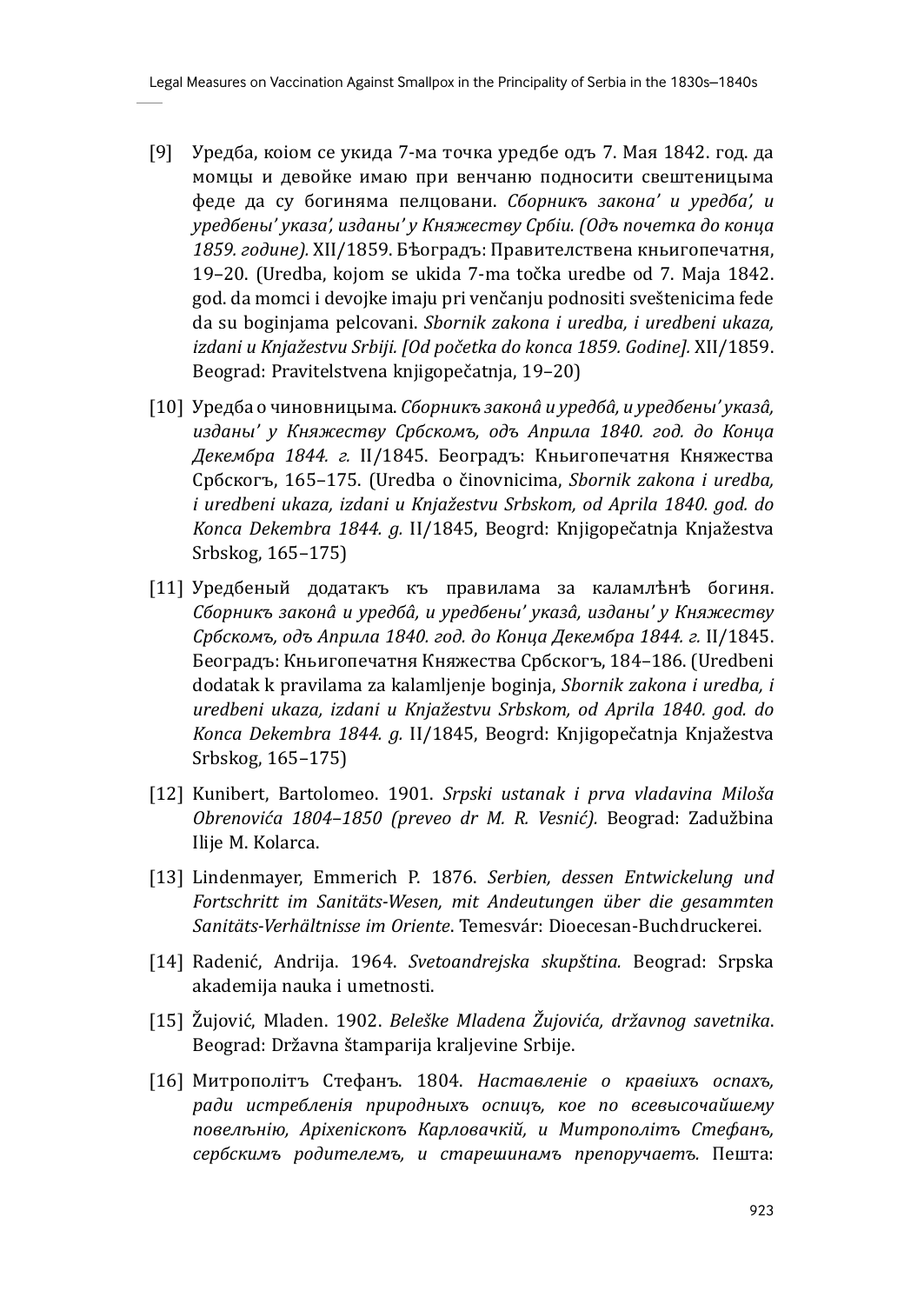[9] Уредба, коіом се укида 7-ма точка уредбе одъ 7. Мая 1842. год. да момцы и девойке имаю при венчаню подносити свештеницыма феде да су богиняма пелцовани. *Сборникъ закона' и уредба', и уредбены' указа', изданы' у Княжеству Србіи. (Одъ почетка до конца 1859. године).* XII/1859. БЂоградъ: Правителствена кньигопечатня, 19–20. (Uredba, kojom se ukida 7-ma točka uredbe od 7. Maja 1842. god. da momci i devojke imaju pri venčanju podnositi sveštenicima fede da su boginjama pelcovani. *Sbornik zakona i uredba, i uredbeni ukaza, izdani u Knjažestvu Srbiji. [Od početka do konca 1859. Godine].* XII/1859. Beograd: Pravitelstvena knjigopečatnja, 19–20)

[10] Уредба о чиновницыма. *Сборникъ законâ и уредбâ, и уредбены' указâ, изданы' у Княжеству Србскомъ, одъ Априла 1840. год. до Конца Декембра 1844. г.* II/1845. Београдъ: Кньигопечатня Княжества Србскогъ, 165–175. (Uredba o činovnicima, *Sbornik zakona i uredba, i uredbeni ukaza, izdani u Knjažestvu Srbskom, od Aprila 1840. god. do Konca Dekembra 1844. g.* II/1845, Beogrd: Knjigopečatnja Knjažestva Srbskog, 165–175)

[11] Уредбеный додатакъ къ правилама за каламлѣнѣ богиня. *Сборникъ законâ и уредбâ, и уредбены' указâ, изданы' у Княжеству Србскомъ, одъ Априла 1840. год. до Конца Декембра 1844. г.* II/1845. Београдъ: Кньигопечатня Княжества Србскогъ, 184–186. (Uredbeni dodatak k pravilama za kalamljenje boginja, *Sbornik zakona i uredba, i uredbeni ukaza, izdani u Knjažestvu Srbskom, od Aprila 1840. god. do Konca Dekembra 1844. g.* II/1845, Beogrd: Knjigopečatnja Knjažestva Srbskog, 165–175)

[12] Kunibert, Bartolomeo. 1901. *Srpski ustanak i prva vladavina Miloša Obrenovića 1804–1850 (preveo dr M. R. Vesnić).* Beograd: Zadužbina Ilije M. Kolarca.

[13] Lindenmayer, Emmerich P. 1876. *Serbien, dessen Entwickelung und Fortschritt im Sanitäts-Wesen, mit Andeutungen über die gesammten Sanitäts-Verhältnisse im Oriente*. Temesvár: Dioecesan-Buchdruckerei.

[14] Radenić, Andrija. 1964. *Svetoandrejska skupština.* Beograd: Srpska akademija nauka i umetnosti.

[15] Žujović, Mladen. 1902. *Beleške Mladena Žujovića, državnog savetnika*. Beograd: Državna štamparija kraljevine Srbije.

[16] Митрополітъ Стефанъ. 1804. *Наставленіе о кравіихъ оспахъ, ради истребленія природныхъ оспицъ, кое по всевысочайшему повелѣнію, Архіепіскопъ Карловачкій, и Митрополітъ Стефанъ, сербскимъ родителемъ, и старешинамъ препоручаетъ.* Пешта: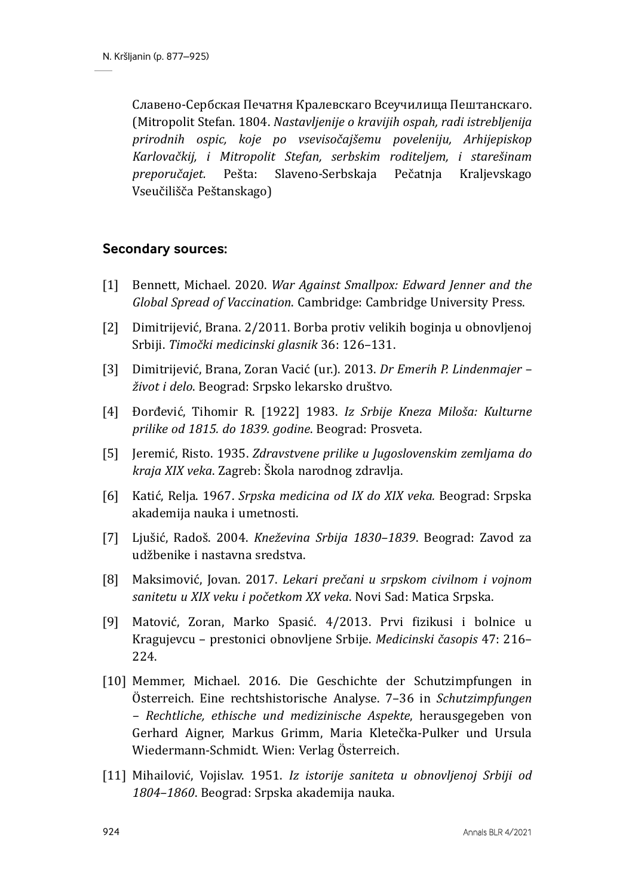Славено-Сербская Печатня Кралевскаго Всеучилища Пештанскаго. (Mitropolit Stefan. 1804. *Nastavljenije o kravijih ospah, radi istrebljenija prirodnih ospic, koje po vsevisočajšemu poveleniju, Arhijepiskop Karlovačkij, i Mitropolit Stefan, serbskim roditeljem, i starešinam preporučajet.* Pešta: Slaveno-Serbskaja Pečatnja Kraljevskago Vseučilišča Peštanskago)

### Secondary sources:

[1] Bennett, Michael. 2020. *War Against Smallpox: Edward Jenner and the Global Spread of Vaccination*. Cambridge: Cambridge University Press.

[2] Dimitrijević, Brana. 2/2011. Borba protiv velikih boginja u obnovljenoj Srbiji. *Timočki medicinski glasnik* 36: 126–131.

[3] Dimitrijević, Brana, Zoran Vacić (ur.). 2013. *Dr Emerih P. Lindenmajer – život i delo*. Beograd: Srpsko lekarsko društvo.

[4] Đorđević, Tihomir R. [1922] 1983. *Iz Srbije Kneza Miloša: Kulturne prilike od 1815. do 1839. godine*. Beograd: Prosveta.

[5] Jeremić, Risto. 1935. *Zdravstvene prilike u Jugoslovenskim zemljama do kraja XIX veka*. Zagreb: Škola narodnog zdravlja.

[6] Katić, Relja. 1967. *Srpska medicina od IX do XIX veka.* Beograd: Srpska akademija nauka i umetnosti.

[7] Ljušić, Radoš. 2004. *Kneževina Srbija 1830–1839*. Beograd: Zavod za udžbenike i nastavna sredstva.

[8] Maksimović, Jovan. 2017. *Lekari prečani u srpskom civilnom i vojnom sanitetu u XIX veku i početkom XX veka*. Novi Sad: Matica Srpska.

[9] Matović, Zoran, Marko Spasić. 4/2013. Prvi fizikusi i bolnice u Kragujevcu – prestonici obnovljene Srbije. *Medicinski časopis* 47: 216–224.

[10] Memmer, Michael. 2016. Die Geschichte der Schutzimpfungen in Österreich. Eine rechtshistorische Analyse. 7–36 in *Schutzimpfungen – Rechtliche, ethische und medizinische Aspekte*, herausgegeben von Gerhard Aigner, Markus Grimm, Maria Kletečka-Pulker und Ursula Wiedermann-Schmidt. Wien: Verlag Österreich.

[11] Mihailović, Vojislav. 1951. *Iz istorije saniteta u obnovljenoj Srbiji od 1804–1860*. Beograd: Srpska akademija nauka.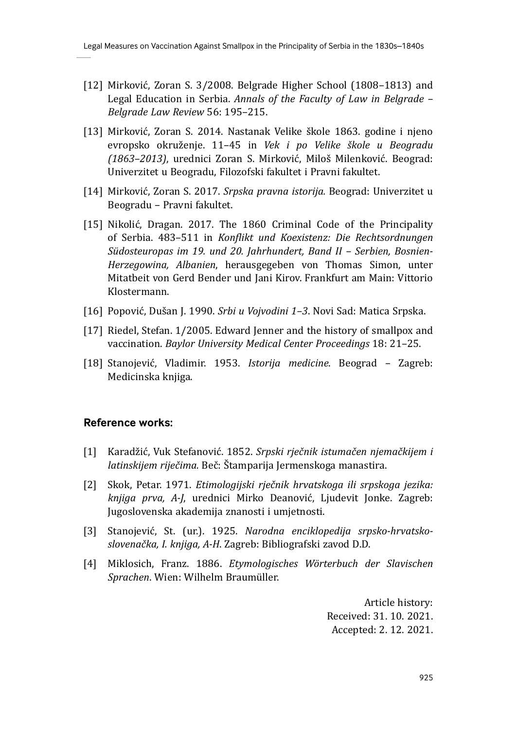[12] Mirković, Zoran S. 3/2008. Belgrade Higher School (1808–1813) and Legal Education in Serbia. *Annals of the Faculty of Law in Belgrade – Belgrade Law Review* 56: 195–215.

[13] Mirković, Zoran S. 2014. Nastanak Velike škole 1863. godine i njeno evropsko okruženje. 11–45 in *Vek i po Velike škole u Beogradu (1863–2013)*, urednici Zoran S. Mirković, Miloš Milenković. Beograd: Univerzitet u Beogradu, Filozofski fakultet i Pravni fakultet.

[14] Mirković, Zoran S. 2017. *Srpska pravna istorija.* Beograd: Univerzitet u Beogradu – Pravni fakultet.

[15] Nikolić, Dragan. 2017. The 1860 Criminal Code of the Principality of Serbia. 483–511 in *Konflikt und Koexistenz: Die Rechtsordnungen Südosteuropas im 19. und 20. Jahrhundert, Band II – Serbien, Bosnien-Herzegowina, Albanien*, herausgegeben von Thomas Simon, unter Mitatbeit von Gerd Bender und Jani Kirov. Frankfurt am Main: Vittorio Klostermann.

[16] Popović, Dušan J. 1990. *Srbi u Vojvodini 1–3*. Novi Sad: Matica Srpska.

[17] Riedel, Stefan. 1/2005. Edward Jenner and the history of smallpox and vaccination. *Baylor University Medical Center Proceedings* 18: 21–25.

[18] Stanojević, Vladimir. 1953. *Istorija medicine*. Beograd – Zagreb: Medicinska knjiga.

### Reference works:

[1] Karadžić, Vuk Stefanović. 1852. *Srpski rječnik istumačen njemačkijem i latinskijem riječima.* Beč: Štamparija Jermenskoga manastira.

[2] Skok, Petar. 1971. *Etimologijski rječnik hrvatskoga ili srpskoga jezika: knjiga prva, A-J*, urednici Mirko Deanović, Ljudevit Jonke. Zagreb: Jugoslovenska akademija znanosti i umjetnosti.

[3] Stanojević, St. (ur.). 1925. *Narodna enciklopedija srpsko-hrvatsko-slovenačka, I. knjiga, A-H*. Zagreb: Bibliografski zavod D.D.

[4] Miklosich, Franz. 1886. *Etymologisches Wörterbuch der Slavischen Sprachen*. Wien: Wilhelm Braumüller.

Article history:
Received: 31. 10. 2021.
Accepted: 2. 12. 2021.